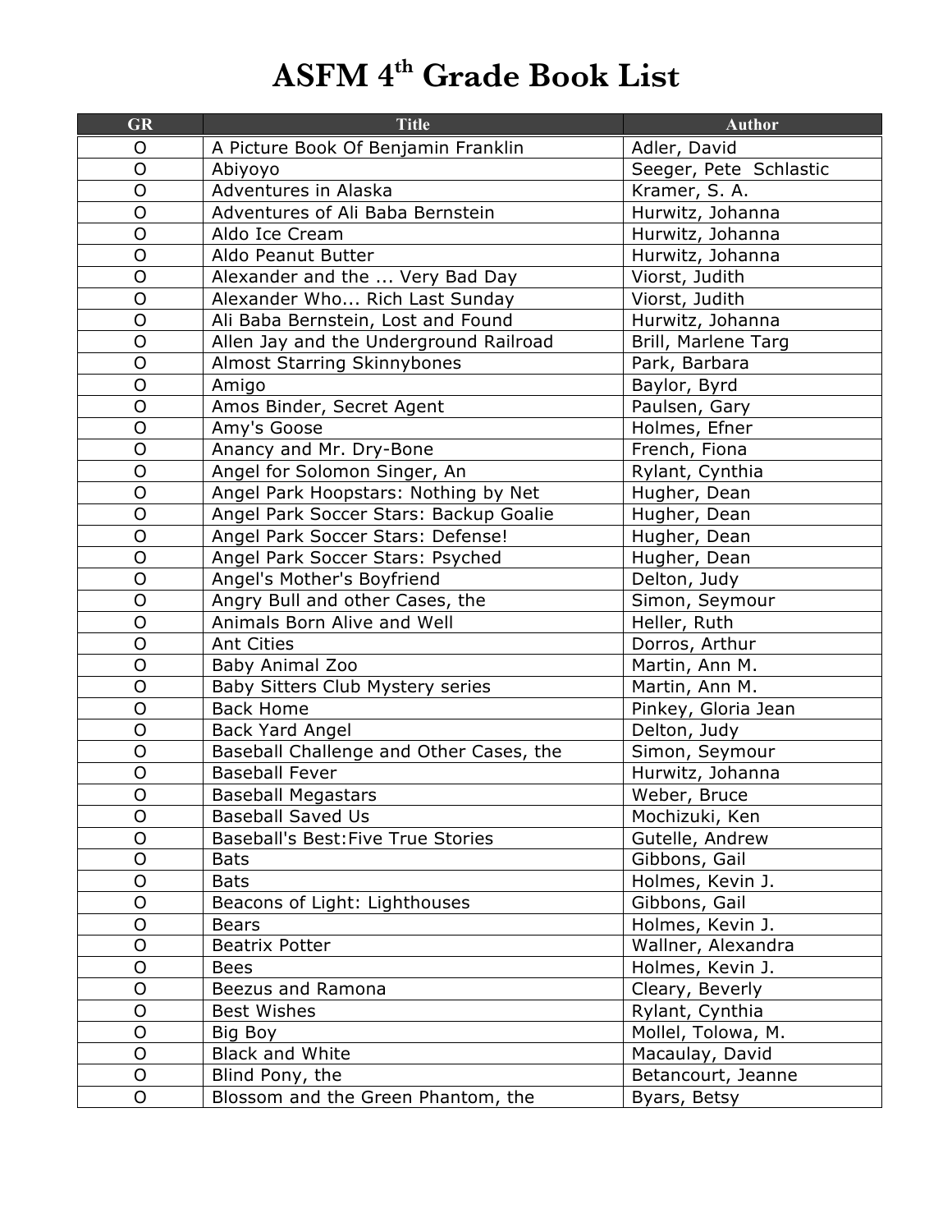# ASFM 4th Grade Book List

| GR | Title | Author |
|---|---|---|
| O | A Picture Book Of Benjamin Franklin | Adler, David |
| O | Abiyoyo | Seeger, Pete  Schlastic |
| O | Adventures in Alaska | Kramer, S. A. |
| O | Adventures of Ali Baba Bernstein | Hurwitz, Johanna |
| O | Aldo Ice Cream | Hurwitz, Johanna |
| O | Aldo Peanut Butter | Hurwitz, Johanna |
| O | Alexander and the ... Very Bad Day | Viorst, Judith |
| O | Alexander Who... Rich Last Sunday | Viorst, Judith |
| O | Ali Baba Bernstein, Lost and Found | Hurwitz, Johanna |
| O | Allen Jay and the Underground Railroad | Brill, Marlene Targ |
| O | Almost Starring Skinnybones | Park, Barbara |
| O | Amigo | Baylor, Byrd |
| O | Amos Binder, Secret Agent | Paulsen, Gary |
| O | Amy's Goose | Holmes, Efner |
| O | Anancy and Mr. Dry-Bone | French, Fiona |
| O | Angel for Solomon Singer, An | Rylant, Cynthia |
| O | Angel Park Hoopstars: Nothing by Net | Hugher, Dean |
| O | Angel Park Soccer Stars: Backup Goalie | Hugher, Dean |
| O | Angel Park Soccer Stars: Defense! | Hugher, Dean |
| O | Angel Park Soccer Stars: Psyched | Hugher, Dean |
| O | Angel's Mother's Boyfriend | Delton, Judy |
| O | Angry Bull and other Cases, the | Simon, Seymour |
| O | Animals Born Alive and Well | Heller, Ruth |
| O | Ant Cities | Dorros, Arthur |
| O | Baby Animal Zoo | Martin, Ann M. |
| O | Baby Sitters Club Mystery series | Martin, Ann M. |
| O | Back Home | Pinkey, Gloria Jean |
| O | Back Yard Angel | Delton, Judy |
| O | Baseball Challenge and Other Cases, the | Simon, Seymour |
| O | Baseball Fever | Hurwitz, Johanna |
| O | Baseball Megastars | Weber, Bruce |
| O | Baseball Saved Us | Mochizuki, Ken |
| O | Baseball's Best:Five True Stories | Gutelle, Andrew |
| O | Bats | Gibbons, Gail |
| O | Bats | Holmes, Kevin J. |
| O | Beacons of Light: Lighthouses | Gibbons, Gail |
| O | Bears | Holmes, Kevin J. |
| O | Beatrix Potter | Wallner, Alexandra |
| O | Bees | Holmes, Kevin J. |
| O | Beezus and Ramona | Cleary, Beverly |
| O | Best Wishes | Rylant, Cynthia |
| O | Big Boy | Mollel, Tolowa, M. |
| O | Black and White | Macaulay, David |
| O | Blind Pony, the | Betancourt, Jeanne |
| O | Blossom and the Green Phantom, the | Byars, Betsy |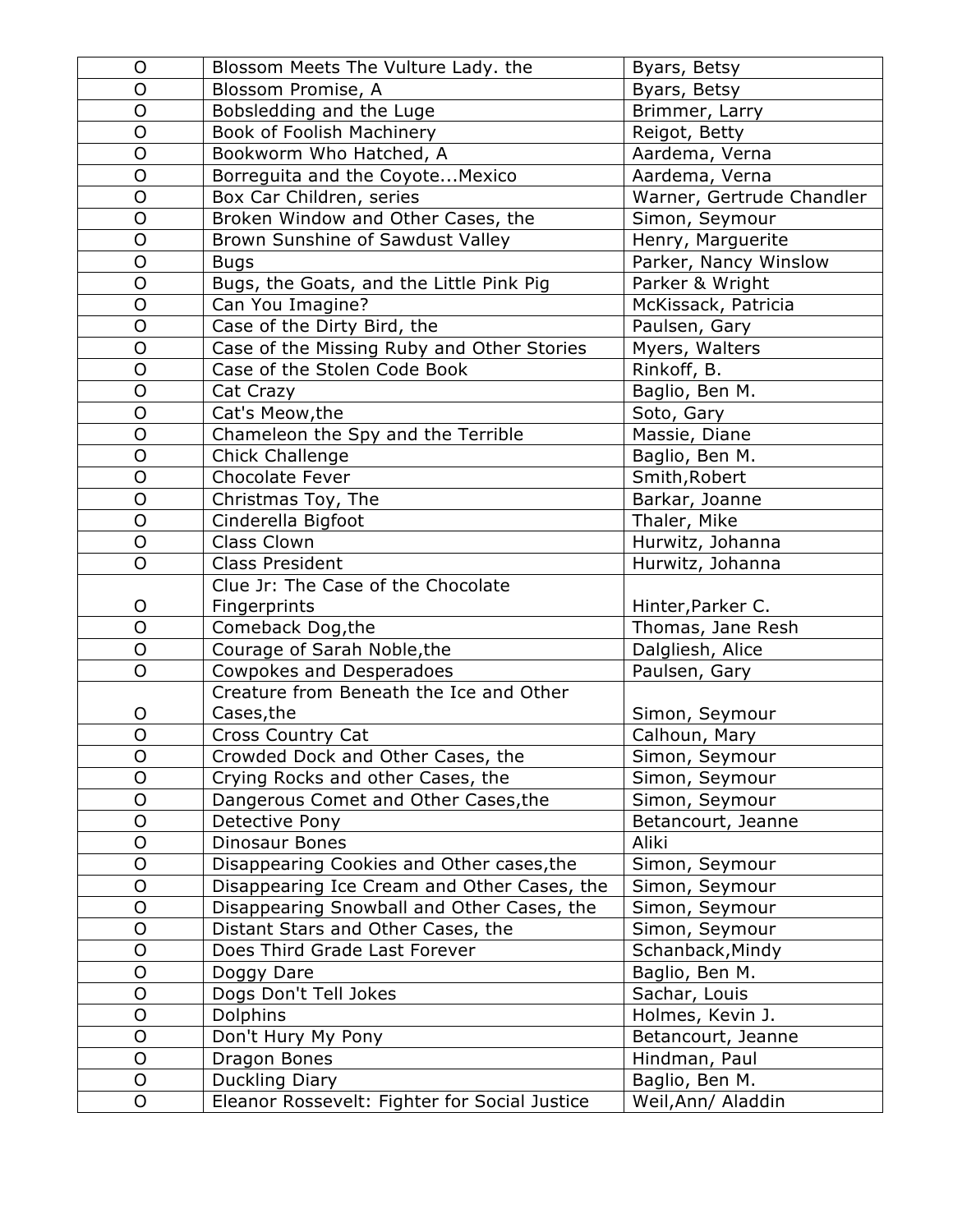| O | Blossom Meets The Vulture Lady. the | Byars, Betsy |
|---|---|---|
| O | Blossom Promise, A | Byars, Betsy |
| O | Bobsledding and the Luge | Brimmer, Larry |
| O | Book of Foolish Machinery | Reigot, Betty |
| O | Bookworm Who Hatched, A | Aardema, Verna |
| O | Borreguita and the Coyote...Mexico | Aardema, Verna |
| O | Box Car Children, series | Warner, Gertrude Chandler |
| O | Broken Window and Other Cases, the | Simon, Seymour |
| O | Brown Sunshine of Sawdust Valley | Henry, Marguerite |
| O | Bugs | Parker, Nancy Winslow |
| O | Bugs, the Goats, and the Little Pink Pig | Parker & Wright |
| O | Can You Imagine? | McKissack, Patricia |
| O | Case of the Dirty Bird, the | Paulsen, Gary |
| O | Case of the Missing Ruby and Other Stories | Myers, Walters |
| O | Case of the Stolen Code Book | Rinkoff, B. |
| O | Cat Crazy | Baglio, Ben M. |
| O | Cat's Meow,the | Soto, Gary |
| O | Chameleon the Spy and the Terrible | Massie, Diane |
| O | Chick Challenge | Baglio, Ben M. |
| O | Chocolate Fever | Smith,Robert |
| O | Christmas Toy, The | Barkar, Joanne |
| O | Cinderella Bigfoot | Thaler, Mike |
| O | Class Clown | Hurwitz, Johanna |
| O | Class President | Hurwitz, Johanna |
| O | Clue Jr: The Case of the Chocolate Fingerprints | Hinter,Parker C. |
| O | Comeback Dog,the | Thomas, Jane Resh |
| O | Courage of Sarah Noble,the | Dalgliesh, Alice |
| O | Cowpokes and Desperadoes | Paulsen, Gary |
| O | Creature from Beneath the Ice and Other Cases,the | Simon, Seymour |
| O | Cross Country Cat | Calhoun, Mary |
| O | Crowded Dock and Other Cases, the | Simon, Seymour |
| O | Crying Rocks and other Cases, the | Simon, Seymour |
| O | Dangerous Comet and Other Cases,the | Simon, Seymour |
| O | Detective Pony | Betancourt, Jeanne |
| O | Dinosaur Bones | Aliki |
| O | Disappearing Cookies and Other cases,the | Simon, Seymour |
| O | Disappearing Ice Cream and Other Cases, the | Simon, Seymour |
| O | Disappearing Snowball and Other Cases, the | Simon, Seymour |
| O | Distant Stars and Other Cases, the | Simon, Seymour |
| O | Does Third Grade Last Forever | Schanback,Mindy |
| O | Doggy Dare | Baglio, Ben M. |
| O | Dogs Don't Tell Jokes | Sachar, Louis |
| O | Dolphins | Holmes, Kevin J. |
| O | Don't Hury My Pony | Betancourt, Jeanne |
| O | Dragon Bones | Hindman, Paul |
| O | Duckling Diary | Baglio, Ben M. |
| O | Eleanor Rossevelt: Fighter for Social Justice | Weil,Ann/ Aladdin |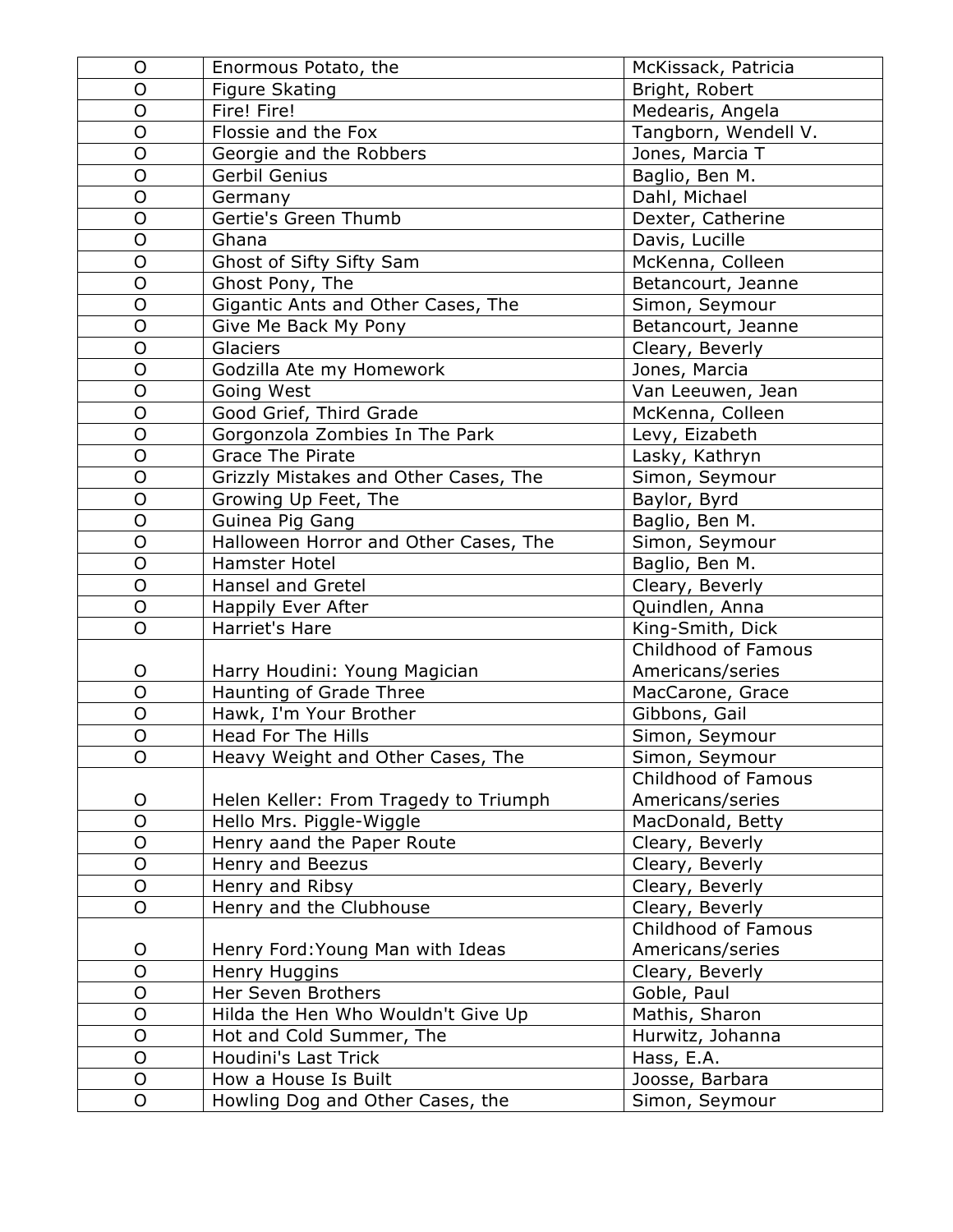| O | Enormous Potato, the | McKissack, Patricia |
|---|---|---|
| O | Figure Skating | Bright, Robert |
| O | Fire! Fire! | Medearis, Angela |
| O | Flossie and the Fox | Tangborn, Wendell V. |
| O | Georgie and the Robbers | Jones, Marcia T |
| O | Gerbil Genius | Baglio, Ben M. |
| O | Germany | Dahl, Michael |
| O | Gertie's Green Thumb | Dexter, Catherine |
| O | Ghana | Davis, Lucille |
| O | Ghost of Sifty Sifty Sam | McKenna, Colleen |
| O | Ghost Pony, The | Betancourt, Jeanne |
| O | Gigantic Ants and Other Cases, The | Simon, Seymour |
| O | Give Me Back My Pony | Betancourt, Jeanne |
| O | Glaciers | Cleary, Beverly |
| O | Godzilla Ate my Homework | Jones, Marcia |
| O | Going West | Van Leeuwen, Jean |
| O | Good Grief, Third Grade | McKenna, Colleen |
| O | Gorgonzola Zombies In The Park | Levy, Eizabeth |
| O | Grace The Pirate | Lasky, Kathryn |
| O | Grizzly Mistakes and Other Cases, The | Simon, Seymour |
| O | Growing Up Feet, The | Baylor, Byrd |
| O | Guinea Pig Gang | Baglio, Ben M. |
| O | Halloween Horror and Other Cases, The | Simon, Seymour |
| O | Hamster Hotel | Baglio, Ben M. |
| O | Hansel and Gretel | Cleary, Beverly |
| O | Happily Ever After | Quindlen, Anna |
| O | Harriet's Hare | King-Smith, Dick |
| O | Harry Houdini: Young Magician | Childhood of Famous Americans/series |
| O | Haunting of Grade Three | MacCarone, Grace |
| O | Hawk, I'm Your Brother | Gibbons, Gail |
| O | Head For The Hills | Simon, Seymour |
| O | Heavy Weight and Other Cases, The | Simon, Seymour |
| O | Helen Keller: From Tragedy to Triumph | Childhood of Famous Americans/series |
| O | Hello Mrs. Piggle-Wiggle | MacDonald, Betty |
| O | Henry aand the Paper Route | Cleary, Beverly |
| O | Henry and Beezus | Cleary, Beverly |
| O | Henry and Ribsy | Cleary, Beverly |
| O | Henry and the Clubhouse | Cleary, Beverly |
| O | Henry Ford:Young Man with Ideas | Childhood of Famous Americans/series |
| O | Henry Huggins | Cleary, Beverly |
| O | Her Seven Brothers | Goble, Paul |
| O | Hilda the Hen Who Wouldn't Give Up | Mathis, Sharon |
| O | Hot and Cold Summer, The | Hurwitz, Johanna |
| O | Houdini's Last Trick | Hass, E.A. |
| O | How a House Is Built | Joosse, Barbara |
| O | Howling Dog and Other Cases, the | Simon, Seymour |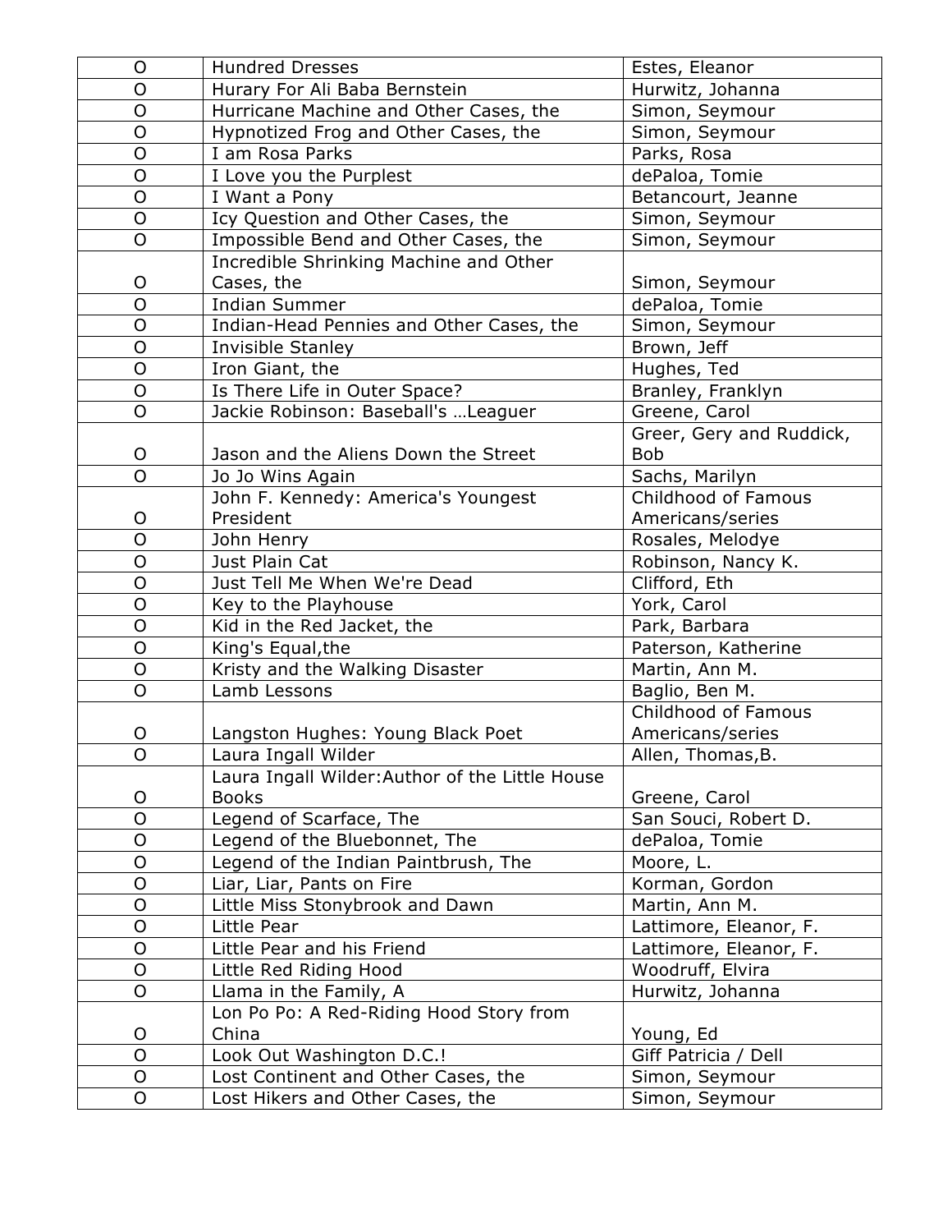| O | Hundred Dresses | Estes, Eleanor |
|---|---|---|
| O | Hurary For Ali Baba Bernstein | Hurwitz, Johanna |
| O | Hurricane Machine and Other Cases, the | Simon, Seymour |
| O | Hypnotized Frog and Other Cases, the | Simon, Seymour |
| O | I am Rosa Parks | Parks, Rosa |
| O | I Love you the Purplest | dePaloa, Tomie |
| O | I Want a Pony | Betancourt, Jeanne |
| O | Icy Question and Other Cases, the | Simon, Seymour |
| O | Impossible Bend and Other Cases, the | Simon, Seymour |
| O | Incredible Shrinking Machine and Other Cases, the | Simon, Seymour |
| O | Indian Summer | dePaloa, Tomie |
| O | Indian-Head Pennies and Other Cases, the | Simon, Seymour |
| O | Invisible Stanley | Brown, Jeff |
| O | Iron Giant, the | Hughes, Ted |
| O | Is There Life in Outer Space? | Branley, Franklyn |
| O | Jackie Robinson: Baseball's …Leaguer | Greene, Carol |
| O | Jason and the Aliens Down the Street | Greer, Gery and Ruddick, Bob |
| O | Jo Jo Wins Again | Sachs, Marilyn |
| O | John F. Kennedy: America's Youngest President | Childhood of Famous Americans/series |
| O | John Henry | Rosales, Melodye |
| O | Just Plain Cat | Robinson, Nancy K. |
| O | Just Tell Me When We're Dead | Clifford, Eth |
| O | Key to the Playhouse | York, Carol |
| O | Kid in the Red Jacket, the | Park, Barbara |
| O | King's Equal,the | Paterson, Katherine |
| O | Kristy and the Walking Disaster | Martin, Ann M. |
| O | Lamb Lessons | Baglio, Ben M. |
| O | Langston Hughes: Young Black Poet | Childhood of Famous Americans/series |
| O | Laura Ingall Wilder | Allen, Thomas,B. |
| O | Laura Ingall Wilder:Author of the Little House Books | Greene, Carol |
| O | Legend of Scarface, The | San Souci, Robert D. |
| O | Legend of the Bluebonnet, The | dePaloa, Tomie |
| O | Legend of the Indian Paintbrush, The | Moore, L. |
| O | Liar, Liar, Pants on Fire | Korman, Gordon |
| O | Little Miss Stonybrook and Dawn | Martin, Ann M. |
| O | Little Pear | Lattimore, Eleanor, F. |
| O | Little Pear and his Friend | Lattimore, Eleanor, F. |
| O | Little Red Riding Hood | Woodruff, Elvira |
| O | Llama in the Family, A | Hurwitz, Johanna |
| O | Lon Po Po: A Red-Riding Hood Story from China | Young, Ed |
| O | Look Out Washington D.C.! | Giff Patricia / Dell |
| O | Lost Continent and Other Cases, the | Simon, Seymour |
| O | Lost Hikers and Other Cases, the | Simon, Seymour |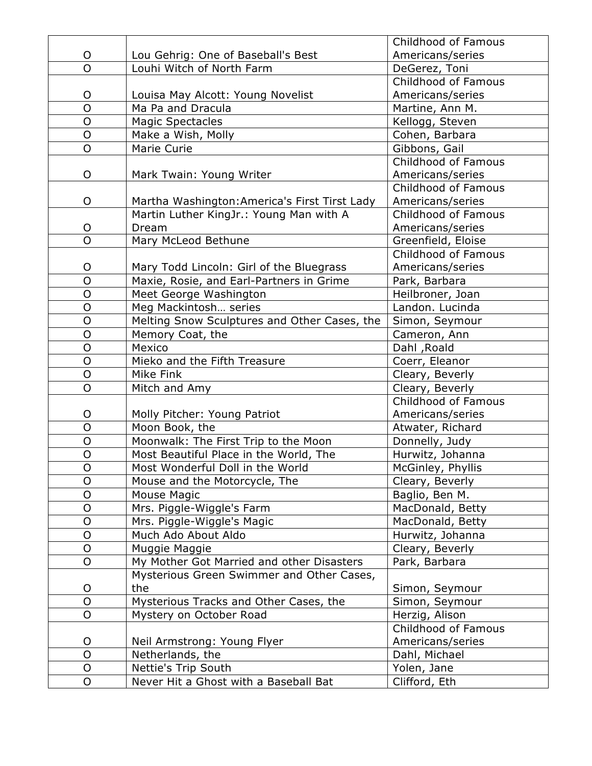| | | |
|---|---|---|
| O | Lou Gehrig: One of Baseball's Best | Childhood of Famous Americans/series |
| O | Louhi Witch of North Farm | DeGerez, Toni |
| O | Louisa May Alcott: Young Novelist | Childhood of Famous Americans/series |
| O | Ma Pa and Dracula | Martine, Ann M. |
| O | Magic Spectacles | Kellogg, Steven |
| O | Make a Wish, Molly | Cohen, Barbara |
| O | Marie Curie | Gibbons, Gail |
| O | Mark Twain: Young Writer | Childhood of Famous Americans/series |
| O | Martha Washington:America's First Tirst Lady | Childhood of Famous Americans/series |
| O | Martin Luther KingJr.: Young Man with A Dream | Childhood of Famous Americans/series |
| O | Mary McLeod Bethune | Greenfield, Eloise |
| O | Mary Todd Lincoln: Girl of the Bluegrass | Childhood of Famous Americans/series |
| O | Maxie, Rosie, and Earl-Partners in Grime | Park, Barbara |
| O | Meet George Washington | Heilbroner, Joan |
| O | Meg Mackintosh… series | Landon. Lucinda |
| O | Melting Snow Sculptures and Other Cases, the | Simon, Seymour |
| O | Memory Coat, the | Cameron, Ann |
| O | Mexico | Dahl ,Roald |
| O | Mieko and the Fifth Treasure | Coerr, Eleanor |
| O | Mike Fink | Cleary, Beverly |
| O | Mitch and Amy | Cleary, Beverly |
| O | Molly Pitcher: Young Patriot | Childhood of Famous Americans/series |
| O | Moon Book, the | Atwater, Richard |
| O | Moonwalk: The First Trip to the Moon | Donnelly, Judy |
| O | Most Beautiful Place in the World, The | Hurwitz, Johanna |
| O | Most Wonderful Doll in the World | McGinley, Phyllis |
| O | Mouse and the Motorcycle, The | Cleary, Beverly |
| O | Mouse Magic | Baglio, Ben M. |
| O | Mrs. Piggle-Wiggle's Farm | MacDonald, Betty |
| O | Mrs. Piggle-Wiggle's Magic | MacDonald, Betty |
| O | Much Ado About Aldo | Hurwitz, Johanna |
| O | Muggie Maggie | Cleary, Beverly |
| O | My Mother Got Married and other Disasters | Park, Barbara |
| O | Mysterious Green Swimmer and Other Cases, the | Simon, Seymour |
| O | Mysterious Tracks and Other Cases, the | Simon, Seymour |
| O | Mystery on October Road | Herzig, Alison |
| O | Neil Armstrong: Young Flyer | Childhood of Famous Americans/series |
| O | Netherlands, the | Dahl, Michael |
| O | Nettie's Trip South | Yolen, Jane |
| O | Never Hit a Ghost with a Baseball Bat | Clifford, Eth |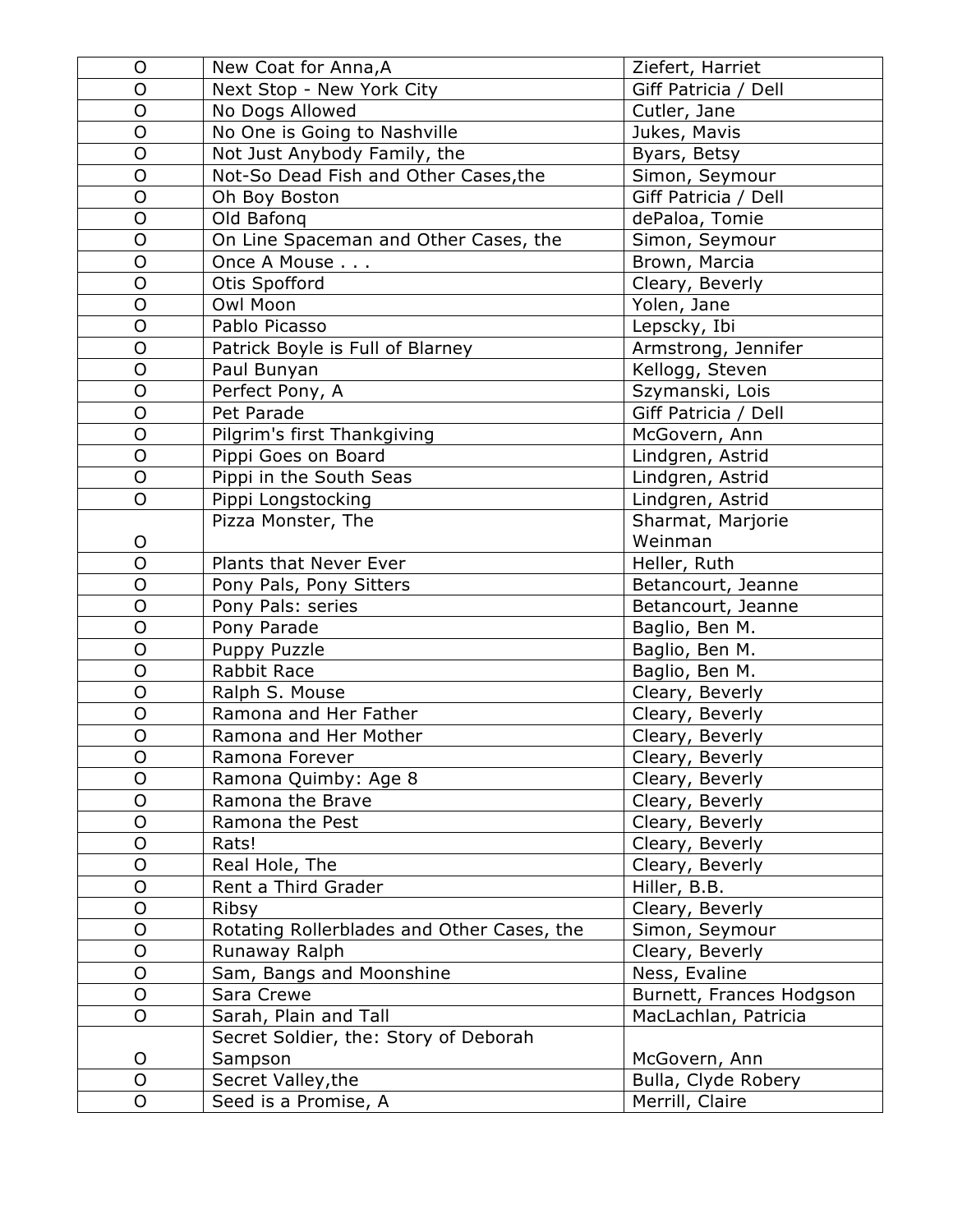| O | New Coat for Anna,A | Ziefert, Harriet |
|---|---|---|
| O | Next Stop - New York City | Giff Patricia / Dell |
| O | No Dogs Allowed | Cutler, Jane |
| O | No One is Going to Nashville | Jukes, Mavis |
| O | Not Just Anybody Family, the | Byars, Betsy |
| O | Not-So Dead Fish and Other Cases,the | Simon, Seymour |
| O | Oh Boy Boston | Giff Patricia / Dell |
| O | Old Bafonq | dePaloa, Tomie |
| O | On Line Spaceman and Other Cases, the | Simon, Seymour |
| O | Once A Mouse . . . | Brown, Marcia |
| O | Otis Spofford | Cleary, Beverly |
| O | Owl Moon | Yolen, Jane |
| O | Pablo Picasso | Lepscky, Ibi |
| O | Patrick Boyle is Full of Blarney | Armstrong, Jennifer |
| O | Paul Bunyan | Kellogg, Steven |
| O | Perfect Pony, A | Szymanski, Lois |
| O | Pet Parade | Giff Patricia / Dell |
| O | Pilgrim's first Thankgiving | McGovern, Ann |
| O | Pippi Goes on Board | Lindgren, Astrid |
| O | Pippi in the South Seas | Lindgren, Astrid |
| O | Pippi Longstocking | Lindgren, Astrid |
| O | Pizza Monster, The | Sharmat, Marjorie Weinman |
| O | Plants that Never Ever | Heller, Ruth |
| O | Pony Pals, Pony Sitters | Betancourt, Jeanne |
| O | Pony Pals: series | Betancourt, Jeanne |
| O | Pony Parade | Baglio, Ben M. |
| O | Puppy Puzzle | Baglio, Ben M. |
| O | Rabbit Race | Baglio, Ben M. |
| O | Ralph S. Mouse | Cleary, Beverly |
| O | Ramona and Her Father | Cleary, Beverly |
| O | Ramona and Her Mother | Cleary, Beverly |
| O | Ramona Forever | Cleary, Beverly |
| O | Ramona Quimby: Age 8 | Cleary, Beverly |
| O | Ramona the Brave | Cleary, Beverly |
| O | Ramona the Pest | Cleary, Beverly |
| O | Rats! | Cleary, Beverly |
| O | Real Hole, The | Cleary, Beverly |
| O | Rent a Third Grader | Hiller, B.B. |
| O | Ribsy | Cleary, Beverly |
| O | Rotating Rollerblades and Other Cases, the | Simon, Seymour |
| O | Runaway Ralph | Cleary, Beverly |
| O | Sam, Bangs and Moonshine | Ness, Evaline |
| O | Sara Crewe | Burnett, Frances Hodgson |
| O | Sarah, Plain and Tall | MacLachlan, Patricia |
| O | Secret Soldier, the: Story of Deborah Sampson | McGovern, Ann |
| O | Secret Valley,the | Bulla, Clyde Robery |
| O | Seed is a Promise, A | Merrill, Claire |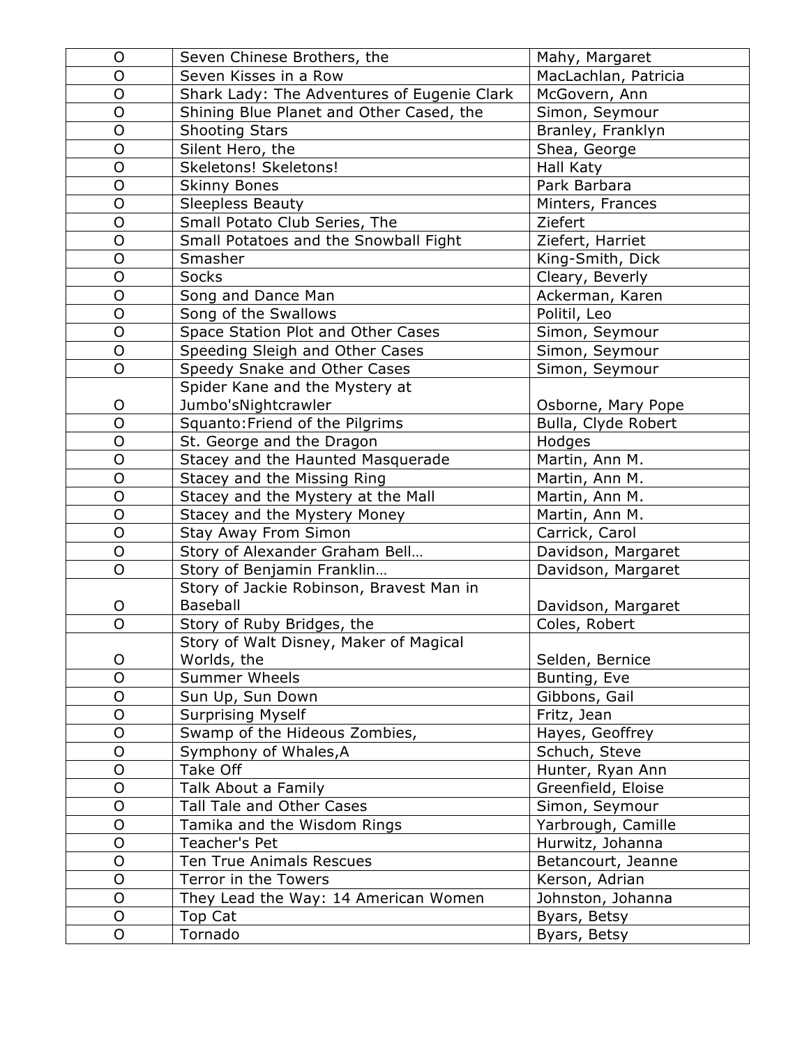| O | Seven Chinese Brothers, the | Mahy, Margaret |
|---|---|---|
| O | Seven Kisses in a Row | MacLachlan, Patricia |
| O | Shark Lady: The Adventures of Eugenie Clark | McGovern, Ann |
| O | Shining Blue Planet and Other Cased, the | Simon, Seymour |
| O | Shooting Stars | Branley, Franklyn |
| O | Silent Hero, the | Shea, George |
| O | Skeletons! Skeletons! | Hall Katy |
| O | Skinny Bones | Park Barbara |
| O | Sleepless Beauty | Minters, Frances |
| O | Small Potato Club Series, The | Ziefert |
| O | Small Potatoes and the Snowball Fight | Ziefert, Harriet |
| O | Smasher | King-Smith, Dick |
| O | Socks | Cleary, Beverly |
| O | Song and Dance Man | Ackerman, Karen |
| O | Song of the Swallows | Politil, Leo |
| O | Space Station Plot and Other Cases | Simon, Seymour |
| O | Speeding Sleigh and Other Cases | Simon, Seymour |
| O | Speedy Snake and Other Cases | Simon, Seymour |
| O | Spider Kane and the Mystery at Jumbo'sNightcrawler | Osborne, Mary Pope |
| O | Squanto:Friend of the Pilgrims | Bulla, Clyde Robert |
| O | St. George and the Dragon | Hodges |
| O | Stacey and the Haunted Masquerade | Martin, Ann M. |
| O | Stacey and the Missing Ring | Martin, Ann M. |
| O | Stacey and the Mystery at the Mall | Martin, Ann M. |
| O | Stacey and the Mystery Money | Martin, Ann M. |
| O | Stay Away From Simon | Carrick, Carol |
| O | Story of Alexander Graham Bell… | Davidson, Margaret |
| O | Story of Benjamin Franklin… | Davidson, Margaret |
| O | Story of Jackie Robinson, Bravest Man in Baseball | Davidson, Margaret |
| O | Story of Ruby Bridges, the | Coles, Robert |
| O | Story of Walt Disney, Maker of Magical Worlds, the | Selden, Bernice |
| O | Summer Wheels | Bunting, Eve |
| O | Sun Up, Sun Down | Gibbons, Gail |
| O | Surprising Myself | Fritz, Jean |
| O | Swamp of the Hideous Zombies, | Hayes, Geoffrey |
| O | Symphony of Whales,A | Schuch, Steve |
| O | Take Off | Hunter, Ryan Ann |
| O | Talk About a Family | Greenfield, Eloise |
| O | Tall Tale and Other Cases | Simon, Seymour |
| O | Tamika and the Wisdom Rings | Yarbrough, Camille |
| O | Teacher's Pet | Hurwitz, Johanna |
| O | Ten True Animals Rescues | Betancourt, Jeanne |
| O | Terror in the Towers | Kerson, Adrian |
| O | They Lead the Way: 14 American Women | Johnston, Johanna |
| O | Top Cat | Byars, Betsy |
| O | Tornado | Byars, Betsy |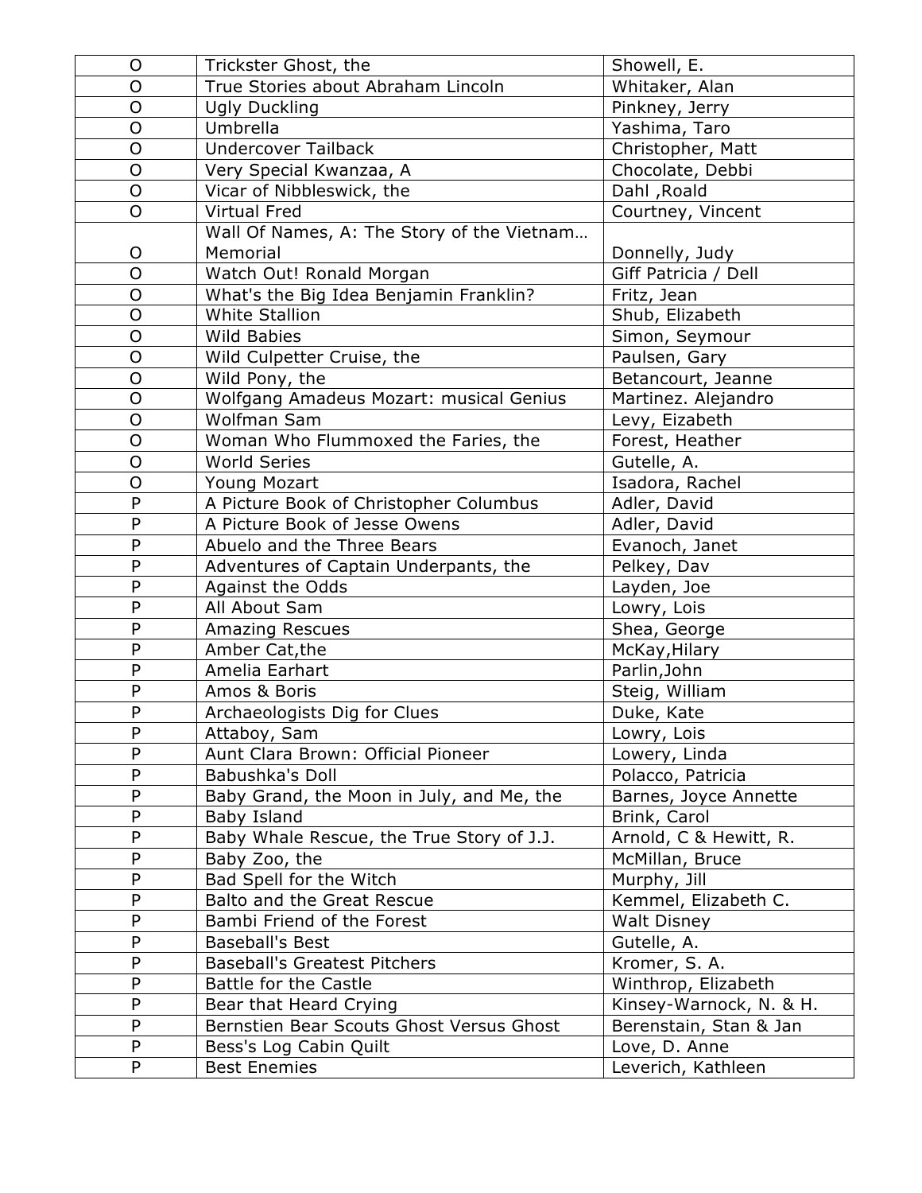| O | Trickster Ghost, the | Showell, E. |
|---|---|---|
| O | True Stories about Abraham Lincoln | Whitaker, Alan |
| O | Ugly Duckling | Pinkney, Jerry |
| O | Umbrella | Yashima, Taro |
| O | Undercover Tailback | Christopher, Matt |
| O | Very Special Kwanzaa, A | Chocolate, Debbi |
| O | Vicar of Nibbleswick, the | Dahl ,Roald |
| O | Virtual Fred | Courtney, Vincent |
| O | Wall Of Names, A: The Story of the Vietnam… Memorial | Donnelly, Judy |
| O | Watch Out! Ronald Morgan | Giff Patricia / Dell |
| O | What's the Big Idea Benjamin Franklin? | Fritz, Jean |
| O | White Stallion | Shub, Elizabeth |
| O | Wild Babies | Simon, Seymour |
| O | Wild Culpetter Cruise, the | Paulsen, Gary |
| O | Wild Pony, the | Betancourt, Jeanne |
| O | Wolfgang Amadeus Mozart: musical Genius | Martinez. Alejandro |
| O | Wolfman Sam | Levy, Eizabeth |
| O | Woman Who Flummoxed the Faries, the | Forest, Heather |
| O | World Series | Gutelle, A. |
| O | Young Mozart | Isadora, Rachel |
| P | A Picture Book of Christopher Columbus | Adler, David |
| P | A Picture Book of Jesse Owens | Adler, David |
| P | Abuelo and the Three Bears | Evanoch, Janet |
| P | Adventures of Captain Underpants, the | Pelkey, Dav |
| P | Against the Odds | Layden, Joe |
| P | All About Sam | Lowry, Lois |
| P | Amazing Rescues | Shea, George |
| P | Amber Cat,the | McKay,Hilary |
| P | Amelia Earhart | Parlin,John |
| P | Amos & Boris | Steig, William |
| P | Archaeologists Dig for Clues | Duke, Kate |
| P | Attaboy, Sam | Lowry, Lois |
| P | Aunt Clara Brown: Official Pioneer | Lowery, Linda |
| P | Babushka's Doll | Polacco, Patricia |
| P | Baby Grand, the Moon in July, and Me, the | Barnes, Joyce Annette |
| P | Baby Island | Brink, Carol |
| P | Baby Whale Rescue, the True Story of J.J. | Arnold, C & Hewitt, R. |
| P | Baby Zoo, the | McMillan, Bruce |
| P | Bad Spell for the Witch | Murphy, Jill |
| P | Balto and the Great Rescue | Kemmel, Elizabeth C. |
| P | Bambi Friend of the Forest | Walt Disney |
| P | Baseball's Best | Gutelle, A. |
| P | Baseball's Greatest Pitchers | Kromer, S. A. |
| P | Battle for the Castle | Winthrop, Elizabeth |
| P | Bear that Heard Crying | Kinsey-Warnock, N. & H. |
| P | Bernstien Bear Scouts Ghost Versus Ghost | Berenstain, Stan & Jan |
| P | Bess's Log Cabin Quilt | Love, D. Anne |
| P | Best Enemies | Leverich, Kathleen |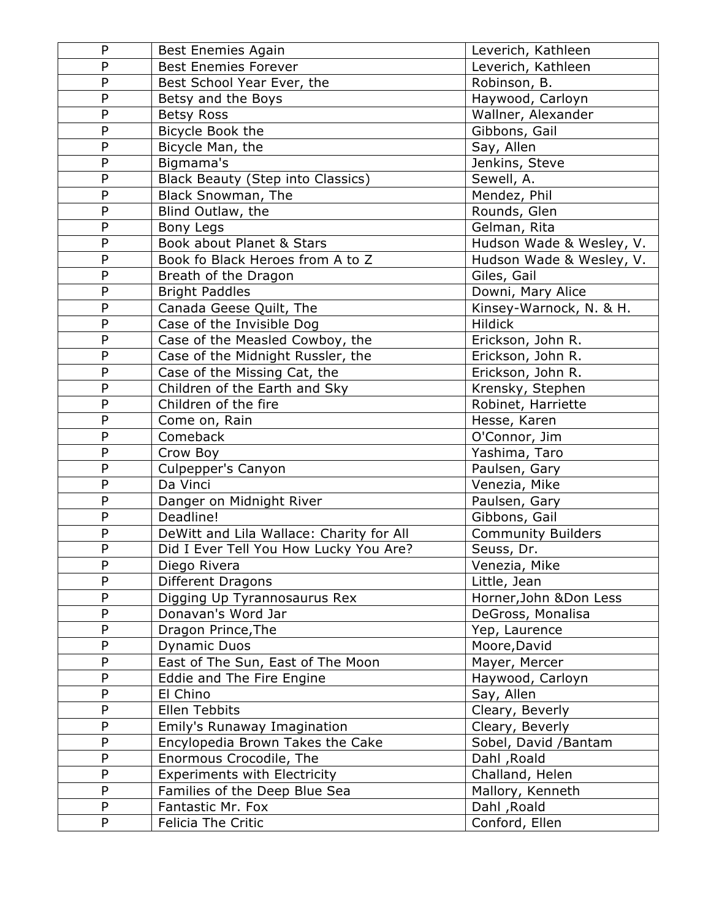| P | Best Enemies Again | Leverich, Kathleen |
|---|---|---|
| P | Best Enemies Forever | Leverich, Kathleen |
| P | Best School Year Ever, the | Robinson, B. |
| P | Betsy and the Boys | Haywood, Carloyn |
| P | Betsy Ross | Wallner, Alexander |
| P | Bicycle Book the | Gibbons, Gail |
| P | Bicycle Man, the | Say, Allen |
| P | Bigmama's | Jenkins, Steve |
| P | Black Beauty (Step into Classics) | Sewell, A. |
| P | Black Snowman, The | Mendez, Phil |
| P | Blind Outlaw, the | Rounds, Glen |
| P | Bony Legs | Gelman, Rita |
| P | Book about Planet & Stars | Hudson Wade & Wesley, V. |
| P | Book fo Black Heroes from A to Z | Hudson Wade & Wesley, V. |
| P | Breath of the Dragon | Giles, Gail |
| P | Bright Paddles | Downi, Mary Alice |
| P | Canada Geese Quilt, The | Kinsey-Warnock, N. & H. |
| P | Case of the Invisible Dog | Hildick |
| P | Case of the Measled Cowboy, the | Erickson, John R. |
| P | Case of the Midnight Russler, the | Erickson, John R. |
| P | Case of the Missing Cat, the | Erickson, John R. |
| P | Children of the Earth and Sky | Krensky, Stephen |
| P | Children of the fire | Robinet, Harriette |
| P | Come on, Rain | Hesse, Karen |
| P | Comeback | O'Connor, Jim |
| P | Crow Boy | Yashima, Taro |
| P | Culpepper's Canyon | Paulsen, Gary |
| P | Da Vinci | Venezia, Mike |
| P | Danger on Midnight River | Paulsen, Gary |
| P | Deadline! | Gibbons, Gail |
| P | DeWitt and Lila Wallace: Charity for All | Community Builders |
| P | Did I Ever Tell You How Lucky You Are? | Seuss, Dr. |
| P | Diego Rivera | Venezia, Mike |
| P | Different Dragons | Little, Jean |
| P | Digging Up Tyrannosaurus Rex | Horner,John &Don Less |
| P | Donavan's Word Jar | DeGross, Monalisa |
| P | Dragon Prince,The | Yep, Laurence |
| P | Dynamic Duos | Moore,David |
| P | East of The Sun, East of The Moon | Mayer, Mercer |
| P | Eddie and The Fire Engine | Haywood, Carloyn |
| P | El Chino | Say, Allen |
| P | Ellen Tebbits | Cleary, Beverly |
| P | Emily's Runaway Imagination | Cleary, Beverly |
| P | Encylopedia Brown Takes the Cake | Sobel, David /Bantam |
| P | Enormous Crocodile, The | Dahl ,Roald |
| P | Experiments with Electricity | Challand, Helen |
| P | Families of the Deep Blue Sea | Mallory, Kenneth |
| P | Fantastic Mr. Fox | Dahl ,Roald |
| P | Felicia The Critic | Conford, Ellen |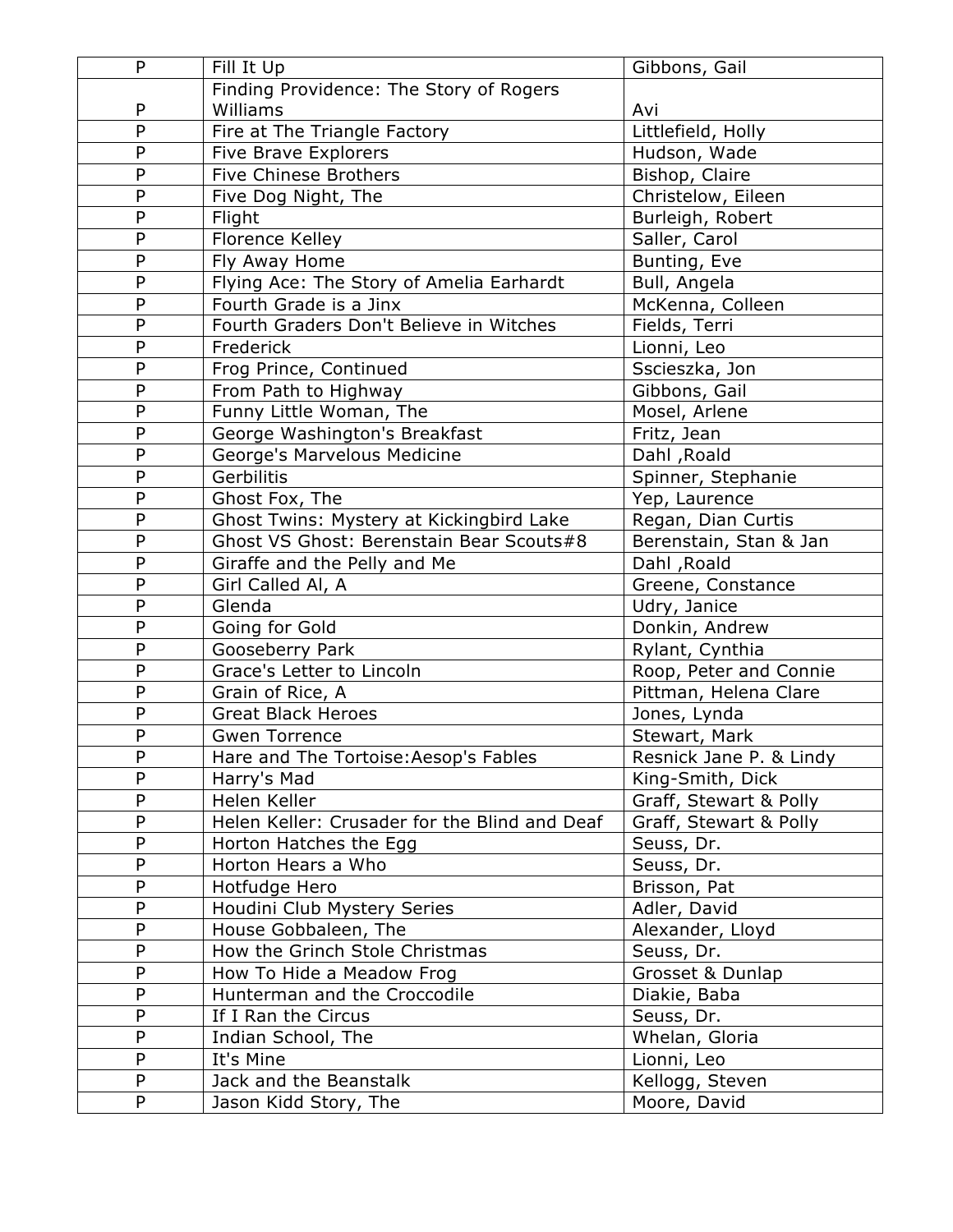| P | Fill It Up | Gibbons, Gail |
|---|---|---|
| P | Finding Providence: The Story of Rogers Williams | Avi |
| P | Fire at The Triangle Factory | Littlefield, Holly |
| P | Five Brave Explorers | Hudson, Wade |
| P | Five Chinese Brothers | Bishop, Claire |
| P | Five Dog Night, The | Christelow, Eileen |
| P | Flight | Burleigh, Robert |
| P | Florence Kelley | Saller, Carol |
| P | Fly Away Home | Bunting, Eve |
| P | Flying Ace: The Story of Amelia Earhardt | Bull, Angela |
| P | Fourth Grade is a Jinx | McKenna, Colleen |
| P | Fourth Graders Don't Believe in Witches | Fields, Terri |
| P | Frederick | Lionni, Leo |
| P | Frog Prince, Continued | Sscieszka, Jon |
| P | From Path to Highway | Gibbons, Gail |
| P | Funny Little Woman, The | Mosel, Arlene |
| P | George Washington's Breakfast | Fritz, Jean |
| P | George's Marvelous Medicine | Dahl ,Roald |
| P | Gerbilitis | Spinner, Stephanie |
| P | Ghost Fox, The | Yep, Laurence |
| P | Ghost Twins: Mystery at Kickingbird Lake | Regan, Dian Curtis |
| P | Ghost VS Ghost: Berenstain Bear Scouts#8 | Berenstain, Stan & Jan |
| P | Giraffe and the Pelly and Me | Dahl ,Roald |
| P | Girl Called Al, A | Greene, Constance |
| P | Glenda | Udry, Janice |
| P | Going for Gold | Donkin, Andrew |
| P | Gooseberry Park | Rylant, Cynthia |
| P | Grace's Letter to Lincoln | Roop, Peter and Connie |
| P | Grain of Rice, A | Pittman, Helena Clare |
| P | Great Black Heroes | Jones, Lynda |
| P | Gwen Torrence | Stewart, Mark |
| P | Hare and The Tortoise:Aesop's Fables | Resnick Jane P. & Lindy |
| P | Harry's Mad | King-Smith, Dick |
| P | Helen Keller | Graff, Stewart & Polly |
| P | Helen Keller: Crusader for the Blind and Deaf | Graff, Stewart & Polly |
| P | Horton Hatches the Egg | Seuss, Dr. |
| P | Horton Hears a Who | Seuss, Dr. |
| P | Hotfudge Hero | Brisson, Pat |
| P | Houdini Club Mystery Series | Adler, David |
| P | House Gobbaleen, The | Alexander, Lloyd |
| P | How the Grinch Stole Christmas | Seuss, Dr. |
| P | How To Hide a Meadow Frog | Grosset & Dunlap |
| P | Hunterman and the Croccodile | Diakie, Baba |
| P | If I Ran the Circus | Seuss, Dr. |
| P | Indian School, The | Whelan, Gloria |
| P | It's Mine | Lionni, Leo |
| P | Jack and the Beanstalk | Kellogg, Steven |
| P | Jason Kidd Story, The | Moore, David |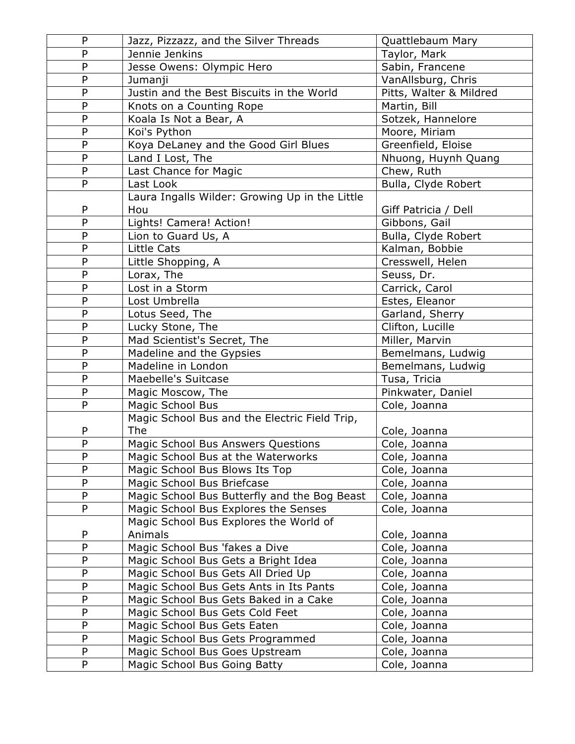| | | |
|---|---|---|
| P | Jazz, Pizzazz, and the Silver Threads | Quattlebaum Mary |
| P | Jennie Jenkins | Taylor, Mark |
| P | Jesse Owens: Olympic Hero | Sabin, Francene |
| P | Jumanji | VanAllsburg, Chris |
| P | Justin and the Best Biscuits in the World | Pitts, Walter & Mildred |
| P | Knots on a Counting Rope | Martin, Bill |
| P | Koala Is Not a Bear, A | Sotzek, Hannelore |
| P | Koi's Python | Moore, Miriam |
| P | Koya DeLaney and the Good Girl Blues | Greenfield, Eloise |
| P | Land I Lost, The | Nhuong, Huynh Quang |
| P | Last Chance for Magic | Chew, Ruth |
| P | Last Look | Bulla, Clyde Robert |
| P | Laura Ingalls Wilder: Growing Up in the Little Hou | Giff Patricia / Dell |
| P | Lights! Camera! Action! | Gibbons, Gail |
| P | Lion to Guard Us, A | Bulla, Clyde Robert |
| P | Little Cats | Kalman, Bobbie |
| P | Little Shopping, A | Cresswell, Helen |
| P | Lorax, The | Seuss, Dr. |
| P | Lost in a Storm | Carrick, Carol |
| P | Lost Umbrella | Estes, Eleanor |
| P | Lotus Seed, The | Garland, Sherry |
| P | Lucky Stone, The | Clifton, Lucille |
| P | Mad Scientist's Secret, The | Miller, Marvin |
| P | Madeline and the Gypsies | Bemelmans, Ludwig |
| P | Madeline in London | Bemelmans, Ludwig |
| P | Maebelle's Suitcase | Tusa, Tricia |
| P | Magic Moscow, The | Pinkwater, Daniel |
| P | Magic School Bus | Cole, Joanna |
| P | Magic School Bus and the Electric Field Trip, The | Cole, Joanna |
| P | Magic School Bus Answers Questions | Cole, Joanna |
| P | Magic School Bus at the Waterworks | Cole, Joanna |
| P | Magic School Bus Blows Its Top | Cole, Joanna |
| P | Magic School Bus Briefcase | Cole, Joanna |
| P | Magic School Bus Butterfly and the Bog Beast | Cole, Joanna |
| P | Magic School Bus Explores the Senses | Cole, Joanna |
| P | Magic School Bus Explores the World of Animals | Cole, Joanna |
| P | Magic School Bus 'fakes a Dive | Cole, Joanna |
| P | Magic School Bus Gets a Bright Idea | Cole, Joanna |
| P | Magic School Bus Gets All Dried Up | Cole, Joanna |
| P | Magic School Bus Gets Ants in Its Pants | Cole, Joanna |
| P | Magic School Bus Gets Baked in a Cake | Cole, Joanna |
| P | Magic School Bus Gets Cold Feet | Cole, Joanna |
| P | Magic School Bus Gets Eaten | Cole, Joanna |
| P | Magic School Bus Gets Programmed | Cole, Joanna |
| P | Magic School Bus Goes Upstream | Cole, Joanna |
| P | Magic School Bus Going Batty | Cole, Joanna |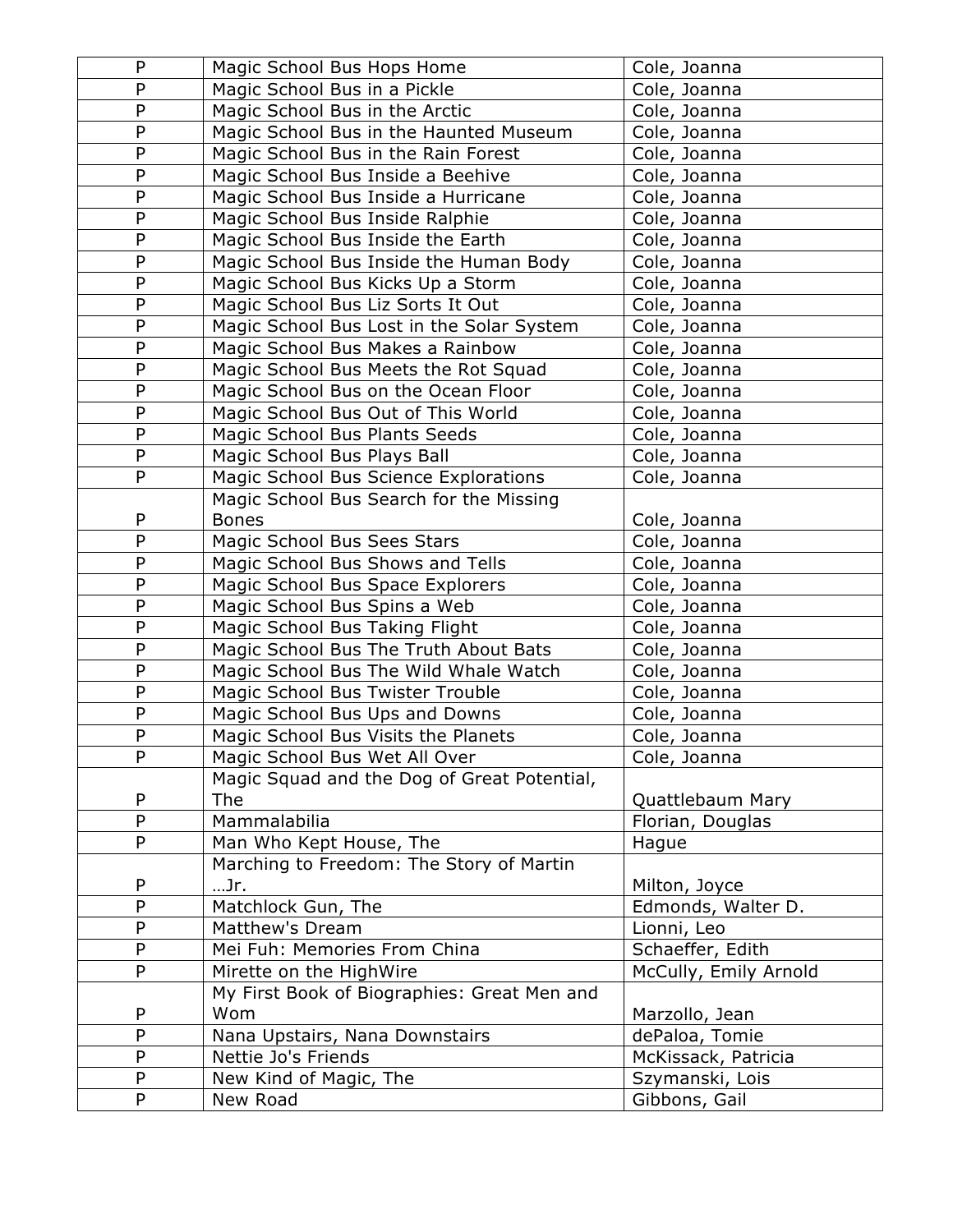| P | Magic School Bus Hops Home | Cole, Joanna |
|---|---|---|
| P | Magic School Bus in a Pickle | Cole, Joanna |
| P | Magic School Bus in the Arctic | Cole, Joanna |
| P | Magic School Bus in the Haunted Museum | Cole, Joanna |
| P | Magic School Bus in the Rain Forest | Cole, Joanna |
| P | Magic School Bus Inside a Beehive | Cole, Joanna |
| P | Magic School Bus Inside a Hurricane | Cole, Joanna |
| P | Magic School Bus Inside Ralphie | Cole, Joanna |
| P | Magic School Bus Inside the Earth | Cole, Joanna |
| P | Magic School Bus Inside the Human Body | Cole, Joanna |
| P | Magic School Bus Kicks Up a Storm | Cole, Joanna |
| P | Magic School Bus Liz Sorts It Out | Cole, Joanna |
| P | Magic School Bus Lost in the Solar System | Cole, Joanna |
| P | Magic School Bus Makes a Rainbow | Cole, Joanna |
| P | Magic School Bus Meets the Rot Squad | Cole, Joanna |
| P | Magic School Bus on the Ocean Floor | Cole, Joanna |
| P | Magic School Bus Out of This World | Cole, Joanna |
| P | Magic School Bus Plants Seeds | Cole, Joanna |
| P | Magic School Bus Plays Ball | Cole, Joanna |
| P | Magic School Bus Science Explorations | Cole, Joanna |
| P | Magic School Bus Search for the Missing Bones | Cole, Joanna |
| P | Magic School Bus Sees Stars | Cole, Joanna |
| P | Magic School Bus Shows and Tells | Cole, Joanna |
| P | Magic School Bus Space Explorers | Cole, Joanna |
| P | Magic School Bus Spins a Web | Cole, Joanna |
| P | Magic School Bus Taking Flight | Cole, Joanna |
| P | Magic School Bus The Truth About Bats | Cole, Joanna |
| P | Magic School Bus The Wild Whale Watch | Cole, Joanna |
| P | Magic School Bus Twister Trouble | Cole, Joanna |
| P | Magic School Bus Ups and Downs | Cole, Joanna |
| P | Magic School Bus Visits the Planets | Cole, Joanna |
| P | Magic School Bus Wet All Over | Cole, Joanna |
| P | Magic Squad and the Dog of Great Potential, The | Quattlebaum Mary |
| P | Mammalabilia | Florian, Douglas |
| P | Man Who Kept House, The | Hague |
| P | Marching to Freedom: The Story of Martin …Jr. | Milton, Joyce |
| P | Matchlock Gun, The | Edmonds, Walter D. |
| P | Matthew's Dream | Lionni, Leo |
| P | Mei Fuh: Memories From China | Schaeffer, Edith |
| P | Mirette on the HighWire | McCully, Emily Arnold |
| P | My First Book of Biographies: Great Men and Wom | Marzollo, Jean |
| P | Nana Upstairs, Nana Downstairs | dePaloa, Tomie |
| P | Nettie Jo's Friends | McKissack, Patricia |
| P | New Kind of Magic, The | Szymanski, Lois |
| P | New Road | Gibbons, Gail |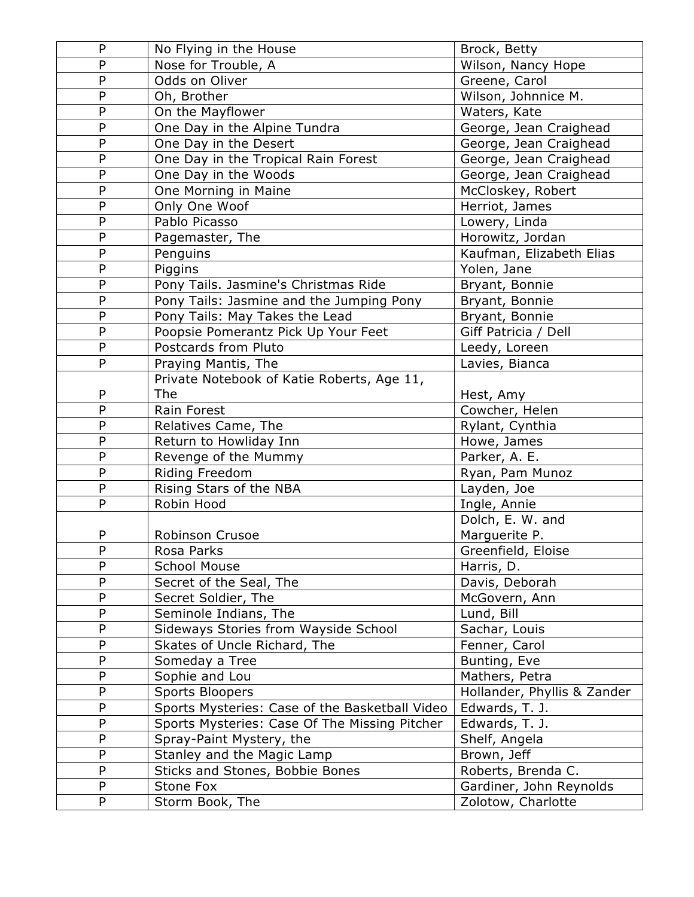| P | No Flying in the House | Brock, Betty |
|---|---|---|
| P | Nose for Trouble, A | Wilson, Nancy Hope |
| P | Odds on Oliver | Greene, Carol |
| P | Oh, Brother | Wilson, Johnnice M. |
| P | On the Mayflower | Waters, Kate |
| P | One Day in the Alpine Tundra | George, Jean Craighead |
| P | One Day in the Desert | George, Jean Craighead |
| P | One Day in the Tropical Rain Forest | George, Jean Craighead |
| P | One Day in the Woods | George, Jean Craighead |
| P | One Morning in Maine | McCloskey, Robert |
| P | Only One Woof | Herriot, James |
| P | Pablo Picasso | Lowery, Linda |
| P | Pagemaster, The | Horowitz, Jordan |
| P | Penguins | Kaufman, Elizabeth Elias |
| P | Piggins | Yolen, Jane |
| P | Pony Tails. Jasmine's Christmas Ride | Bryant, Bonnie |
| P | Pony Tails: Jasmine and the Jumping Pony | Bryant, Bonnie |
| P | Pony Tails: May Takes the Lead | Bryant, Bonnie |
| P | Poopsie Pomerantz Pick Up Your Feet | Giff Patricia / Dell |
| P | Postcards from Pluto | Leedy, Loreen |
| P | Praying Mantis, The | Lavies, Bianca |
| P | Private Notebook of Katie Roberts, Age 11, The | Hest, Amy |
| P | Rain Forest | Cowcher, Helen |
| P | Relatives Came, The | Rylant, Cynthia |
| P | Return to Howliday Inn | Howe, James |
| P | Revenge of the Mummy | Parker, A. E. |
| P | Riding Freedom | Ryan, Pam Munoz |
| P | Rising Stars of the NBA | Layden, Joe |
| P | Robin Hood | Ingle, Annie |
| P | Robinson Crusoe | Dolch, E. W. and Marguerite P. |
| P | Rosa Parks | Greenfield, Eloise |
| P | School Mouse | Harris, D. |
| P | Secret of the Seal, The | Davis, Deborah |
| P | Secret Soldier, The | McGovern, Ann |
| P | Seminole Indians, The | Lund, Bill |
| P | Sideways Stories from Wayside School | Sachar, Louis |
| P | Skates of Uncle Richard, The | Fenner, Carol |
| P | Someday a Tree | Bunting, Eve |
| P | Sophie and Lou | Mathers, Petra |
| P | Sports Bloopers | Hollander, Phyllis & Zander |
| P | Sports Mysteries: Case of the Basketball Video | Edwards, T. J. |
| P | Sports Mysteries: Case Of The Missing Pitcher | Edwards, T. J. |
| P | Spray-Paint Mystery, the | Shelf, Angela |
| P | Stanley and the Magic Lamp | Brown, Jeff |
| P | Sticks and Stones, Bobbie Bones | Roberts, Brenda C. |
| P | Stone Fox | Gardiner, John Reynolds |
| P | Storm Book, The | Zolotow, Charlotte |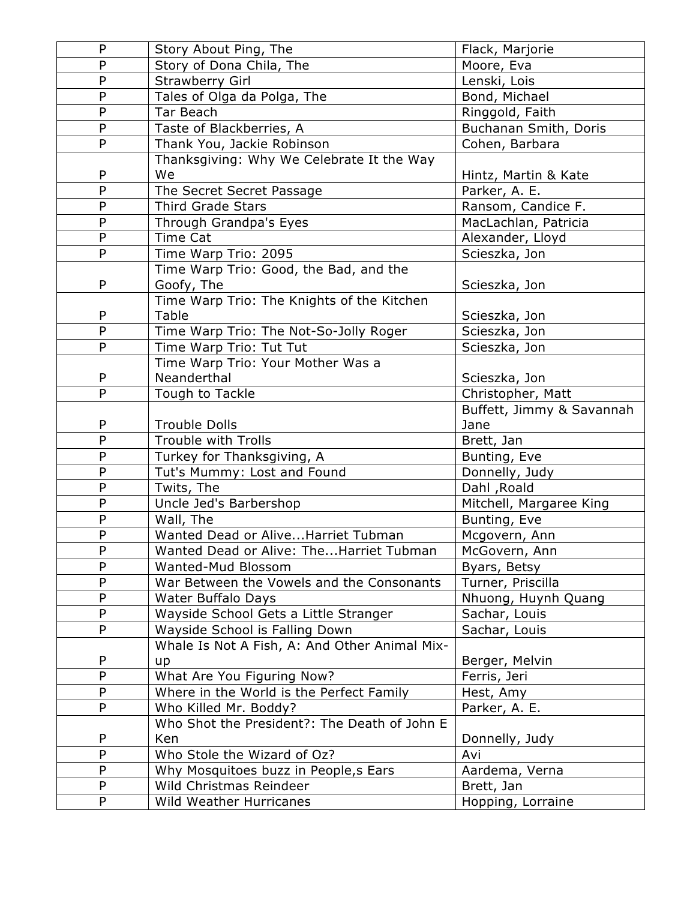| P | Story About Ping, The | Flack, Marjorie |
|---|---|---|
| P | Story of Dona Chila, The | Moore, Eva |
| P | Strawberry Girl | Lenski, Lois |
| P | Tales of Olga da Polga, The | Bond, Michael |
| P | Tar Beach | Ringgold, Faith |
| P | Taste of Blackberries, A | Buchanan Smith, Doris |
| P | Thank You, Jackie Robinson | Cohen, Barbara |
| P | Thanksgiving: Why We Celebrate It the Way We | Hintz, Martin & Kate |
| P | The Secret Secret Passage | Parker, A. E. |
| P | Third Grade Stars | Ransom, Candice F. |
| P | Through Grandpa's Eyes | MacLachlan, Patricia |
| P | Time Cat | Alexander, Lloyd |
| P | Time Warp Trio: 2095 | Scieszka, Jon |
| P | Time Warp Trio: Good, the Bad, and the Goofy, The | Scieszka, Jon |
| P | Time Warp Trio: The Knights of the Kitchen Table | Scieszka, Jon |
| P | Time Warp Trio: The Not-So-Jolly Roger | Scieszka, Jon |
| P | Time Warp Trio: Tut Tut | Scieszka, Jon |
| P | Time Warp Trio: Your Mother Was a Neanderthal | Scieszka, Jon |
| P | Tough to Tackle | Christopher, Matt |
| P | Trouble Dolls | Buffett, Jimmy & Savannah Jane |
| P | Trouble with Trolls | Brett, Jan |
| P | Turkey for Thanksgiving, A | Bunting, Eve |
| P | Tut's Mummy: Lost and Found | Donnelly, Judy |
| P | Twits, The | Dahl ,Roald |
| P | Uncle Jed's Barbershop | Mitchell, Margaree King |
| P | Wall, The | Bunting, Eve |
| P | Wanted Dead or Alive...Harriet Tubman | Mcgovern, Ann |
| P | Wanted Dead or Alive: The...Harriet Tubman | McGovern, Ann |
| P | Wanted-Mud Blossom | Byars, Betsy |
| P | War Between the Vowels and the Consonants | Turner, Priscilla |
| P | Water Buffalo Days | Nhuong, Huynh Quang |
| P | Wayside School Gets a Little Stranger | Sachar, Louis |
| P | Wayside School is Falling Down | Sachar, Louis |
| P | Whale Is Not A Fish, A: And Other Animal Mix-up | Berger, Melvin |
| P | What Are You Figuring Now? | Ferris, Jeri |
| P | Where in the World is the Perfect Family | Hest, Amy |
| P | Who Killed Mr. Boddy? | Parker, A. E. |
| P | Who Shot the President?: The Death of John E Ken | Donnelly, Judy |
| P | Who Stole the Wizard of Oz? | Avi |
| P | Why Mosquitoes buzz in People,s Ears | Aardema, Verna |
| P | Wild Christmas Reindeer | Brett, Jan |
| P | Wild Weather Hurricanes | Hopping, Lorraine |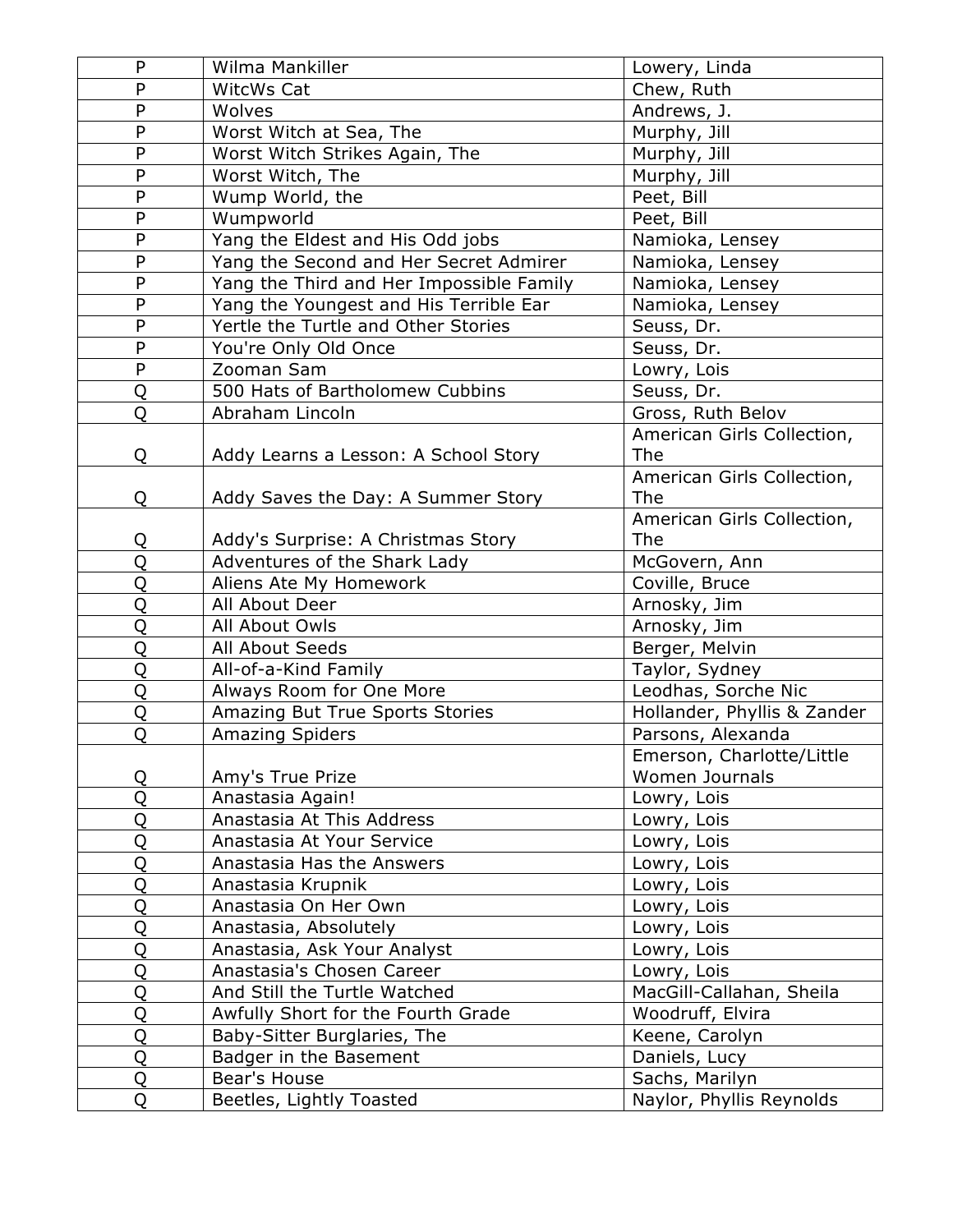| P | Wilma Mankiller | Lowery, Linda |
|---|---|---|
| P | WitcWs Cat | Chew, Ruth |
| P | Wolves | Andrews, J. |
| P | Worst Witch at Sea, The | Murphy, Jill |
| P | Worst Witch Strikes Again, The | Murphy, Jill |
| P | Worst Witch, The | Murphy, Jill |
| P | Wump World, the | Peet, Bill |
| P | Wumpworld | Peet, Bill |
| P | Yang the Eldest and His Odd jobs | Namioka, Lensey |
| P | Yang the Second and Her Secret Admirer | Namioka, Lensey |
| P | Yang the Third and Her Impossible Family | Namioka, Lensey |
| P | Yang the Youngest and His Terrible Ear | Namioka, Lensey |
| P | Yertle the Turtle and Other Stories | Seuss, Dr. |
| P | You're Only Old Once | Seuss, Dr. |
| P | Zooman Sam | Lowry, Lois |
| Q | 500 Hats of Bartholomew Cubbins | Seuss, Dr. |
| Q | Abraham Lincoln | Gross, Ruth Belov |
| Q | Addy Learns a Lesson: A School Story | American Girls Collection, The |
| Q | Addy Saves the Day: A Summer Story | American Girls Collection, The |
| Q | Addy's Surprise: A Christmas Story | American Girls Collection, The |
| Q | Adventures of the Shark Lady | McGovern, Ann |
| Q | Aliens Ate My Homework | Coville, Bruce |
| Q | All About Deer | Arnosky, Jim |
| Q | All About Owls | Arnosky, Jim |
| Q | All About Seeds | Berger, Melvin |
| Q | All-of-a-Kind Family | Taylor, Sydney |
| Q | Always Room for One More | Leodhas, Sorche Nic |
| Q | Amazing But True Sports Stories | Hollander, Phyllis & Zander |
| Q | Amazing Spiders | Parsons, Alexanda |
| Q | Amy's True Prize | Emerson, Charlotte/Little Women Journals |
| Q | Anastasia Again! | Lowry, Lois |
| Q | Anastasia At This Address | Lowry, Lois |
| Q | Anastasia At Your Service | Lowry, Lois |
| Q | Anastasia Has the Answers | Lowry, Lois |
| Q | Anastasia Krupnik | Lowry, Lois |
| Q | Anastasia On Her Own | Lowry, Lois |
| Q | Anastasia, Absolutely | Lowry, Lois |
| Q | Anastasia, Ask Your Analyst | Lowry, Lois |
| Q | Anastasia's Chosen Career | Lowry, Lois |
| Q | And Still the Turtle Watched | MacGill-Callahan, Sheila |
| Q | Awfully Short for the Fourth Grade | Woodruff, Elvira |
| Q | Baby-Sitter Burglaries, The | Keene, Carolyn |
| Q | Badger in the Basement | Daniels, Lucy |
| Q | Bear's House | Sachs, Marilyn |
| Q | Beetles, Lightly Toasted | Naylor, Phyllis Reynolds |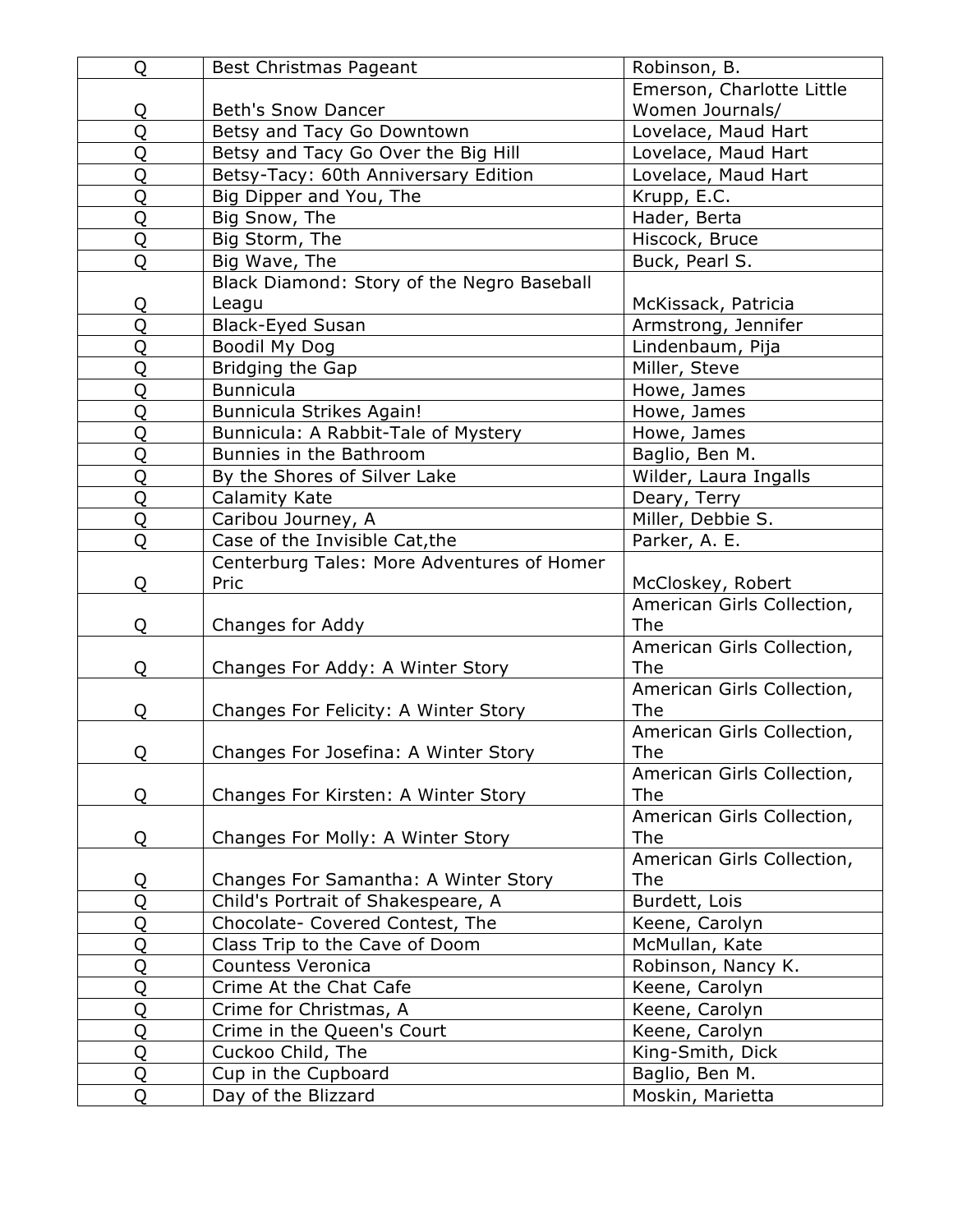| Q | Best Christmas Pageant | Robinson, B. |
|---|---|---|
| Q | Beth's Snow Dancer | Emerson, Charlotte Little Women Journals/ |
| Q | Betsy and Tacy Go Downtown | Lovelace, Maud Hart |
| Q | Betsy and Tacy Go Over the Big Hill | Lovelace, Maud Hart |
| Q | Betsy-Tacy: 60th Anniversary Edition | Lovelace, Maud Hart |
| Q | Big Dipper and You, The | Krupp, E.C. |
| Q | Big Snow, The | Hader, Berta |
| Q | Big Storm, The | Hiscock, Bruce |
| Q | Big Wave, The | Buck, Pearl S. |
| Q | Black Diamond: Story of the Negro Baseball Leagu | McKissack, Patricia |
| Q | Black-Eyed Susan | Armstrong, Jennifer |
| Q | Boodil My Dog | Lindenbaum, Pija |
| Q | Bridging the Gap | Miller, Steve |
| Q | Bunnicula | Howe, James |
| Q | Bunnicula Strikes Again! | Howe, James |
| Q | Bunnicula: A Rabbit-Tale of Mystery | Howe, James |
| Q | Bunnies in the Bathroom | Baglio, Ben M. |
| Q | By the Shores of Silver Lake | Wilder, Laura Ingalls |
| Q | Calamity Kate | Deary, Terry |
| Q | Caribou Journey, A | Miller, Debbie S. |
| Q | Case of the Invisible Cat,the | Parker, A. E. |
| Q | Centerburg Tales: More Adventures of Homer Pric | McCloskey, Robert |
| Q | Changes for Addy | American Girls Collection, The |
| Q | Changes For Addy: A Winter Story | American Girls Collection, The |
| Q | Changes For Felicity: A Winter Story | American Girls Collection, The |
| Q | Changes For Josefina: A Winter Story | American Girls Collection, The |
| Q | Changes For Kirsten: A Winter Story | American Girls Collection, The |
| Q | Changes For Molly: A Winter Story | American Girls Collection, The |
| Q | Changes For Samantha: A Winter Story | American Girls Collection, The |
| Q | Child's Portrait of Shakespeare, A | Burdett, Lois |
| Q | Chocolate- Covered Contest, The | Keene, Carolyn |
| Q | Class Trip to the Cave of Doom | McMullan, Kate |
| Q | Countess Veronica | Robinson, Nancy K. |
| Q | Crime At the Chat Cafe | Keene, Carolyn |
| Q | Crime for Christmas, A | Keene, Carolyn |
| Q | Crime in the Queen's Court | Keene, Carolyn |
| Q | Cuckoo Child, The | King-Smith, Dick |
| Q | Cup in the Cupboard | Baglio, Ben M. |
| Q | Day of the Blizzard | Moskin, Marietta |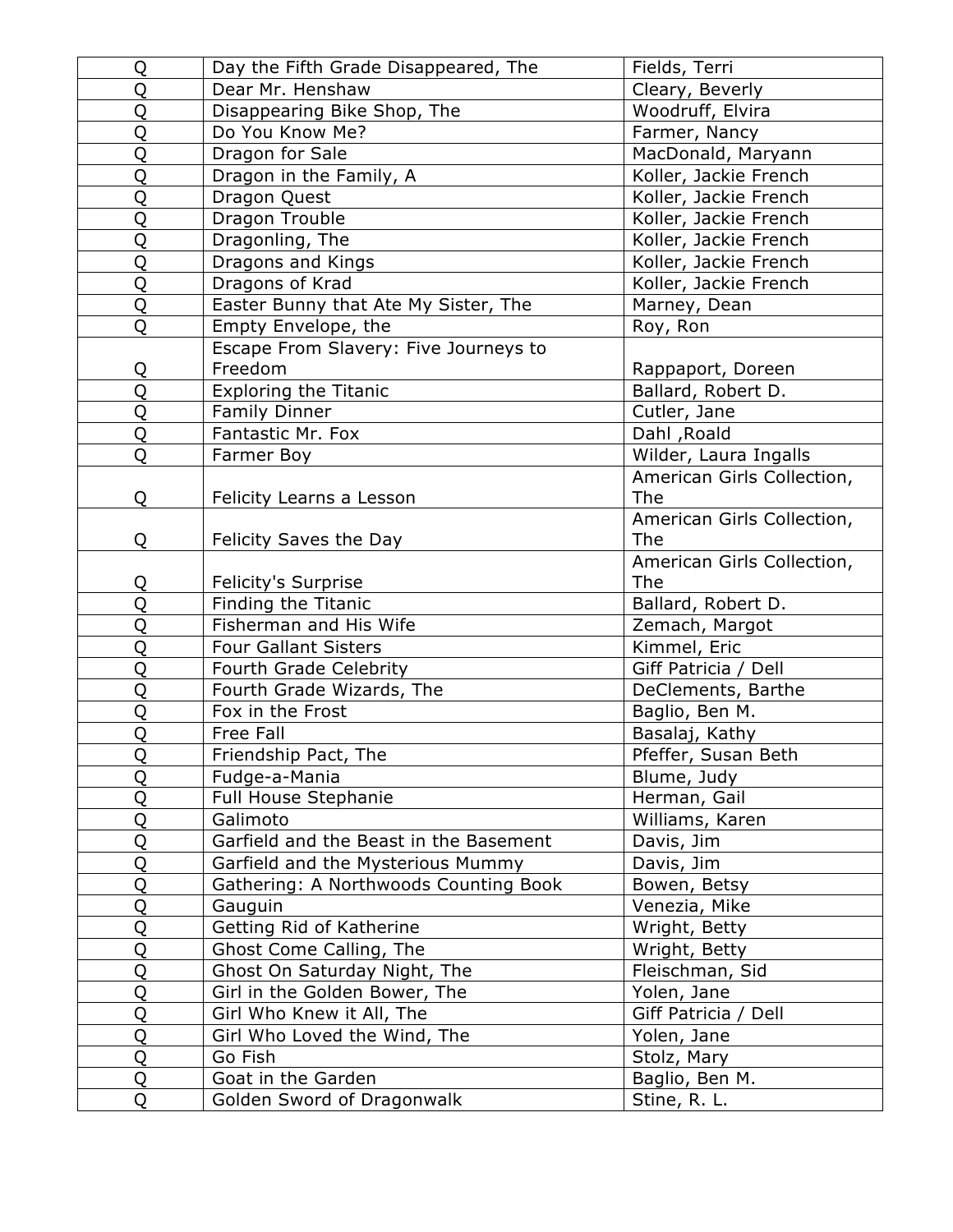| Q | Day the Fifth Grade Disappeared, The | Fields, Terri |
|---|---|---|
| Q | Dear Mr. Henshaw | Cleary, Beverly |
| Q | Disappearing Bike Shop, The | Woodruff, Elvira |
| Q | Do You Know Me? | Farmer, Nancy |
| Q | Dragon for Sale | MacDonald, Maryann |
| Q | Dragon in the Family, A | Koller, Jackie French |
| Q | Dragon Quest | Koller, Jackie French |
| Q | Dragon Trouble | Koller, Jackie French |
| Q | Dragonling, The | Koller, Jackie French |
| Q | Dragons and Kings | Koller, Jackie French |
| Q | Dragons of Krad | Koller, Jackie French |
| Q | Easter Bunny that Ate My Sister, The | Marney, Dean |
| Q | Empty Envelope, the | Roy, Ron |
| Q | Escape From Slavery: Five Journeys to Freedom | Rappaport, Doreen |
| Q | Exploring the Titanic | Ballard, Robert D. |
| Q | Family Dinner | Cutler, Jane |
| Q | Fantastic Mr. Fox | Dahl ,Roald |
| Q | Farmer Boy | Wilder, Laura Ingalls |
| Q | Felicity Learns a Lesson | American Girls Collection, The |
| Q | Felicity Saves the Day | American Girls Collection, The |
| Q | Felicity's Surprise | American Girls Collection, The |
| Q | Finding the Titanic | Ballard, Robert D. |
| Q | Fisherman and His Wife | Zemach, Margot |
| Q | Four Gallant Sisters | Kimmel, Eric |
| Q | Fourth Grade Celebrity | Giff Patricia / Dell |
| Q | Fourth Grade Wizards, The | DeClements, Barthe |
| Q | Fox in the Frost | Baglio, Ben M. |
| Q | Free Fall | Basalaj, Kathy |
| Q | Friendship Pact, The | Pfeffer, Susan Beth |
| Q | Fudge-a-Mania | Blume, Judy |
| Q | Full House Stephanie | Herman, Gail |
| Q | Galimoto | Williams, Karen |
| Q | Garfield and the Beast in the Basement | Davis, Jim |
| Q | Garfield and the Mysterious Mummy | Davis, Jim |
| Q | Gathering: A Northwoods Counting Book | Bowen, Betsy |
| Q | Gauguin | Venezia, Mike |
| Q | Getting Rid of Katherine | Wright, Betty |
| Q | Ghost Come Calling, The | Wright, Betty |
| Q | Ghost On Saturday Night, The | Fleischman, Sid |
| Q | Girl in the Golden Bower, The | Yolen, Jane |
| Q | Girl Who Knew it All, The | Giff Patricia / Dell |
| Q | Girl Who Loved the Wind, The | Yolen, Jane |
| Q | Go Fish | Stolz, Mary |
| Q | Goat in the Garden | Baglio, Ben M. |
| Q | Golden Sword of Dragonwalk | Stine, R. L. |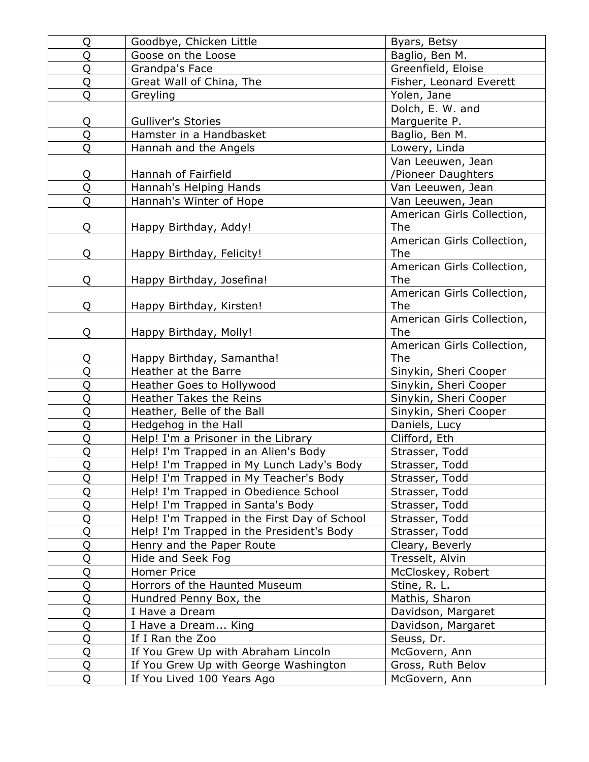| Q | Goodbye, Chicken Little | Byars, Betsy |
|---|---|---|
| Q | Goose on the Loose | Baglio, Ben M. |
| Q | Grandpa's Face | Greenfield, Eloise |
| Q | Great Wall of China, The | Fisher, Leonard Everett |
| Q | Greyling | Yolen, Jane |
| Q | Gulliver's Stories | Dolch, E. W. and Marguerite P. |
| Q | Hamster in a Handbasket | Baglio, Ben M. |
| Q | Hannah and the Angels | Lowery, Linda |
| Q | Hannah of Fairfield | Van Leeuwen, Jean /Pioneer Daughters |
| Q | Hannah's Helping Hands | Van Leeuwen, Jean |
| Q | Hannah's Winter of Hope | Van Leeuwen, Jean |
| Q | Happy Birthday, Addy! | American Girls Collection, The |
| Q | Happy Birthday, Felicity! | American Girls Collection, The |
| Q | Happy Birthday, Josefina! | American Girls Collection, The |
| Q | Happy Birthday, Kirsten! | American Girls Collection, The |
| Q | Happy Birthday, Molly! | American Girls Collection, The |
| Q | Happy Birthday, Samantha! | American Girls Collection, The |
| Q | Heather at the Barre | Sinykin, Sheri Cooper |
| Q | Heather Goes to Hollywood | Sinykin, Sheri Cooper |
| Q | Heather Takes the Reins | Sinykin, Sheri Cooper |
| Q | Heather, Belle of the Ball | Sinykin, Sheri Cooper |
| Q | Hedgehog in the Hall | Daniels, Lucy |
| Q | Help! I'm a Prisoner in the Library | Clifford, Eth |
| Q | Help! I'm Trapped in an Alien's Body | Strasser, Todd |
| Q | Help! I'm Trapped in My Lunch Lady's Body | Strasser, Todd |
| Q | Help! I'm Trapped in My Teacher's Body | Strasser, Todd |
| Q | Help! I'm Trapped in Obedience School | Strasser, Todd |
| Q | Help! I'm Trapped in Santa's Body | Strasser, Todd |
| Q | Help! I'm Trapped in the First Day of School | Strasser, Todd |
| Q | Help! I'm Trapped in the President's Body | Strasser, Todd |
| Q | Henry and the Paper Route | Cleary, Beverly |
| Q | Hide and Seek Fog | Tresselt, Alvin |
| Q | Homer Price | McCloskey, Robert |
| Q | Horrors of the Haunted Museum | Stine, R. L. |
| Q | Hundred Penny Box, the | Mathis, Sharon |
| Q | I Have a Dream | Davidson, Margaret |
| Q | I Have a Dream... King | Davidson, Margaret |
| Q | If I Ran the Zoo | Seuss, Dr. |
| Q | If You Grew Up with Abraham Lincoln | McGovern, Ann |
| Q | If You Grew Up with George Washington | Gross, Ruth Belov |
| Q | If You Lived 100 Years Ago | McGovern, Ann |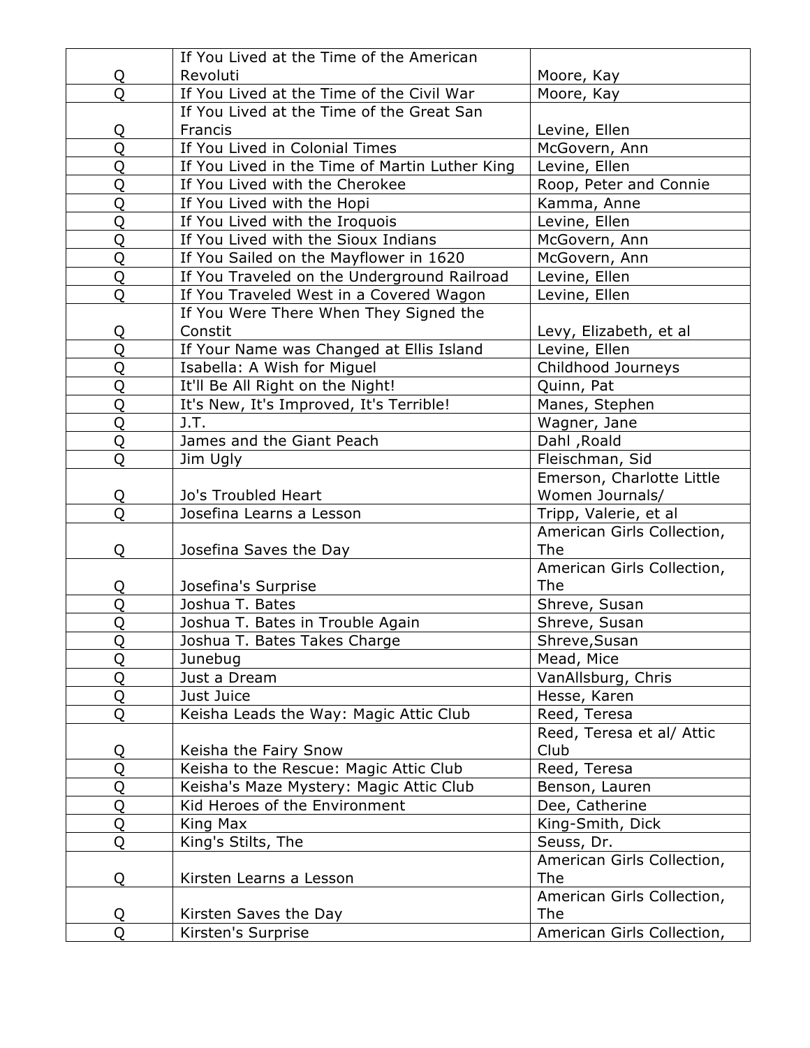| Q | If You Lived at the Time of the American Revoluti | Moore, Kay |
|---|---|---|
| Q | If You Lived at the Time of the Civil War | Moore, Kay |
| Q | If You Lived at the Time of the Great San Francis | Levine, Ellen |
| Q | If You Lived in Colonial Times | McGovern, Ann |
| Q | If You Lived in the Time of Martin Luther King | Levine, Ellen |
| Q | If You Lived with the Cherokee | Roop, Peter and Connie |
| Q | If You Lived with the Hopi | Kamma, Anne |
| Q | If You Lived with the Iroquois | Levine, Ellen |
| Q | If You Lived with the Sioux Indians | McGovern, Ann |
| Q | If You Sailed on the Mayflower in 1620 | McGovern, Ann |
| Q | If You Traveled on the Underground Railroad | Levine, Ellen |
| Q | If You Traveled West in a Covered Wagon | Levine, Ellen |
| Q | If You Were There When They Signed the Constit | Levy, Elizabeth, et al |
| Q | If Your Name was Changed at Ellis Island | Levine, Ellen |
| Q | Isabella: A Wish for Miguel | Childhood Journeys |
| Q | It'll Be All Right on the Night! | Quinn, Pat |
| Q | It's New, It's Improved, It's Terrible! | Manes, Stephen |
| Q | J.T. | Wagner, Jane |
| Q | James and the Giant Peach | Dahl ,Roald |
| Q | Jim Ugly | Fleischman, Sid |
| Q | Jo's Troubled Heart | Emerson, Charlotte Little Women Journals/ |
| Q | Josefina Learns a Lesson | Tripp, Valerie, et al |
| Q | Josefina Saves the Day | American Girls Collection, The |
| Q | Josefina's Surprise | American Girls Collection, The |
| Q | Joshua T. Bates | Shreve, Susan |
| Q | Joshua T. Bates in Trouble Again | Shreve, Susan |
| Q | Joshua T. Bates Takes Charge | Shreve,Susan |
| Q | Junebug | Mead, Mice |
| Q | Just a Dream | VanAllsburg, Chris |
| Q | Just Juice | Hesse, Karen |
| Q | Keisha Leads the Way: Magic Attic Club | Reed, Teresa |
| Q | Keisha the Fairy Snow | Reed, Teresa et al/ Attic Club |
| Q | Keisha to the Rescue: Magic Attic Club | Reed, Teresa |
| Q | Keisha's Maze Mystery: Magic Attic Club | Benson, Lauren |
| Q | Kid Heroes of the Environment | Dee, Catherine |
| Q | King Max | King-Smith, Dick |
| Q | King's Stilts, The | Seuss, Dr. |
| Q | Kirsten Learns a Lesson | American Girls Collection, The |
| Q | Kirsten Saves the Day | American Girls Collection, The |
| Q | Kirsten's Surprise | American Girls Collection, |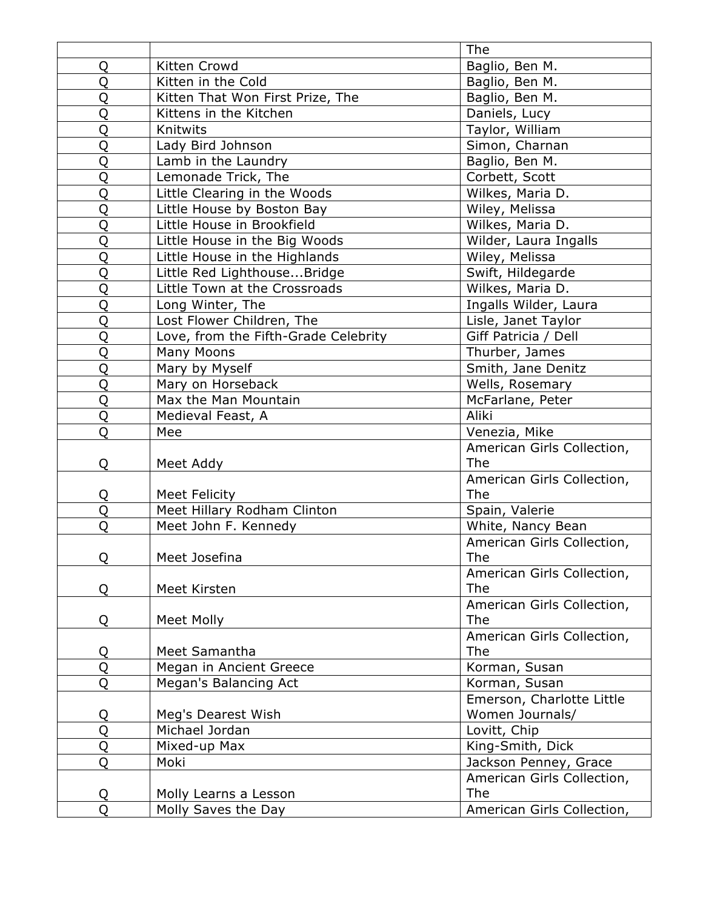|  |  | The |
|---|---|---|
| Q | Kitten Crowd | Baglio, Ben M. |
| Q | Kitten in the Cold | Baglio, Ben M. |
| Q | Kitten That Won First Prize, The | Baglio, Ben M. |
| Q | Kittens in the Kitchen | Daniels, Lucy |
| Q | Knitwits | Taylor, William |
| Q | Lady Bird Johnson | Simon, Charnan |
| Q | Lamb in the Laundry | Baglio, Ben M. |
| Q | Lemonade Trick, The | Corbett, Scott |
| Q | Little Clearing in the Woods | Wilkes, Maria D. |
| Q | Little House by Boston Bay | Wiley, Melissa |
| Q | Little House in Brookfield | Wilkes, Maria D. |
| Q | Little House in the Big Woods | Wilder, Laura Ingalls |
| Q | Little House in the Highlands | Wiley, Melissa |
| Q | Little Red Lighthouse...Bridge | Swift, Hildegarde |
| Q | Little Town at the Crossroads | Wilkes, Maria D. |
| Q | Long Winter, The | Ingalls Wilder, Laura |
| Q | Lost Flower Children, The | Lisle, Janet Taylor |
| Q | Love, from the Fifth-Grade Celebrity | Giff Patricia / Dell |
| Q | Many Moons | Thurber, James |
| Q | Mary by Myself | Smith, Jane Denitz |
| Q | Mary on Horseback | Wells, Rosemary |
| Q | Max the Man Mountain | McFarlane, Peter |
| Q | Medieval Feast, A | Aliki |
| Q | Mee | Venezia, Mike |
| Q | Meet Addy | American Girls Collection, The |
| Q | Meet Felicity | American Girls Collection, The |
| Q | Meet Hillary Rodham Clinton | Spain, Valerie |
| Q | Meet John F. Kennedy | White, Nancy Bean |
| Q | Meet Josefina | American Girls Collection, The |
| Q | Meet Kirsten | American Girls Collection, The |
| Q | Meet Molly | American Girls Collection, The |
| Q | Meet Samantha | American Girls Collection, The |
| Q | Megan in Ancient Greece | Korman, Susan |
| Q | Megan's Balancing Act | Korman, Susan |
| Q | Meg's Dearest Wish | Emerson, Charlotte Little Women Journals/ |
| Q | Michael Jordan | Lovitt, Chip |
| Q | Mixed-up Max | King-Smith, Dick |
| Q | Moki | Jackson Penney, Grace |
| Q | Molly Learns a Lesson | American Girls Collection, The |
| Q | Molly Saves the Day | American Girls Collection, |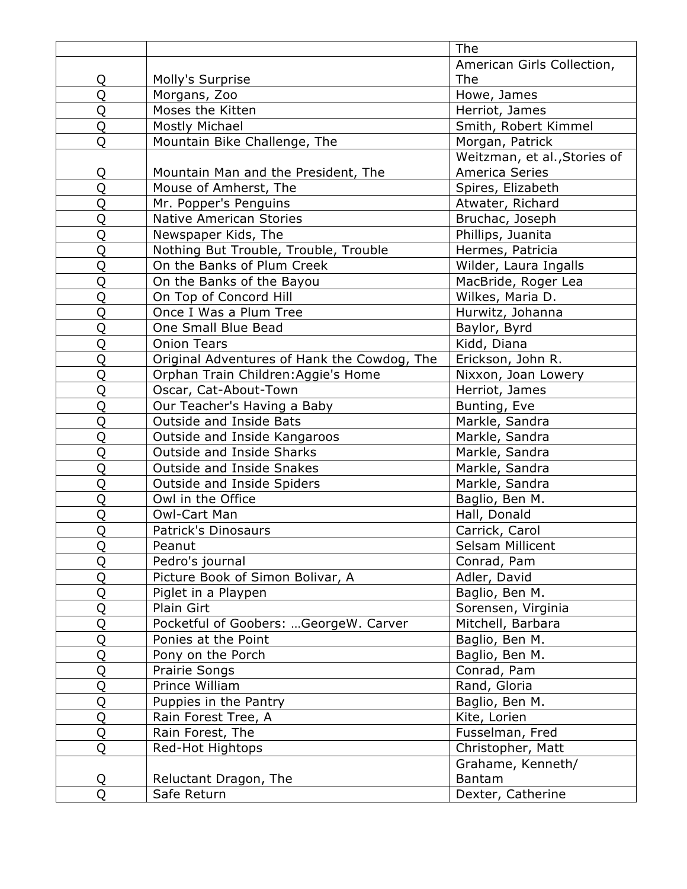| | | The |
|---|---|---|
| Q | Molly's Surprise | American Girls Collection, The |
| Q | Morgans, Zoo | Howe, James |
| Q | Moses the Kitten | Herriot, James |
| Q | Mostly Michael | Smith, Robert Kimmel |
| Q | Mountain Bike Challenge, The | Morgan, Patrick |
| Q | Mountain Man and the President, The | Weitzman, et al.,Stories of America Series |
| Q | Mouse of Amherst, The | Spires, Elizabeth |
| Q | Mr. Popper's Penguins | Atwater, Richard |
| Q | Native American Stories | Bruchac, Joseph |
| Q | Newspaper Kids, The | Phillips, Juanita |
| Q | Nothing But Trouble, Trouble, Trouble | Hermes, Patricia |
| Q | On the Banks of Plum Creek | Wilder, Laura Ingalls |
| Q | On the Banks of the Bayou | MacBride, Roger Lea |
| Q | On Top of Concord Hill | Wilkes, Maria D. |
| Q | Once I Was a Plum Tree | Hurwitz, Johanna |
| Q | One Small Blue Bead | Baylor, Byrd |
| Q | Onion Tears | Kidd, Diana |
| Q | Original Adventures of Hank the Cowdog, The | Erickson, John R. |
| Q | Orphan Train Children:Aggie's Home | Nixxon, Joan Lowery |
| Q | Oscar, Cat-About-Town | Herriot, James |
| Q | Our Teacher's Having a Baby | Bunting, Eve |
| Q | Outside and Inside Bats | Markle, Sandra |
| Q | Outside and Inside Kangaroos | Markle, Sandra |
| Q | Outside and Inside Sharks | Markle, Sandra |
| Q | Outside and Inside Snakes | Markle, Sandra |
| Q | Outside and Inside Spiders | Markle, Sandra |
| Q | Owl in the Office | Baglio, Ben M. |
| Q | Owl-Cart Man | Hall, Donald |
| Q | Patrick's Dinosaurs | Carrick, Carol |
| Q | Peanut | Selsam Millicent |
| Q | Pedro's journal | Conrad, Pam |
| Q | Picture Book of Simon Bolivar, A | Adler, David |
| Q | Piglet in a Playpen | Baglio, Ben M. |
| Q | Plain Girt | Sorensen, Virginia |
| Q | Pocketful of Goobers: …GeorgeW. Carver | Mitchell, Barbara |
| Q | Ponies at the Point | Baglio, Ben M. |
| Q | Pony on the Porch | Baglio, Ben M. |
| Q | Prairie Songs | Conrad, Pam |
| Q | Prince William | Rand, Gloria |
| Q | Puppies in the Pantry | Baglio, Ben M. |
| Q | Rain Forest Tree, A | Kite, Lorien |
| Q | Rain Forest, The | Fusselman, Fred |
| Q | Red-Hot Hightops | Christopher, Matt |
| Q | Reluctant Dragon, The | Grahame, Kenneth/ Bantam |
| Q | Safe Return | Dexter, Catherine |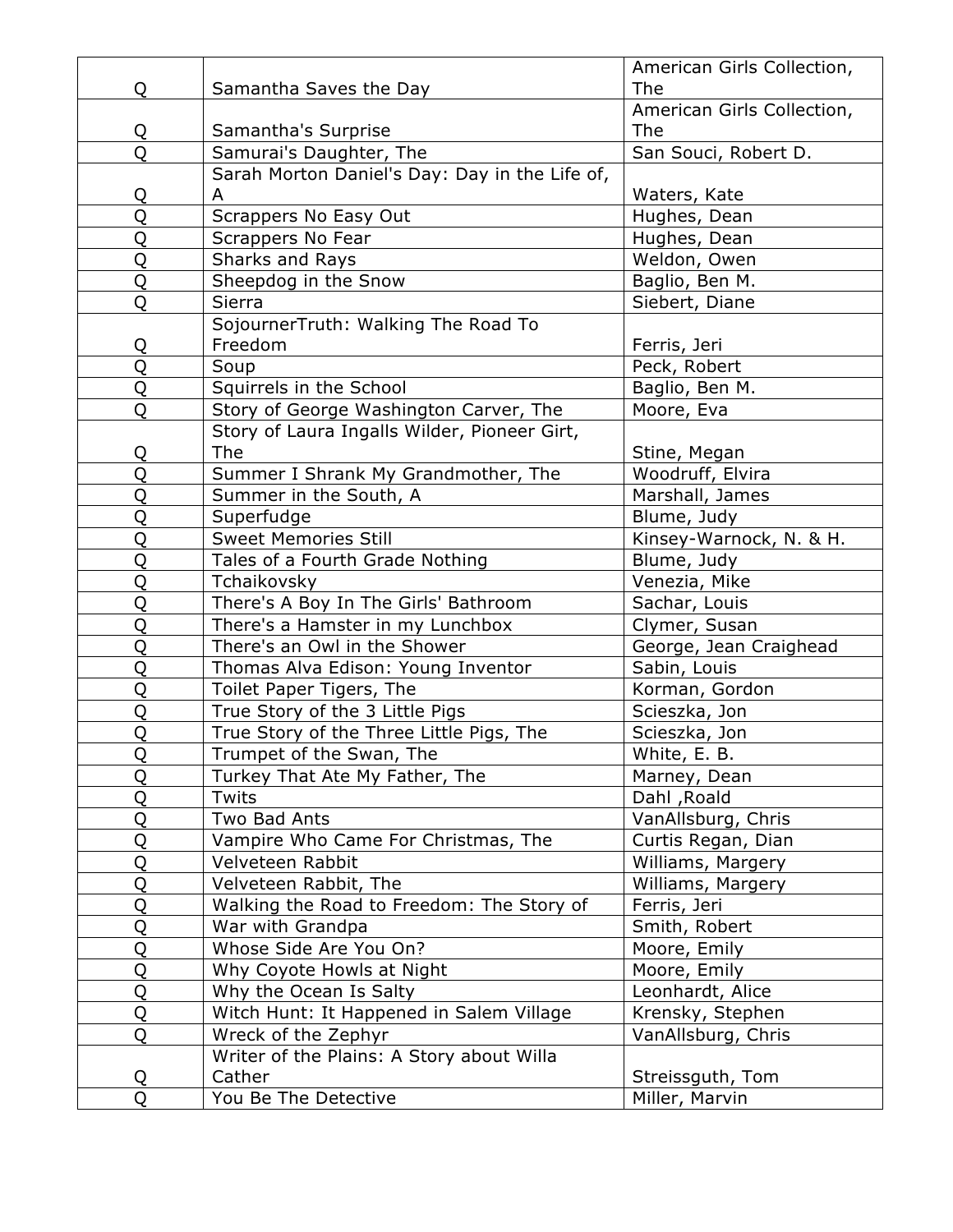| | | |
|---|---|---|
| Q | Samantha Saves the Day | American Girls Collection, The |
| Q | Samantha's Surprise | American Girls Collection, The |
| Q | Samurai's Daughter, The | San Souci, Robert D. |
| Q | Sarah Morton Daniel's Day: Day in the Life of, A | Waters, Kate |
| Q | Scrappers No Easy Out | Hughes, Dean |
| Q | Scrappers No Fear | Hughes, Dean |
| Q | Sharks and Rays | Weldon, Owen |
| Q | Sheepdog in the Snow | Baglio, Ben M. |
| Q | Sierra | Siebert, Diane |
| Q | SojournerTruth: Walking The Road To Freedom | Ferris, Jeri |
| Q | Soup | Peck, Robert |
| Q | Squirrels in the School | Baglio, Ben M. |
| Q | Story of George Washington Carver, The | Moore, Eva |
| Q | Story of Laura Ingalls Wilder, Pioneer Girt, The | Stine, Megan |
| Q | Summer I Shrank My Grandmother, The | Woodruff, Elvira |
| Q | Summer in the South, A | Marshall, James |
| Q | Superfudge | Blume, Judy |
| Q | Sweet Memories Still | Kinsey-Warnock, N. & H. |
| Q | Tales of a Fourth Grade Nothing | Blume, Judy |
| Q | Tchaikovsky | Venezia, Mike |
| Q | There's A Boy In The Girls' Bathroom | Sachar, Louis |
| Q | There's a Hamster in my Lunchbox | Clymer, Susan |
| Q | There's an Owl in the Shower | George, Jean Craighead |
| Q | Thomas Alva Edison: Young Inventor | Sabin, Louis |
| Q | Toilet Paper Tigers, The | Korman, Gordon |
| Q | True Story of the 3 Little Pigs | Scieszka, Jon |
| Q | True Story of the Three Little Pigs, The | Scieszka, Jon |
| Q | Trumpet of the Swan, The | White, E. B. |
| Q | Turkey That Ate My Father, The | Marney, Dean |
| Q | Twits | Dahl ,Roald |
| Q | Two Bad Ants | VanAllsburg, Chris |
| Q | Vampire Who Came For Christmas, The | Curtis Regan, Dian |
| Q | Velveteen Rabbit | Williams, Margery |
| Q | Velveteen Rabbit, The | Williams, Margery |
| Q | Walking the Road to Freedom: The Story of | Ferris, Jeri |
| Q | War with Grandpa | Smith, Robert |
| Q | Whose Side Are You On? | Moore, Emily |
| Q | Why Coyote Howls at Night | Moore, Emily |
| Q | Why the Ocean Is Salty | Leonhardt, Alice |
| Q | Witch Hunt: It Happened in Salem Village | Krensky, Stephen |
| Q | Wreck of the Zephyr | VanAllsburg, Chris |
| Q | Writer of the Plains: A Story about Willa Cather | Streissguth, Tom |
| Q | You Be The Detective | Miller, Marvin |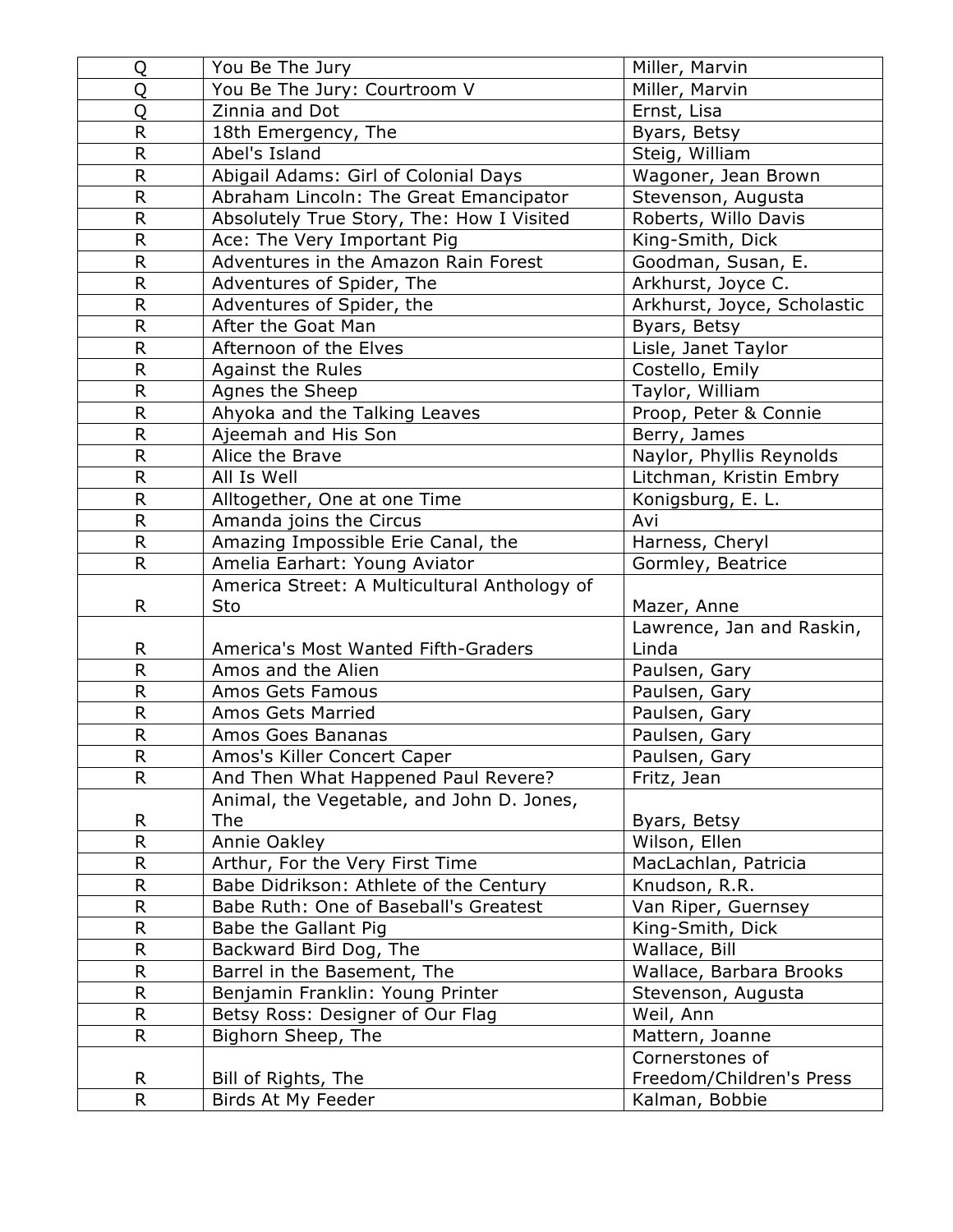| Q | You Be The Jury | Miller, Marvin |
|---|---|---|
| Q | You Be The Jury: Courtroom V | Miller, Marvin |
| Q | Zinnia and Dot | Ernst, Lisa |
| R | 18th Emergency, The | Byars, Betsy |
| R | Abel's Island | Steig, William |
| R | Abigail Adams: Girl of Colonial Days | Wagoner, Jean Brown |
| R | Abraham Lincoln: The Great Emancipator | Stevenson, Augusta |
| R | Absolutely True Story, The: How I Visited | Roberts, Willo Davis |
| R | Ace: The Very Important Pig | King-Smith, Dick |
| R | Adventures in the Amazon Rain Forest | Goodman, Susan, E. |
| R | Adventures of Spider, The | Arkhurst, Joyce C. |
| R | Adventures of Spider, the | Arkhurst, Joyce, Scholastic |
| R | After the Goat Man | Byars, Betsy |
| R | Afternoon of the Elves | Lisle, Janet Taylor |
| R | Against the Rules | Costello, Emily |
| R | Agnes the Sheep | Taylor, William |
| R | Ahyoka and the Talking Leaves | Proop, Peter & Connie |
| R | Ajeemah and His Son | Berry, James |
| R | Alice the Brave | Naylor, Phyllis Reynolds |
| R | All Is Well | Litchman, Kristin Embry |
| R | Alltogether, One at one Time | Konigsburg, E. L. |
| R | Amanda joins the Circus | Avi |
| R | Amazing Impossible Erie Canal, the | Harness, Cheryl |
| R | Amelia Earhart: Young Aviator | Gormley, Beatrice |
| R | America Street: A Multicultural Anthology of Sto | Mazer, Anne |
| R | America's Most Wanted Fifth-Graders | Lawrence, Jan and Raskin, Linda |
| R | Amos and the Alien | Paulsen, Gary |
| R | Amos Gets Famous | Paulsen, Gary |
| R | Amos Gets Married | Paulsen, Gary |
| R | Amos Goes Bananas | Paulsen, Gary |
| R | Amos's Killer Concert Caper | Paulsen, Gary |
| R | And Then What Happened Paul Revere? | Fritz, Jean |
| R | Animal, the Vegetable, and John D. Jones, The | Byars, Betsy |
| R | Annie Oakley | Wilson, Ellen |
| R | Arthur, For the Very First Time | MacLachlan, Patricia |
| R | Babe Didrikson: Athlete of the Century | Knudson, R.R. |
| R | Babe Ruth: One of Baseball's Greatest | Van Riper, Guernsey |
| R | Babe the Gallant Pig | King-Smith, Dick |
| R | Backward Bird Dog, The | Wallace, Bill |
| R | Barrel in the Basement, The | Wallace, Barbara Brooks |
| R | Benjamin Franklin: Young Printer | Stevenson, Augusta |
| R | Betsy Ross: Designer of Our Flag | Weil, Ann |
| R | Bighorn Sheep, The | Mattern, Joanne |
| R | Bill of Rights, The | Cornerstones of Freedom/Children's Press |
| R | Birds At My Feeder | Kalman, Bobbie |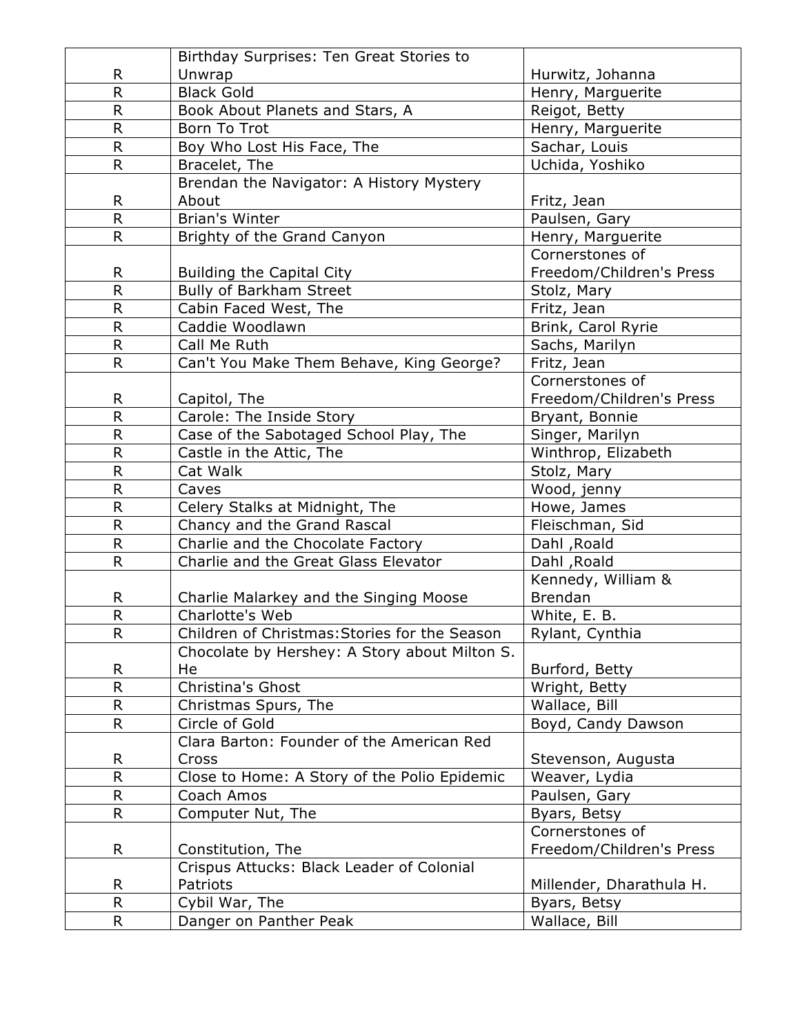| | | |
|---|---|---|
| R | Birthday Surprises: Ten Great Stories to Unwrap | Hurwitz, Johanna |
| R | Black Gold | Henry, Marguerite |
| R | Book About Planets and Stars, A | Reigot, Betty |
| R | Born To Trot | Henry, Marguerite |
| R | Boy Who Lost His Face, The | Sachar, Louis |
| R | Bracelet, The | Uchida, Yoshiko |
| R | Brendan the Navigator: A History Mystery About | Fritz, Jean |
| R | Brian's Winter | Paulsen, Gary |
| R | Brighty of the Grand Canyon | Henry, Marguerite |
| R | Building the Capital City | Cornerstones of Freedom/Children's Press |
| R | Bully of Barkham Street | Stolz, Mary |
| R | Cabin Faced West, The | Fritz, Jean |
| R | Caddie Woodlawn | Brink, Carol Ryrie |
| R | Call Me Ruth | Sachs, Marilyn |
| R | Can't You Make Them Behave, King George? | Fritz, Jean |
| R | Capitol, The | Cornerstones of Freedom/Children's Press |
| R | Carole: The Inside Story | Bryant, Bonnie |
| R | Case of the Sabotaged School Play, The | Singer, Marilyn |
| R | Castle in the Attic, The | Winthrop, Elizabeth |
| R | Cat Walk | Stolz, Mary |
| R | Caves | Wood, jenny |
| R | Celery Stalks at Midnight, The | Howe, James |
| R | Chancy and the Grand Rascal | Fleischman, Sid |
| R | Charlie and the Chocolate Factory | Dahl ,Roald |
| R | Charlie and the Great Glass Elevator | Dahl ,Roald |
| R | Charlie Malarkey and the Singing Moose | Kennedy, William & Brendan |
| R | Charlotte's Web | White, E. B. |
| R | Children of Christmas:Stories for the Season | Rylant, Cynthia |
| R | Chocolate by Hershey: A Story about Milton S. He | Burford, Betty |
| R | Christina's Ghost | Wright, Betty |
| R | Christmas Spurs, The | Wallace, Bill |
| R | Circle of Gold | Boyd, Candy Dawson |
| R | Clara Barton: Founder of the American Red Cross | Stevenson, Augusta |
| R | Close to Home: A Story of the Polio Epidemic | Weaver, Lydia |
| R | Coach Amos | Paulsen, Gary |
| R | Computer Nut, The | Byars, Betsy |
| R | Constitution, The | Cornerstones of Freedom/Children's Press |
| R | Crispus Attucks: Black Leader of Colonial Patriots | Millender, Dharathula H. |
| R | Cybil War, The | Byars, Betsy |
| R | Danger on Panther Peak | Wallace, Bill |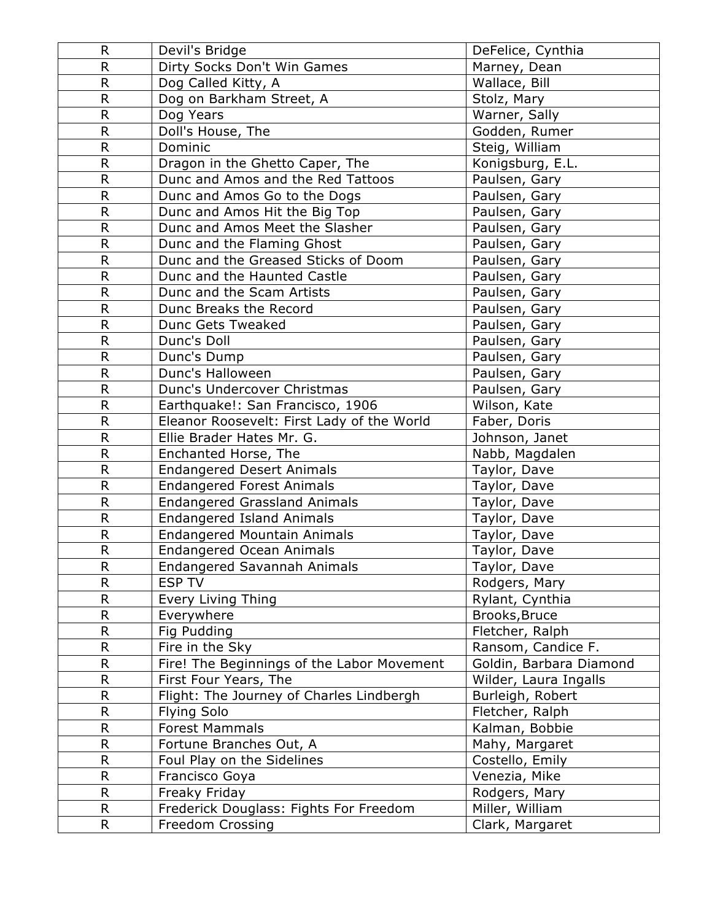| R | Devil's Bridge | DeFelice, Cynthia |
|---|---|---|
| R | Dirty Socks Don't Win Games | Marney, Dean |
| R | Dog Called Kitty, A | Wallace, Bill |
| R | Dog on Barkham Street, A | Stolz, Mary |
| R | Dog Years | Warner, Sally |
| R | Doll's House, The | Godden, Rumer |
| R | Dominic | Steig, William |
| R | Dragon in the Ghetto Caper, The | Konigsburg, E.L. |
| R | Dunc and Amos and the Red Tattoos | Paulsen, Gary |
| R | Dunc and Amos Go to the Dogs | Paulsen, Gary |
| R | Dunc and Amos Hit the Big Top | Paulsen, Gary |
| R | Dunc and Amos Meet the Slasher | Paulsen, Gary |
| R | Dunc and the Flaming Ghost | Paulsen, Gary |
| R | Dunc and the Greased Sticks of Doom | Paulsen, Gary |
| R | Dunc and the Haunted Castle | Paulsen, Gary |
| R | Dunc and the Scam Artists | Paulsen, Gary |
| R | Dunc Breaks the Record | Paulsen, Gary |
| R | Dunc Gets Tweaked | Paulsen, Gary |
| R | Dunc's Doll | Paulsen, Gary |
| R | Dunc's Dump | Paulsen, Gary |
| R | Dunc's Halloween | Paulsen, Gary |
| R | Dunc's Undercover Christmas | Paulsen, Gary |
| R | Earthquake!: San Francisco, 1906 | Wilson, Kate |
| R | Eleanor Roosevelt: First Lady of the World | Faber, Doris |
| R | Ellie Brader Hates Mr. G. | Johnson, Janet |
| R | Enchanted Horse, The | Nabb, Magdalen |
| R | Endangered Desert Animals | Taylor, Dave |
| R | Endangered Forest Animals | Taylor, Dave |
| R | Endangered Grassland Animals | Taylor, Dave |
| R | Endangered Island Animals | Taylor, Dave |
| R | Endangered Mountain Animals | Taylor, Dave |
| R | Endangered Ocean Animals | Taylor, Dave |
| R | Endangered Savannah Animals | Taylor, Dave |
| R | ESP TV | Rodgers, Mary |
| R | Every Living Thing | Rylant, Cynthia |
| R | Everywhere | Brooks,Bruce |
| R | Fig Pudding | Fletcher, Ralph |
| R | Fire in the Sky | Ransom, Candice F. |
| R | Fire! The Beginnings of the Labor Movement | Goldin, Barbara Diamond |
| R | First Four Years, The | Wilder, Laura Ingalls |
| R | Flight: The Journey of Charles Lindbergh | Burleigh, Robert |
| R | Flying Solo | Fletcher, Ralph |
| R | Forest Mammals | Kalman, Bobbie |
| R | Fortune Branches Out, A | Mahy, Margaret |
| R | Foul Play on the Sidelines | Costello, Emily |
| R | Francisco Goya | Venezia, Mike |
| R | Freaky Friday | Rodgers, Mary |
| R | Frederick Douglass: Fights For Freedom | Miller, William |
| R | Freedom Crossing | Clark, Margaret |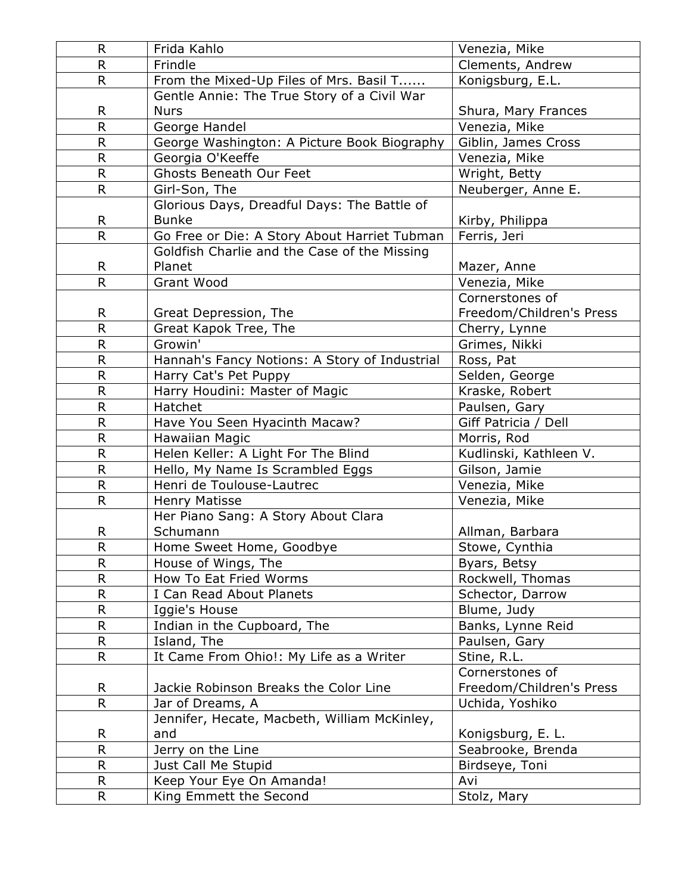| R | Frida Kahlo | Venezia, Mike |
|---|---|---|
| R | Frindle | Clements, Andrew |
| R | From the Mixed-Up Files of Mrs. Basil T...... | Konigsburg, E.L. |
| R | Gentle Annie: The True Story of a Civil War Nurs | Shura, Mary Frances |
| R | George Handel | Venezia, Mike |
| R | George Washington: A Picture Book Biography | Giblin, James Cross |
| R | Georgia O'Keeffe | Venezia, Mike |
| R | Ghosts Beneath Our Feet | Wright, Betty |
| R | Girl-Son, The | Neuberger, Anne E. |
| R | Glorious Days, Dreadful Days: The Battle of Bunke | Kirby, Philippa |
| R | Go Free or Die: A Story About Harriet Tubman | Ferris, Jeri |
| R | Goldfish Charlie and the Case of the Missing Planet | Mazer, Anne |
| R | Grant Wood | Venezia, Mike |
| R | Great Depression, The | Cornerstones of Freedom/Children's Press |
| R | Great Kapok Tree, The | Cherry, Lynne |
| R | Growin' | Grimes, Nikki |
| R | Hannah's Fancy Notions: A Story of Industrial | Ross, Pat |
| R | Harry Cat's Pet Puppy | Selden, George |
| R | Harry Houdini: Master of Magic | Kraske, Robert |
| R | Hatchet | Paulsen, Gary |
| R | Have You Seen Hyacinth Macaw? | Giff Patricia / Dell |
| R | Hawaiian Magic | Morris, Rod |
| R | Helen Keller: A Light For The Blind | Kudlinski, Kathleen V. |
| R | Hello, My Name Is Scrambled Eggs | Gilson, Jamie |
| R | Henri de Toulouse-Lautrec | Venezia, Mike |
| R | Henry Matisse | Venezia, Mike |
| R | Her Piano Sang: A Story About Clara Schumann | Allman, Barbara |
| R | Home Sweet Home, Goodbye | Stowe, Cynthia |
| R | House of Wings, The | Byars, Betsy |
| R | How To Eat Fried Worms | Rockwell, Thomas |
| R | I Can Read About Planets | Schector, Darrow |
| R | Iggie's House | Blume, Judy |
| R | Indian in the Cupboard, The | Banks, Lynne Reid |
| R | Island, The | Paulsen, Gary |
| R | It Came From Ohio!: My Life as a Writer | Stine, R.L. |
| R | Jackie Robinson Breaks the Color Line | Cornerstones of Freedom/Children's Press |
| R | Jar of Dreams, A | Uchida, Yoshiko |
| R | Jennifer, Hecate, Macbeth, William McKinley, and | Konigsburg, E. L. |
| R | Jerry on the Line | Seabrooke, Brenda |
| R | Just Call Me Stupid | Birdseye, Toni |
| R | Keep Your Eye On Amanda! | Avi |
| R | King Emmett the Second | Stolz, Mary |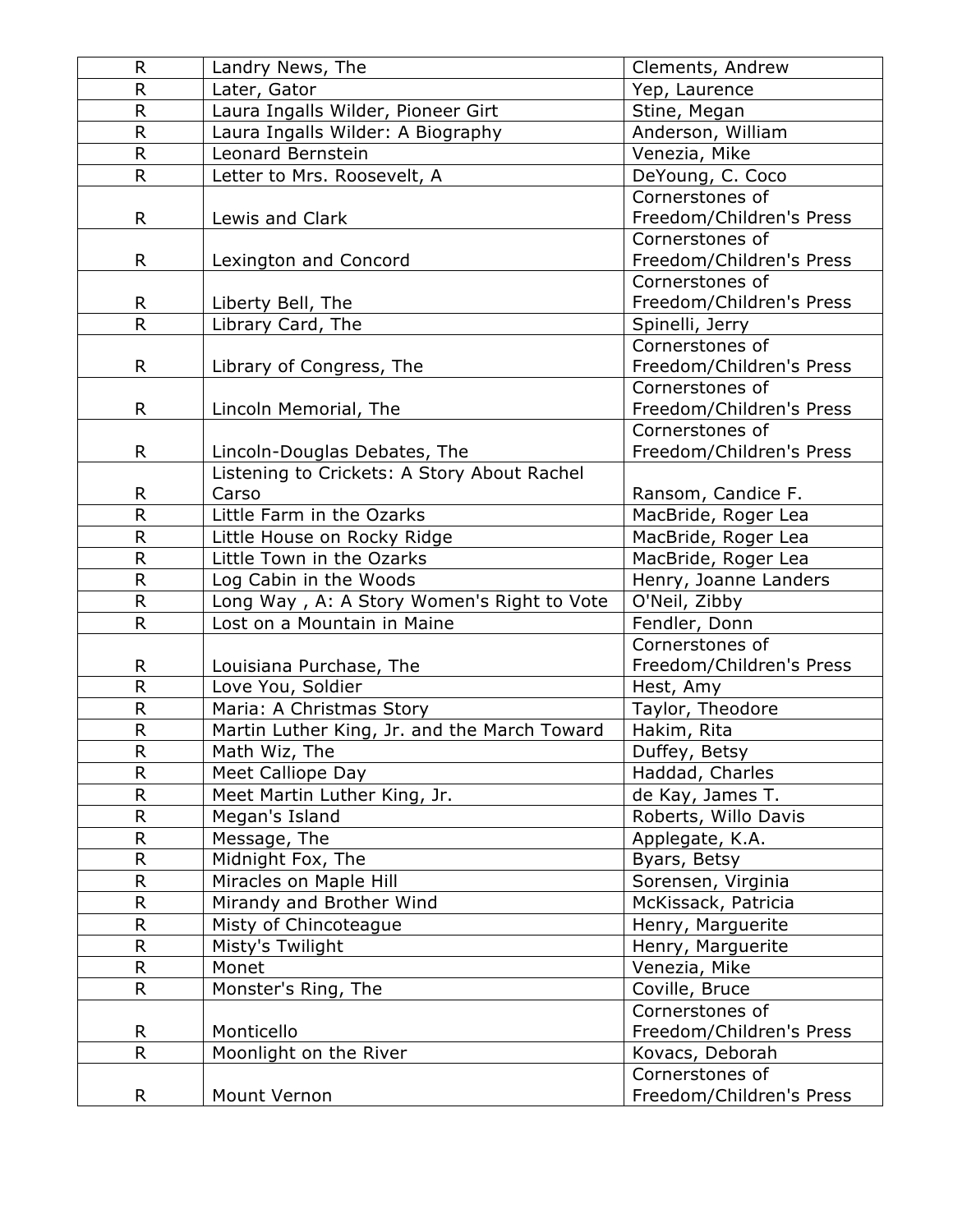| R | Landry News, The | Clements, Andrew |
|---|---|---|
| R | Later, Gator | Yep, Laurence |
| R | Laura Ingalls Wilder, Pioneer Girt | Stine, Megan |
| R | Laura Ingalls Wilder: A Biography | Anderson, William |
| R | Leonard Bernstein | Venezia, Mike |
| R | Letter to Mrs. Roosevelt, A | DeYoung, C. Coco |
| R | Lewis and Clark | Cornerstones of Freedom/Children's Press |
| R | Lexington and Concord | Cornerstones of Freedom/Children's Press |
| R | Liberty Bell, The | Cornerstones of Freedom/Children's Press |
| R | Library Card, The | Spinelli, Jerry |
| R | Library of Congress, The | Cornerstones of Freedom/Children's Press |
| R | Lincoln Memorial, The | Cornerstones of Freedom/Children's Press |
| R | Lincoln-Douglas Debates, The | Cornerstones of Freedom/Children's Press |
| R | Listening to Crickets: A Story About Rachel Carso | Ransom, Candice F. |
| R | Little Farm in the Ozarks | MacBride, Roger Lea |
| R | Little House on Rocky Ridge | MacBride, Roger Lea |
| R | Little Town in the Ozarks | MacBride, Roger Lea |
| R | Log Cabin in the Woods | Henry, Joanne Landers |
| R | Long Way , A: A Story Women's Right to Vote | O'Neil, Zibby |
| R | Lost on a Mountain in Maine | Fendler, Donn |
| R | Louisiana Purchase, The | Cornerstones of Freedom/Children's Press |
| R | Love You, Soldier | Hest, Amy |
| R | Maria: A Christmas Story | Taylor, Theodore |
| R | Martin Luther King, Jr. and the March Toward | Hakim, Rita |
| R | Math Wiz, The | Duffey, Betsy |
| R | Meet Calliope Day | Haddad, Charles |
| R | Meet Martin Luther King, Jr. | de Kay, James T. |
| R | Megan's Island | Roberts, Willo Davis |
| R | Message, The | Applegate, K.A. |
| R | Midnight Fox, The | Byars, Betsy |
| R | Miracles on Maple Hill | Sorensen, Virginia |
| R | Mirandy and Brother Wind | McKissack, Patricia |
| R | Misty of Chincoteague | Henry, Marguerite |
| R | Misty's Twilight | Henry, Marguerite |
| R | Monet | Venezia, Mike |
| R | Monster's Ring, The | Coville, Bruce |
| R | Monticello | Cornerstones of Freedom/Children's Press |
| R | Moonlight on the River | Kovacs, Deborah |
| R | Mount Vernon | Cornerstones of Freedom/Children's Press |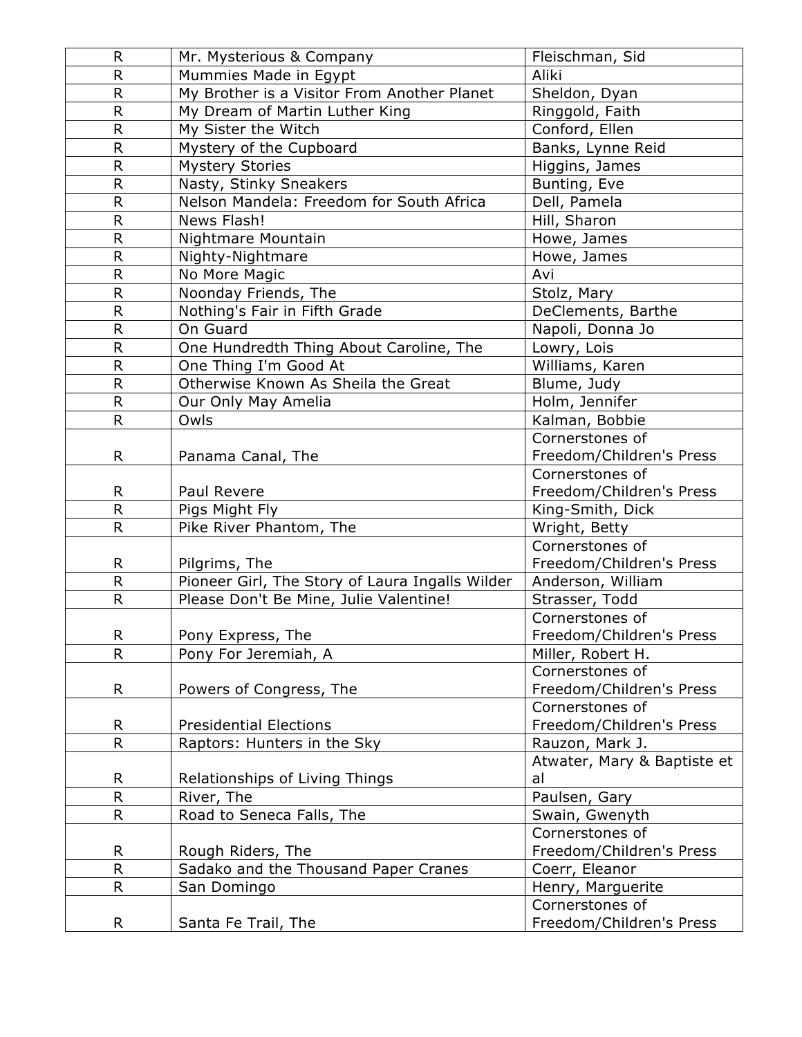| R | Mr. Mysterious & Company | Fleischman, Sid |
|---|---|---|
| R | Mummies Made in Egypt | Aliki |
| R | My Brother is a Visitor From Another Planet | Sheldon, Dyan |
| R | My Dream of Martin Luther King | Ringgold, Faith |
| R | My Sister the Witch | Conford, Ellen |
| R | Mystery of the Cupboard | Banks, Lynne Reid |
| R | Mystery Stories | Higgins, James |
| R | Nasty, Stinky Sneakers | Bunting, Eve |
| R | Nelson Mandela: Freedom for South Africa | Dell, Pamela |
| R | News Flash! | Hill, Sharon |
| R | Nightmare Mountain | Howe, James |
| R | Nighty-Nightmare | Howe, James |
| R | No More Magic | Avi |
| R | Noonday Friends, The | Stolz, Mary |
| R | Nothing's Fair in Fifth Grade | DeClements, Barthe |
| R | On Guard | Napoli, Donna Jo |
| R | One Hundredth Thing About Caroline, The | Lowry, Lois |
| R | One Thing I'm Good At | Williams, Karen |
| R | Otherwise Known As Sheila the Great | Blume, Judy |
| R | Our Only May Amelia | Holm, Jennifer |
| R | Owls | Kalman, Bobbie |
| R | Panama Canal, The | Cornerstones of Freedom/Children's Press |
| R | Paul Revere | Cornerstones of Freedom/Children's Press |
| R | Pigs Might Fly | King-Smith, Dick |
| R | Pike River Phantom, The | Wright, Betty |
| R | Pilgrims, The | Cornerstones of Freedom/Children's Press |
| R | Pioneer Girl, The Story of Laura Ingalls Wilder | Anderson, William |
| R | Please Don't Be Mine, Julie Valentine! | Strasser, Todd |
| R | Pony Express, The | Cornerstones of Freedom/Children's Press |
| R | Pony For Jeremiah, A | Miller, Robert H. |
| R | Powers of Congress, The | Cornerstones of Freedom/Children's Press |
| R | Presidential Elections | Cornerstones of Freedom/Children's Press |
| R | Raptors: Hunters in the Sky | Rauzon, Mark J. |
| R | Relationships of Living Things | Atwater, Mary & Baptiste et al |
| R | River, The | Paulsen, Gary |
| R | Road to Seneca Falls, The | Swain, Gwenyth |
| R | Rough Riders, The | Cornerstones of Freedom/Children's Press |
| R | Sadako and the Thousand Paper Cranes | Coerr, Eleanor |
| R | San Domingo | Henry, Marguerite |
| R | Santa Fe Trail, The | Cornerstones of Freedom/Children's Press |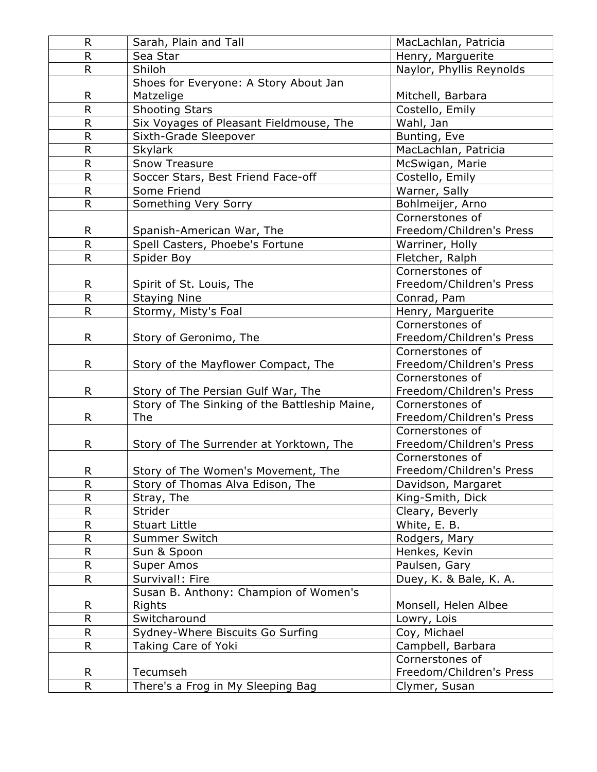| | | |
|---|---|---|
| R | Sarah, Plain and Tall | MacLachlan, Patricia |
| R | Sea Star | Henry, Marguerite |
| R | Shiloh | Naylor, Phyllis Reynolds |
| R | Shoes for Everyone: A Story About Jan Matzelige | Mitchell, Barbara |
| R | Shooting Stars | Costello, Emily |
| R | Six Voyages of Pleasant Fieldmouse, The | Wahl, Jan |
| R | Sixth-Grade Sleepover | Bunting, Eve |
| R | Skylark | MacLachlan, Patricia |
| R | Snow Treasure | McSwigan, Marie |
| R | Soccer Stars, Best Friend Face-off | Costello, Emily |
| R | Some Friend | Warner, Sally |
| R | Something Very Sorry | Bohlmeijer, Arno |
| R | Spanish-American War, The | Cornerstones of Freedom/Children's Press |
| R | Spell Casters, Phoebe's Fortune | Warriner, Holly |
| R | Spider Boy | Fletcher, Ralph |
| R | Spirit of St. Louis, The | Cornerstones of Freedom/Children's Press |
| R | Staying Nine | Conrad, Pam |
| R | Stormy, Misty's Foal | Henry, Marguerite |
| R | Story of Geronimo, The | Cornerstones of Freedom/Children's Press |
| R | Story of the Mayflower Compact, The | Cornerstones of Freedom/Children's Press |
| R | Story of The Persian Gulf War, The | Cornerstones of Freedom/Children's Press |
| R | Story of The Sinking of the Battleship Maine, The | Cornerstones of Freedom/Children's Press |
| R | Story of The Surrender at Yorktown, The | Cornerstones of Freedom/Children's Press |
| R | Story of The Women's Movement, The | Cornerstones of Freedom/Children's Press |
| R | Story of Thomas Alva Edison, The | Davidson, Margaret |
| R | Stray, The | King-Smith, Dick |
| R | Strider | Cleary, Beverly |
| R | Stuart Little | White, E. B. |
| R | Summer Switch | Rodgers, Mary |
| R | Sun & Spoon | Henkes, Kevin |
| R | Super Amos | Paulsen, Gary |
| R | Survival!: Fire | Duey, K. & Bale, K. A. |
| R | Susan B. Anthony: Champion of Women's Rights | Monsell, Helen Albee |
| R | Switcharound | Lowry, Lois |
| R | Sydney-Where Biscuits Go Surfing | Coy, Michael |
| R | Taking Care of Yoki | Campbell, Barbara |
| R | Tecumseh | Cornerstones of Freedom/Children's Press |
| R | There's a Frog in My Sleeping Bag | Clymer, Susan |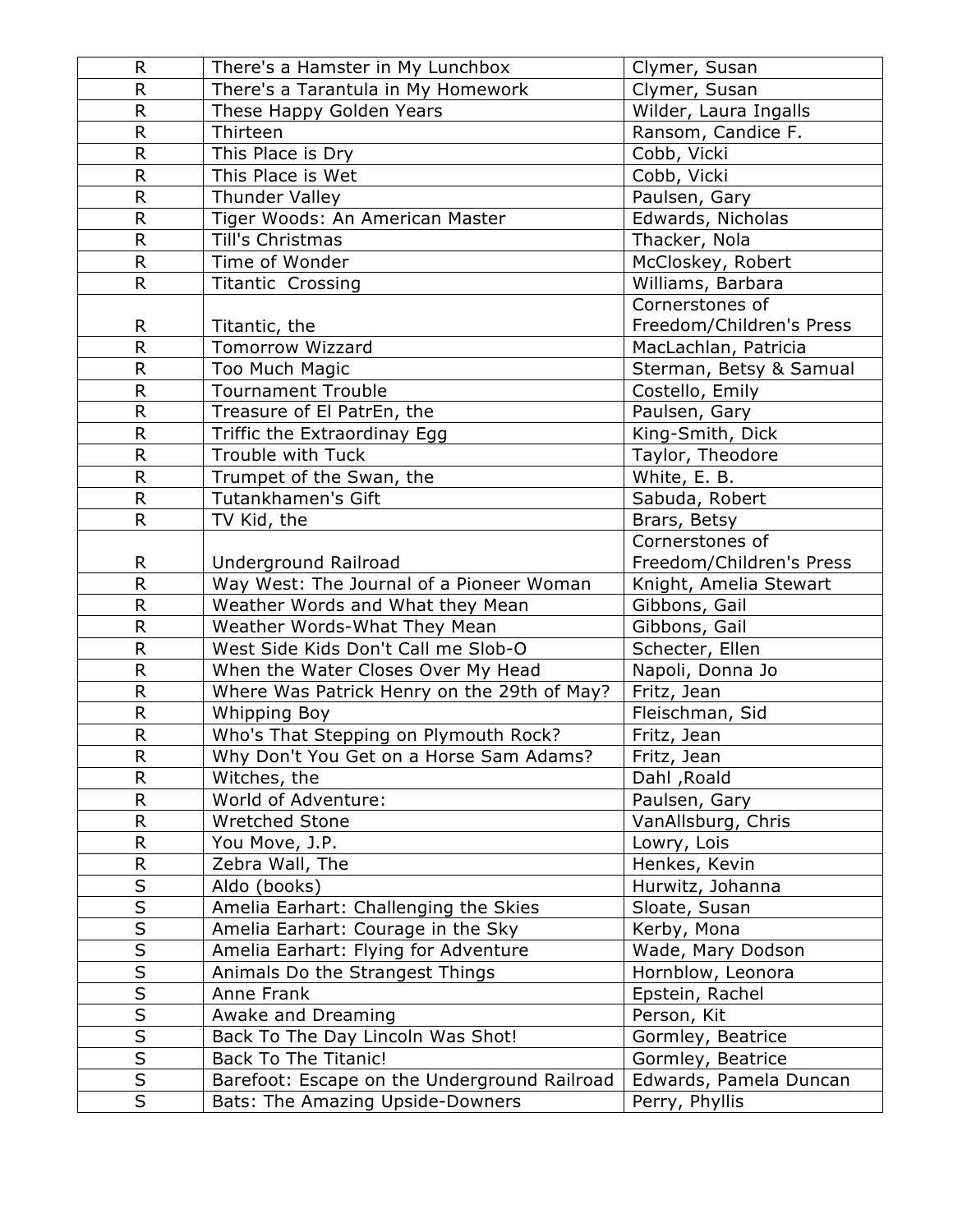| | | |
|---|---|---|
| R | There's a Hamster in My Lunchbox | Clymer, Susan |
| R | There's a Tarantula in My Homework | Clymer, Susan |
| R | These Happy Golden Years | Wilder, Laura Ingalls |
| R | Thirteen | Ransom, Candice F. |
| R | This Place is Dry | Cobb, Vicki |
| R | This Place is Wet | Cobb, Vicki |
| R | Thunder Valley | Paulsen, Gary |
| R | Tiger Woods: An American Master | Edwards, Nicholas |
| R | Till's Christmas | Thacker, Nola |
| R | Time of Wonder | McCloskey, Robert |
| R | Titantic Crossing | Williams, Barbara |
| R | Titantic, the | Cornerstones of Freedom/Children's Press |
| R | Tomorrow Wizzard | MacLachlan, Patricia |
| R | Too Much Magic | Sterman, Betsy & Samual |
| R | Tournament Trouble | Costello, Emily |
| R | Treasure of El PatrEn, the | Paulsen, Gary |
| R | Triffic the Extraordinay Egg | King-Smith, Dick |
| R | Trouble with Tuck | Taylor, Theodore |
| R | Trumpet of the Swan, the | White, E. B. |
| R | Tutankhamen's Gift | Sabuda, Robert |
| R | TV Kid, the | Brars, Betsy |
| R | Underground Railroad | Cornerstones of Freedom/Children's Press |
| R | Way West: The Journal of a Pioneer Woman | Knight, Amelia Stewart |
| R | Weather Words and What they Mean | Gibbons, Gail |
| R | Weather Words-What They Mean | Gibbons, Gail |
| R | West Side Kids Don't Call me Slob-O | Schecter, Ellen |
| R | When the Water Closes Over My Head | Napoli, Donna Jo |
| R | Where Was Patrick Henry on the 29th of May? | Fritz, Jean |
| R | Whipping Boy | Fleischman, Sid |
| R | Who's That Stepping on Plymouth Rock? | Fritz, Jean |
| R | Why Don't You Get on a Horse Sam Adams? | Fritz, Jean |
| R | Witches, the | Dahl ,Roald |
| R | World of Adventure: | Paulsen, Gary |
| R | Wretched Stone | VanAllsburg, Chris |
| R | You Move, J.P. | Lowry, Lois |
| R | Zebra Wall, The | Henkes, Kevin |
| S | Aldo (books) | Hurwitz, Johanna |
| S | Amelia Earhart: Challenging the Skies | Sloate, Susan |
| S | Amelia Earhart: Courage in the Sky | Kerby, Mona |
| S | Amelia Earhart: Flying for Adventure | Wade, Mary Dodson |
| S | Animals Do the Strangest Things | Hornblow, Leonora |
| S | Anne Frank | Epstein, Rachel |
| S | Awake and Dreaming | Person, Kit |
| S | Back To The Day Lincoln Was Shot! | Gormley, Beatrice |
| S | Back To The Titanic! | Gormley, Beatrice |
| S | Barefoot: Escape on the Underground Railroad | Edwards, Pamela Duncan |
| S | Bats: The Amazing Upside-Downers | Perry, Phyllis |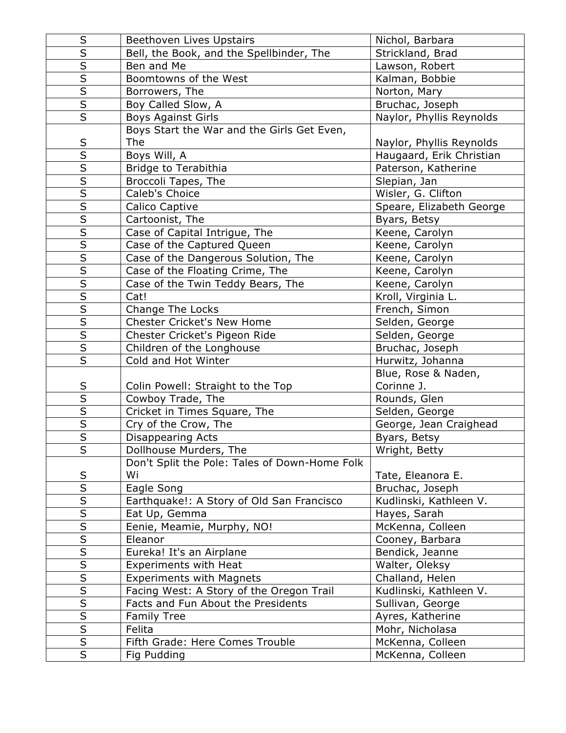| S | Beethoven Lives Upstairs | Nichol, Barbara |
|---|---|---|
| S | Bell, the Book, and the Spellbinder, The | Strickland, Brad |
| S | Ben and Me | Lawson, Robert |
| S | Boomtowns of the West | Kalman, Bobbie |
| S | Borrowers, The | Norton, Mary |
| S | Boy Called Slow, A | Bruchac, Joseph |
| S | Boys Against Girls | Naylor, Phyllis Reynolds |
| S | Boys Start the War and the Girls Get Even, The | Naylor, Phyllis Reynolds |
| S | Boys Will, A | Haugaard, Erik Christian |
| S | Bridge to Terabithia | Paterson, Katherine |
| S | Broccoli Tapes, The | Slepian, Jan |
| S | Caleb's Choice | Wisler, G. Clifton |
| S | Calico Captive | Speare, Elizabeth George |
| S | Cartoonist, The | Byars, Betsy |
| S | Case of Capital Intrigue, The | Keene, Carolyn |
| S | Case of the Captured Queen | Keene, Carolyn |
| S | Case of the Dangerous Solution, The | Keene, Carolyn |
| S | Case of the Floating Crime, The | Keene, Carolyn |
| S | Case of the Twin Teddy Bears, The | Keene, Carolyn |
| S | Cat! | Kroll, Virginia L. |
| S | Change The Locks | French, Simon |
| S | Chester Cricket's New Home | Selden, George |
| S | Chester Cricket's Pigeon Ride | Selden, George |
| S | Children of the Longhouse | Bruchac, Joseph |
| S | Cold and Hot Winter | Hurwitz, Johanna |
| S | Colin Powell: Straight to the Top | Blue, Rose & Naden, Corinne J. |
| S | Cowboy Trade, The | Rounds, Glen |
| S | Cricket in Times Square, The | Selden, George |
| S | Cry of the Crow, The | George, Jean Craighead |
| S | Disappearing Acts | Byars, Betsy |
| S | Dollhouse Murders, The | Wright, Betty |
| S | Don't Split the Pole: Tales of Down-Home Folk Wi | Tate, Eleanora E. |
| S | Eagle Song | Bruchac, Joseph |
| S | Earthquake!: A Story of Old San Francisco | Kudlinski, Kathleen V. |
| S | Eat Up, Gemma | Hayes, Sarah |
| S | Eenie, Meamie, Murphy, NO! | McKenna, Colleen |
| S | Eleanor | Cooney, Barbara |
| S | Eureka! It's an Airplane | Bendick, Jeanne |
| S | Experiments with Heat | Walter, Oleksy |
| S | Experiments with Magnets | Challand, Helen |
| S | Facing West: A Story of the Oregon Trail | Kudlinski, Kathleen V. |
| S | Facts and Fun About the Presidents | Sullivan, George |
| S | Family Tree | Ayres, Katherine |
| S | Felita | Mohr, Nicholasa |
| S | Fifth Grade: Here Comes Trouble | McKenna, Colleen |
| S | Fig Pudding | McKenna, Colleen |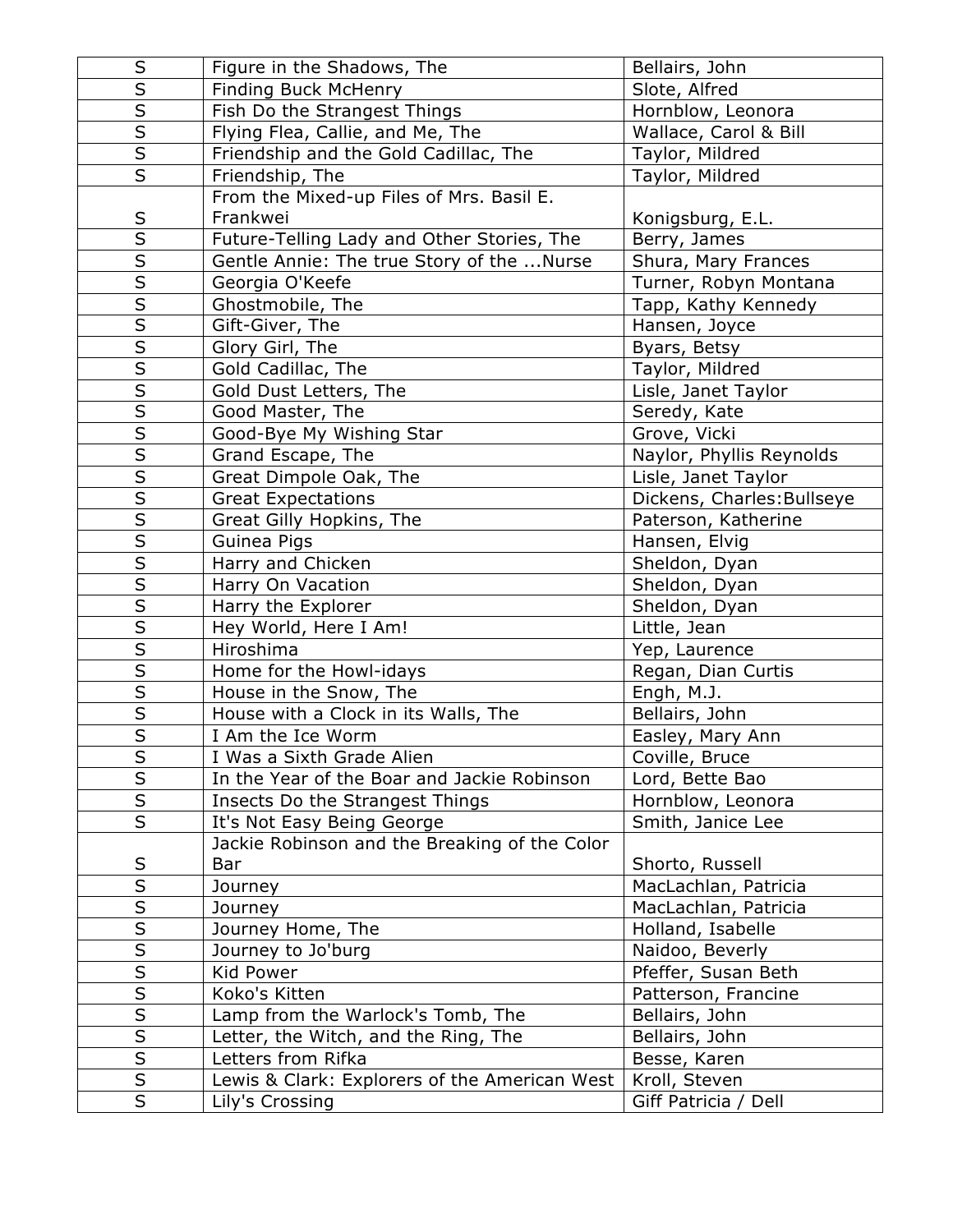| S | Figure in the Shadows, The | Bellairs, John |
|---|---|---|
| S | Finding Buck McHenry | Slote, Alfred |
| S | Fish Do the Strangest Things | Hornblow, Leonora |
| S | Flying Flea, Callie, and Me, The | Wallace, Carol & Bill |
| S | Friendship and the Gold Cadillac, The | Taylor, Mildred |
| S | Friendship, The | Taylor, Mildred |
| S | From the Mixed-up Files of Mrs. Basil E. Frankwei | Konigsburg, E.L. |
| S | Future-Telling Lady and Other Stories, The | Berry, James |
| S | Gentle Annie: The true Story of the ...Nurse | Shura, Mary Frances |
| S | Georgia O'Keefe | Turner, Robyn Montana |
| S | Ghostmobile, The | Tapp, Kathy Kennedy |
| S | Gift-Giver, The | Hansen, Joyce |
| S | Glory Girl, The | Byars, Betsy |
| S | Gold Cadillac, The | Taylor, Mildred |
| S | Gold Dust Letters, The | Lisle, Janet Taylor |
| S | Good Master, The | Seredy, Kate |
| S | Good-Bye My Wishing Star | Grove, Vicki |
| S | Grand Escape, The | Naylor, Phyllis Reynolds |
| S | Great Dimpole Oak, The | Lisle, Janet Taylor |
| S | Great Expectations | Dickens, Charles:Bullseye |
| S | Great Gilly Hopkins, The | Paterson, Katherine |
| S | Guinea Pigs | Hansen, Elvig |
| S | Harry and Chicken | Sheldon, Dyan |
| S | Harry On Vacation | Sheldon, Dyan |
| S | Harry the Explorer | Sheldon, Dyan |
| S | Hey World, Here I Am! | Little, Jean |
| S | Hiroshima | Yep, Laurence |
| S | Home for the Howl-idays | Regan, Dian Curtis |
| S | House in the Snow, The | Engh, M.J. |
| S | House with a Clock in its Walls, The | Bellairs, John |
| S | I Am the Ice Worm | Easley, Mary Ann |
| S | I Was a Sixth Grade Alien | Coville, Bruce |
| S | In the Year of the Boar and Jackie Robinson | Lord, Bette Bao |
| S | Insects Do the Strangest Things | Hornblow, Leonora |
| S | It's Not Easy Being George | Smith, Janice Lee |
| S | Jackie Robinson and the Breaking of the Color Bar | Shorto, Russell |
| S | Journey | MacLachlan, Patricia |
| S | Journey | MacLachlan, Patricia |
| S | Journey Home, The | Holland, Isabelle |
| S | Journey to Jo'burg | Naidoo, Beverly |
| S | Kid Power | Pfeffer, Susan Beth |
| S | Koko's Kitten | Patterson, Francine |
| S | Lamp from the Warlock's Tomb, The | Bellairs, John |
| S | Letter, the Witch, and the Ring, The | Bellairs, John |
| S | Letters from Rifka | Besse, Karen |
| S | Lewis & Clark: Explorers of the American West | Kroll, Steven |
| S | Lily's Crossing | Giff Patricia / Dell |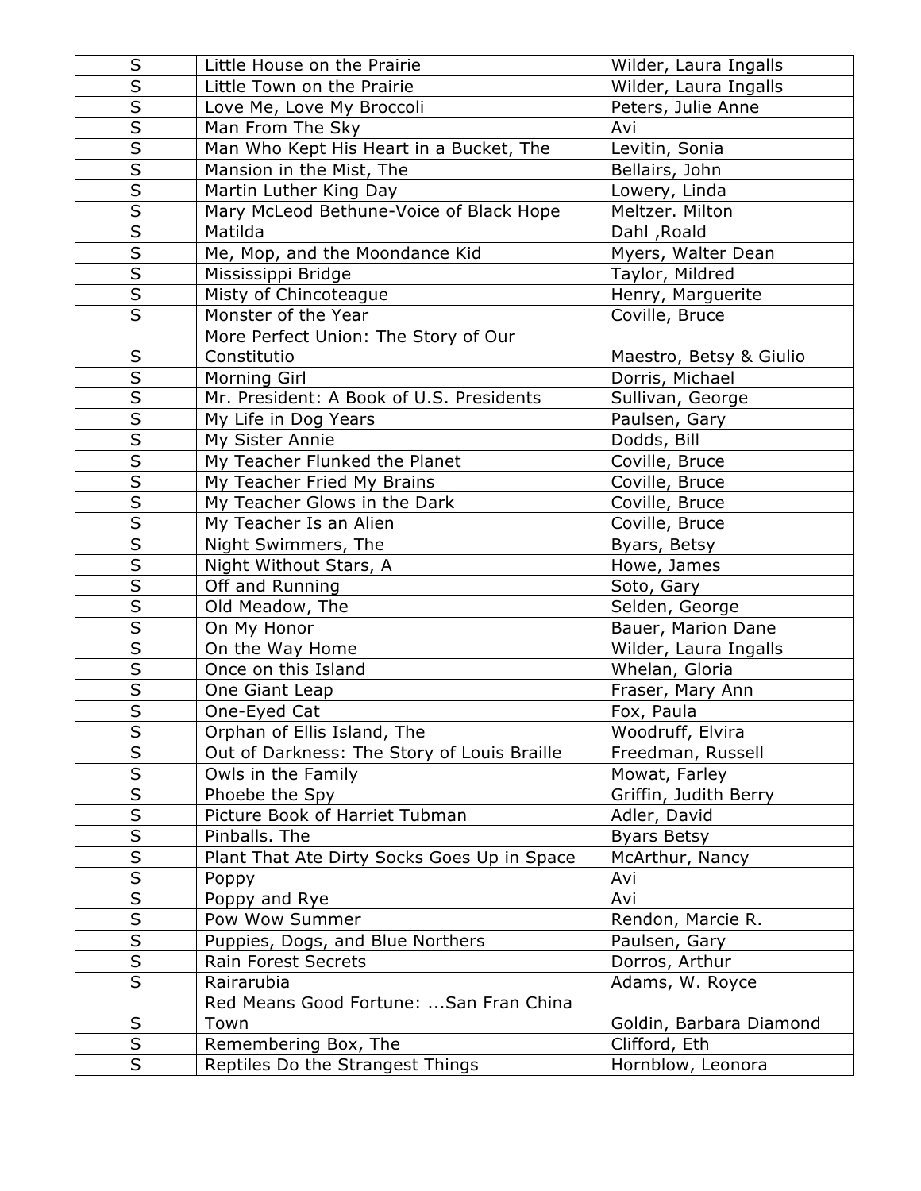| S | Little House on the Prairie | Wilder, Laura Ingalls |
|---|---|---|
| S | Little Town on the Prairie | Wilder, Laura Ingalls |
| S | Love Me, Love My Broccoli | Peters, Julie Anne |
| S | Man From The Sky | Avi |
| S | Man Who Kept His Heart in a Bucket, The | Levitin, Sonia |
| S | Mansion in the Mist, The | Bellairs, John |
| S | Martin Luther King Day | Lowery, Linda |
| S | Mary McLeod Bethune-Voice of Black Hope | Meltzer. Milton |
| S | Matilda | Dahl ,Roald |
| S | Me, Mop, and the Moondance Kid | Myers, Walter Dean |
| S | Mississippi Bridge | Taylor, Mildred |
| S | Misty of Chincoteague | Henry, Marguerite |
| S | Monster of the Year | Coville, Bruce |
| S | More Perfect Union: The Story of Our Constitutio | Maestro, Betsy & Giulio |
| S | Morning Girl | Dorris, Michael |
| S | Mr. President: A Book of U.S. Presidents | Sullivan, George |
| S | My Life in Dog Years | Paulsen, Gary |
| S | My Sister Annie | Dodds, Bill |
| S | My Teacher Flunked the Planet | Coville, Bruce |
| S | My Teacher Fried My Brains | Coville, Bruce |
| S | My Teacher Glows in the Dark | Coville, Bruce |
| S | My Teacher Is an Alien | Coville, Bruce |
| S | Night Swimmers, The | Byars, Betsy |
| S | Night Without Stars, A | Howe, James |
| S | Off and Running | Soto, Gary |
| S | Old Meadow, The | Selden, George |
| S | On My Honor | Bauer, Marion Dane |
| S | On the Way Home | Wilder, Laura Ingalls |
| S | Once on this Island | Whelan, Gloria |
| S | One Giant Leap | Fraser, Mary Ann |
| S | One-Eyed Cat | Fox, Paula |
| S | Orphan of Ellis Island, The | Woodruff, Elvira |
| S | Out of Darkness: The Story of Louis Braille | Freedman, Russell |
| S | Owls in the Family | Mowat, Farley |
| S | Phoebe the Spy | Griffin, Judith Berry |
| S | Picture Book of Harriet Tubman | Adler, David |
| S | Pinballs. The | Byars Betsy |
| S | Plant That Ate Dirty Socks Goes Up in Space | McArthur, Nancy |
| S | Poppy | Avi |
| S | Poppy and Rye | Avi |
| S | Pow Wow Summer | Rendon, Marcie R. |
| S | Puppies, Dogs, and Blue Northers | Paulsen, Gary |
| S | Rain Forest Secrets | Dorros, Arthur |
| S | Rairarubia | Adams, W. Royce |
| S | Red Means Good Fortune: ...San Fran China Town | Goldin, Barbara Diamond |
| S | Remembering Box, The | Clifford, Eth |
| S | Reptiles Do the Strangest Things | Hornblow, Leonora |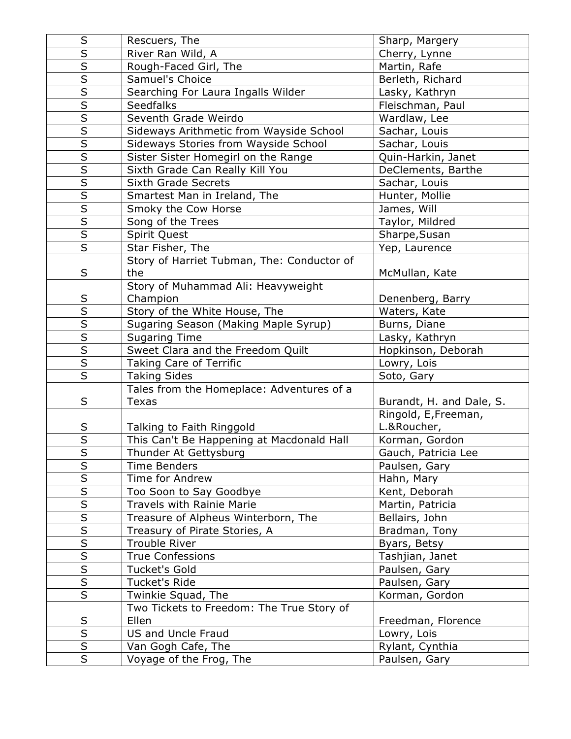| S | Rescuers, The | Sharp, Margery |
|---|---|---|
| S | River Ran Wild, A | Cherry, Lynne |
| S | Rough-Faced Girl, The | Martin, Rafe |
| S | Samuel's Choice | Berleth, Richard |
| S | Searching For Laura Ingalls Wilder | Lasky, Kathryn |
| S | Seedfalks | Fleischman, Paul |
| S | Seventh Grade Weirdo | Wardlaw, Lee |
| S | Sideways Arithmetic from Wayside School | Sachar, Louis |
| S | Sideways Stories from Wayside School | Sachar, Louis |
| S | Sister Sister Homegirl on the Range | Quin-Harkin, Janet |
| S | Sixth Grade Can Really Kill You | DeClements, Barthe |
| S | Sixth Grade Secrets | Sachar, Louis |
| S | Smartest Man in Ireland, The | Hunter, Mollie |
| S | Smoky the Cow Horse | James, Will |
| S | Song of the Trees | Taylor, Mildred |
| S | Spirit Quest | Sharpe,Susan |
| S | Star Fisher, The | Yep, Laurence |
| S | Story of Harriet Tubman, The: Conductor of the | McMullan, Kate |
| S | Story of Muhammad Ali: Heavyweight Champion | Denenberg, Barry |
| S | Story of the White House, The | Waters, Kate |
| S | Sugaring Season (Making Maple Syrup) | Burns, Diane |
| S | Sugaring Time | Lasky, Kathryn |
| S | Sweet Clara and the Freedom Quilt | Hopkinson, Deborah |
| S | Taking Care of Terrific | Lowry, Lois |
| S | Taking Sides | Soto, Gary |
| S | Tales from the Homeplace: Adventures of a Texas | Burandt, H. and Dale, S. |
| S | Talking to Faith Ringgold | Ringold, E,Freeman, L.&Roucher, |
| S | This Can't Be Happening at Macdonald Hall | Korman, Gordon |
| S | Thunder At Gettysburg | Gauch, Patricia Lee |
| S | Time Benders | Paulsen, Gary |
| S | Time for Andrew | Hahn, Mary |
| S | Too Soon to Say Goodbye | Kent, Deborah |
| S | Travels with Rainie Marie | Martin, Patricia |
| S | Treasure of Alpheus Winterborn, The | Bellairs, John |
| S | Treasury of Pirate Stories, A | Bradman, Tony |
| S | Trouble River | Byars, Betsy |
| S | True Confessions | Tashjian, Janet |
| S | Tucket's Gold | Paulsen, Gary |
| S | Tucket's Ride | Paulsen, Gary |
| S | Twinkie Squad, The | Korman, Gordon |
| S | Two Tickets to Freedom: The True Story of Ellen | Freedman, Florence |
| S | US and Uncle Fraud | Lowry, Lois |
| S | Van Gogh Cafe, The | Rylant, Cynthia |
| S | Voyage of the Frog, The | Paulsen, Gary |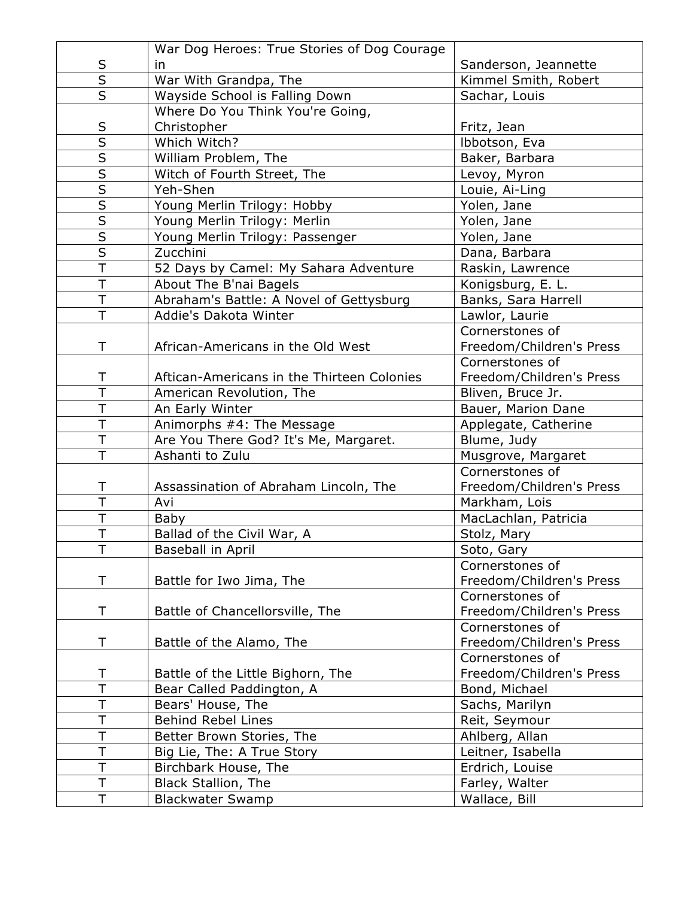| S | War Dog Heroes: True Stories of Dog Courage in | Sanderson, Jeannette |
|---|---|---|
| S | War With Grandpa, The | Kimmel Smith, Robert |
| S | Wayside School is Falling Down | Sachar, Louis |
| S | Where Do You Think You're Going, Christopher | Fritz, Jean |
| S | Which Witch? | lbbotson, Eva |
| S | William Problem, The | Baker, Barbara |
| S | Witch of Fourth Street, The | Levoy, Myron |
| S | Yeh-Shen | Louie, Ai-Ling |
| S | Young Merlin Trilogy: Hobby | Yolen, Jane |
| S | Young Merlin Trilogy: Merlin | Yolen, Jane |
| S | Young Merlin Trilogy: Passenger | Yolen, Jane |
| S | Zucchini | Dana, Barbara |
| T | 52 Days by Camel: My Sahara Adventure | Raskin, Lawrence |
| T | About The B'nai Bagels | Konigsburg, E. L. |
| T | Abraham's Battle: A Novel of Gettysburg | Banks, Sara Harrell |
| T | Addie's Dakota Winter | Lawlor, Laurie |
| T | African-Americans in the Old West | Cornerstones of Freedom/Children's Press |
| T | Aftican-Americans in the Thirteen Colonies | Cornerstones of Freedom/Children's Press |
| T | American Revolution, The | Bliven, Bruce Jr. |
| T | An Early Winter | Bauer, Marion Dane |
| T | Animorphs #4: The Message | Applegate, Catherine |
| T | Are You There God? It's Me, Margaret. | Blume, Judy |
| T | Ashanti to Zulu | Musgrove, Margaret |
| T | Assassination of Abraham Lincoln, The | Cornerstones of Freedom/Children's Press |
| T | Avi | Markham, Lois |
| T | Baby | MacLachlan, Patricia |
| T | Ballad of the Civil War, A | Stolz, Mary |
| T | Baseball in April | Soto, Gary |
| T | Battle for Iwo Jima, The | Cornerstones of Freedom/Children's Press |
| T | Battle of Chancellorsville, The | Cornerstones of Freedom/Children's Press |
| T | Battle of the Alamo, The | Cornerstones of Freedom/Children's Press |
| T | Battle of the Little Bighorn, The | Cornerstones of Freedom/Children's Press |
| T | Bear Called Paddington, A | Bond, Michael |
| T | Bears' House, The | Sachs, Marilyn |
| T | Behind Rebel Lines | Reit, Seymour |
| T | Better Brown Stories, The | Ahlberg, Allan |
| T | Big Lie, The: A True Story | Leitner, Isabella |
| T | Birchbark House, The | Erdrich, Louise |
| T | Black Stallion, The | Farley, Walter |
| T | Blackwater Swamp | Wallace, Bill |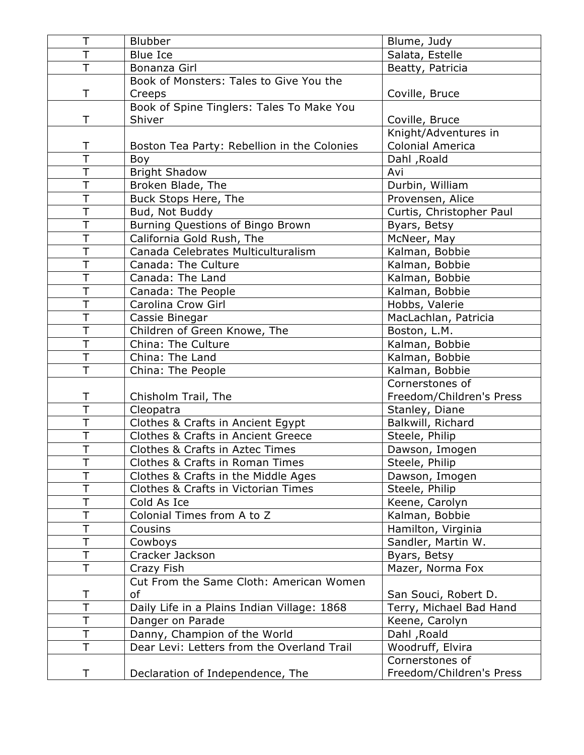| T | Blubber | Blume, Judy |
|---|---|---|
| T | Blue Ice | Salata, Estelle |
| T | Bonanza Girl | Beatty, Patricia |
| T | Book of Monsters: Tales to Give You the Creeps | Coville, Bruce |
| T | Book of Spine Tinglers: Tales To Make You Shiver | Coville, Bruce |
| T | Boston Tea Party: Rebellion in the Colonies | Knight/Adventures in Colonial America |
| T | Boy | Dahl ,Roald |
| T | Bright Shadow | Avi |
| T | Broken Blade, The | Durbin, William |
| T | Buck Stops Here, The | Provensen, Alice |
| T | Bud, Not Buddy | Curtis, Christopher Paul |
| T | Burning Questions of Bingo Brown | Byars, Betsy |
| T | California Gold Rush, The | McNeer, May |
| T | Canada Celebrates Multiculturalism | Kalman, Bobbie |
| T | Canada: The Culture | Kalman, Bobbie |
| T | Canada: The Land | Kalman, Bobbie |
| T | Canada: The People | Kalman, Bobbie |
| T | Carolina Crow Girl | Hobbs, Valerie |
| T | Cassie Binegar | MacLachlan, Patricia |
| T | Children of Green Knowe, The | Boston, L.M. |
| T | China: The Culture | Kalman, Bobbie |
| T | China: The Land | Kalman, Bobbie |
| T | China: The People | Kalman, Bobbie |
| T | Chisholm Trail, The | Cornerstones of Freedom/Children's Press |
| T | Cleopatra | Stanley, Diane |
| T | Clothes & Crafts in Ancient Egypt | Balkwill, Richard |
| T | Clothes & Crafts in Ancient Greece | Steele, Philip |
| T | Clothes & Crafts in Aztec Times | Dawson, Imogen |
| T | Clothes & Crafts in Roman Times | Steele, Philip |
| T | Clothes & Crafts in the Middle Ages | Dawson, Imogen |
| T | Clothes & Crafts in Victorian Times | Steele, Philip |
| T | Cold As Ice | Keene, Carolyn |
| T | Colonial Times from A to Z | Kalman, Bobbie |
| T | Cousins | Hamilton, Virginia |
| T | Cowboys | Sandler, Martin W. |
| T | Cracker Jackson | Byars, Betsy |
| T | Crazy Fish | Mazer, Norma Fox |
| T | Cut From the Same Cloth: American Women of | San Souci, Robert D. |
| T | Daily Life in a Plains Indian Village: 1868 | Terry, Michael Bad Hand |
| T | Danger on Parade | Keene, Carolyn |
| T | Danny, Champion of the World | Dahl ,Roald |
| T | Dear Levi: Letters from the Overland Trail | Woodruff, Elvira |
| T | Declaration of Independence, The | Cornerstones of Freedom/Children's Press |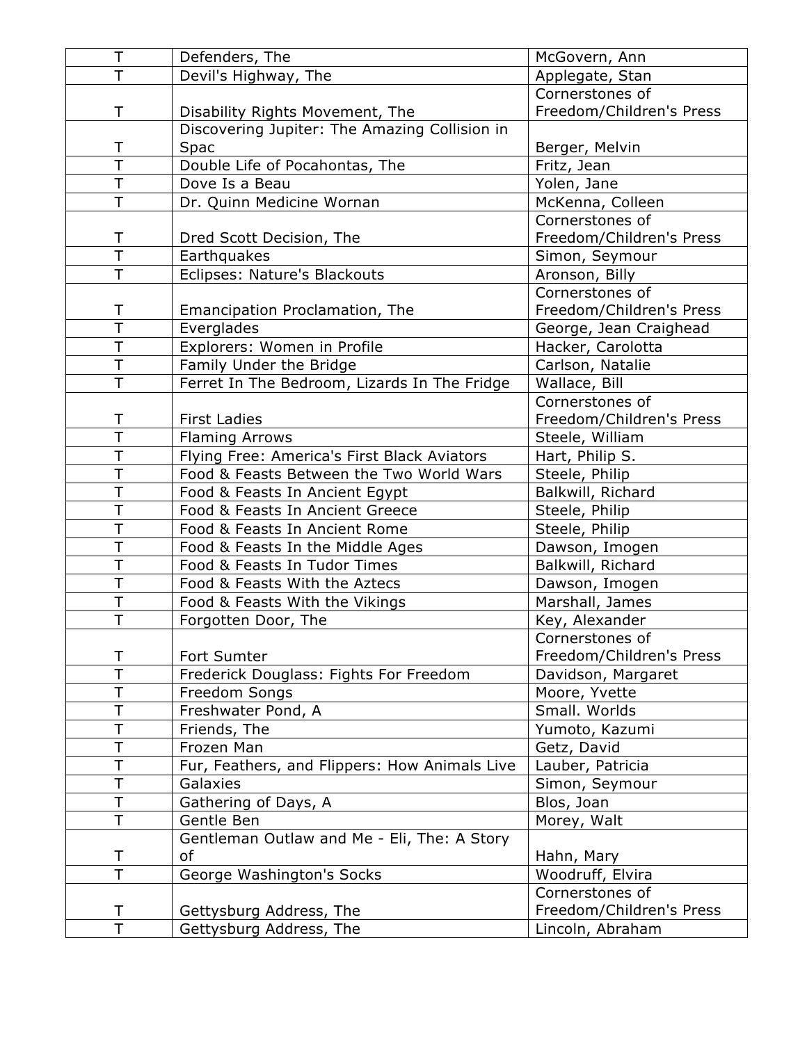| T | Defenders, The | McGovern, Ann |
|---|---|---|
| T | Devil's Highway, The | Applegate, Stan |
| T | Disability Rights Movement, The | Cornerstones of Freedom/Children's Press |
| T | Discovering Jupiter: The Amazing Collision in Spac | Berger, Melvin |
| T | Double Life of Pocahontas, The | Fritz, Jean |
| T | Dove Is a Beau | Yolen, Jane |
| T | Dr. Quinn Medicine Wornan | McKenna, Colleen |
| T | Dred Scott Decision, The | Cornerstones of Freedom/Children's Press |
| T | Earthquakes | Simon, Seymour |
| T | Eclipses: Nature's Blackouts | Aronson, Billy |
| T | Emancipation Proclamation, The | Cornerstones of Freedom/Children's Press |
| T | Everglades | George, Jean Craighead |
| T | Explorers: Women in Profile | Hacker, Carolotta |
| T | Family Under the Bridge | Carlson, Natalie |
| T | Ferret In The Bedroom, Lizards In The Fridge | Wallace, Bill |
| T | First Ladies | Cornerstones of Freedom/Children's Press |
| T | Flaming Arrows | Steele, William |
| T | Flying Free: America's First Black Aviators | Hart, Philip S. |
| T | Food & Feasts Between the Two World Wars | Steele, Philip |
| T | Food & Feasts In Ancient Egypt | Balkwill, Richard |
| T | Food & Feasts In Ancient Greece | Steele, Philip |
| T | Food & Feasts In Ancient Rome | Steele, Philip |
| T | Food & Feasts In the Middle Ages | Dawson, Imogen |
| T | Food & Feasts In Tudor Times | Balkwill, Richard |
| T | Food & Feasts With the Aztecs | Dawson, Imogen |
| T | Food & Feasts With the Vikings | Marshall, James |
| T | Forgotten Door, The | Key, Alexander |
| T | Fort Sumter | Cornerstones of Freedom/Children's Press |
| T | Frederick Douglass: Fights For Freedom | Davidson, Margaret |
| T | Freedom Songs | Moore, Yvette |
| T | Freshwater Pond, A | Small. Worlds |
| T | Friends, The | Yumoto, Kazumi |
| T | Frozen Man | Getz, David |
| T | Fur, Feathers, and Flippers: How Animals Live | Lauber, Patricia |
| T | Galaxies | Simon, Seymour |
| T | Gathering of Days, A | Blos, Joan |
| T | Gentle Ben | Morey, Walt |
| T | Gentleman Outlaw and Me - Eli, The: A Story of | Hahn, Mary |
| T | George Washington's Socks | Woodruff, Elvira |
| T | Gettysburg Address, The | Cornerstones of Freedom/Children's Press |
| T | Gettysburg Address, The | Lincoln, Abraham |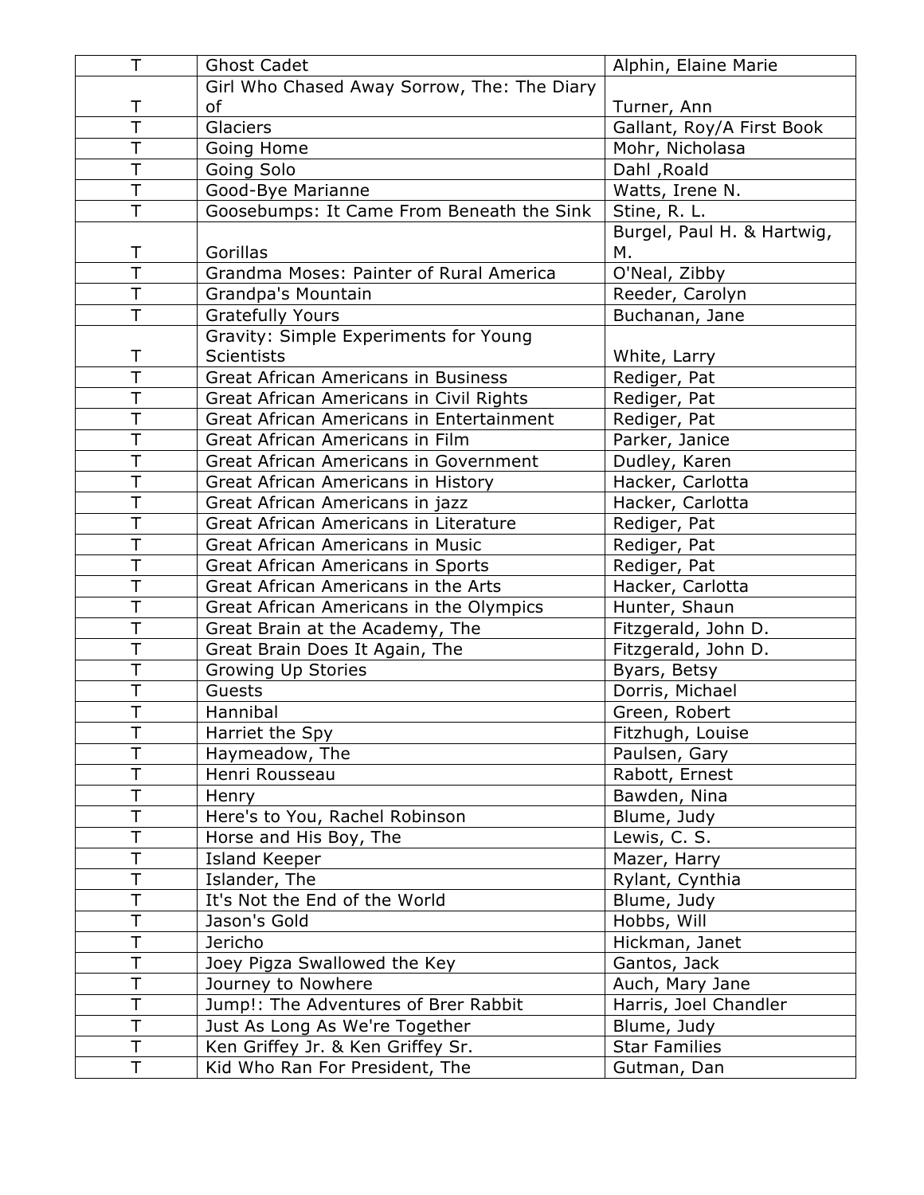| | | |
|---|---|---|
| T | Ghost Cadet | Alphin, Elaine Marie |
| T | Girl Who Chased Away Sorrow, The: The Diary of | Turner, Ann |
| T | Glaciers | Gallant, Roy/A First Book |
| T | Going Home | Mohr, Nicholasa |
| T | Going Solo | Dahl ,Roald |
| T | Good-Bye Marianne | Watts, Irene N. |
| T | Goosebumps: It Came From Beneath the Sink | Stine, R. L. |
| T | Gorillas | Burgel, Paul H. & Hartwig, M. |
| T | Grandma Moses: Painter of Rural America | O'Neal, Zibby |
| T | Grandpa's Mountain | Reeder, Carolyn |
| T | Gratefully Yours | Buchanan, Jane |
| T | Gravity: Simple Experiments for Young Scientists | White, Larry |
| T | Great African Americans in Business | Rediger, Pat |
| T | Great African Americans in Civil Rights | Rediger, Pat |
| T | Great African Americans in Entertainment | Rediger, Pat |
| T | Great African Americans in Film | Parker, Janice |
| T | Great African Americans in Government | Dudley, Karen |
| T | Great African Americans in History | Hacker, Carlotta |
| T | Great African Americans in jazz | Hacker, Carlotta |
| T | Great African Americans in Literature | Rediger, Pat |
| T | Great African Americans in Music | Rediger, Pat |
| T | Great African Americans in Sports | Rediger, Pat |
| T | Great African Americans in the Arts | Hacker, Carlotta |
| T | Great African Americans in the Olympics | Hunter, Shaun |
| T | Great Brain at the Academy, The | Fitzgerald, John D. |
| T | Great Brain Does It Again, The | Fitzgerald, John D. |
| T | Growing Up Stories | Byars, Betsy |
| T | Guests | Dorris, Michael |
| T | Hannibal | Green, Robert |
| T | Harriet the Spy | Fitzhugh, Louise |
| T | Haymeadow, The | Paulsen, Gary |
| T | Henri Rousseau | Rabott, Ernest |
| T | Henry | Bawden, Nina |
| T | Here's to You, Rachel Robinson | Blume, Judy |
| T | Horse and His Boy, The | Lewis, C. S. |
| T | Island Keeper | Mazer, Harry |
| T | Islander, The | Rylant, Cynthia |
| T | It's Not the End of the World | Blume, Judy |
| T | Jason's Gold | Hobbs, Will |
| T | Jericho | Hickman, Janet |
| T | Joey Pigza Swallowed the Key | Gantos, Jack |
| T | Journey to Nowhere | Auch, Mary Jane |
| T | Jump!: The Adventures of Brer Rabbit | Harris, Joel Chandler |
| T | Just As Long As We're Together | Blume, Judy |
| T | Ken Griffey Jr. & Ken Griffey Sr. | Star Families |
| T | Kid Who Ran For President, The | Gutman, Dan |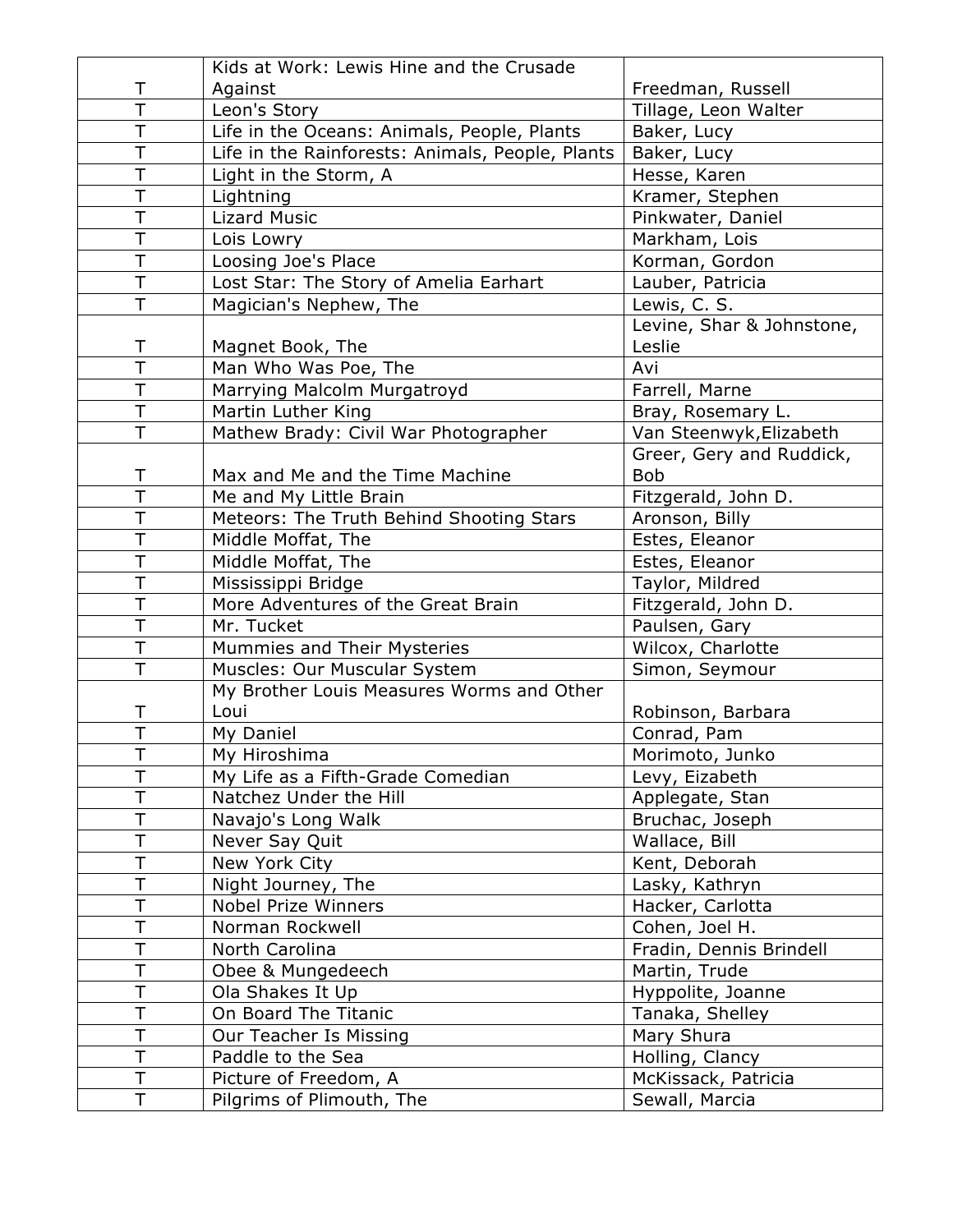| | | |
|---|---|---|
| T | Kids at Work: Lewis Hine and the Crusade Against | Freedman, Russell |
| T | Leon's Story | Tillage, Leon Walter |
| T | Life in the Oceans: Animals, People, Plants | Baker, Lucy |
| T | Life in the Rainforests: Animals, People, Plants | Baker, Lucy |
| T | Light in the Storm, A | Hesse, Karen |
| T | Lightning | Kramer, Stephen |
| T | Lizard Music | Pinkwater, Daniel |
| T | Lois Lowry | Markham, Lois |
| T | Loosing Joe's Place | Korman, Gordon |
| T | Lost Star: The Story of Amelia Earhart | Lauber, Patricia |
| T | Magician's Nephew, The | Lewis, C. S. |
| T | Magnet Book, The | Levine, Shar & Johnstone, Leslie |
| T | Man Who Was Poe, The | Avi |
| T | Marrying Malcolm Murgatroyd | Farrell, Marne |
| T | Martin Luther King | Bray, Rosemary L. |
| T | Mathew Brady: Civil War Photographer | Van Steenwyk,Elizabeth |
| T | Max and Me and the Time Machine | Greer, Gery and Ruddick, Bob |
| T | Me and My Little Brain | Fitzgerald, John D. |
| T | Meteors: The Truth Behind Shooting Stars | Aronson, Billy |
| T | Middle Moffat, The | Estes, Eleanor |
| T | Middle Moffat, The | Estes, Eleanor |
| T | Mississippi Bridge | Taylor, Mildred |
| T | More Adventures of the Great Brain | Fitzgerald, John D. |
| T | Mr. Tucket | Paulsen, Gary |
| T | Mummies and Their Mysteries | Wilcox, Charlotte |
| T | Muscles: Our Muscular System | Simon, Seymour |
| T | My Brother Louis Measures Worms and Other Loui | Robinson, Barbara |
| T | My Daniel | Conrad, Pam |
| T | My Hiroshima | Morimoto, Junko |
| T | My Life as a Fifth-Grade Comedian | Levy, Eizabeth |
| T | Natchez Under the Hill | Applegate, Stan |
| T | Navajo's Long Walk | Bruchac, Joseph |
| T | Never Say Quit | Wallace, Bill |
| T | New York City | Kent, Deborah |
| T | Night Journey, The | Lasky, Kathryn |
| T | Nobel Prize Winners | Hacker, Carlotta |
| T | Norman Rockwell | Cohen, Joel H. |
| T | North Carolina | Fradin, Dennis Brindell |
| T | Obee & Mungedeech | Martin, Trude |
| T | Ola Shakes It Up | Hyppolite, Joanne |
| T | On Board The Titanic | Tanaka, Shelley |
| T | Our Teacher Is Missing | Mary Shura |
| T | Paddle to the Sea | Holling, Clancy |
| T | Picture of Freedom, A | McKissack, Patricia |
| T | Pilgrims of Plimouth, The | Sewall, Marcia |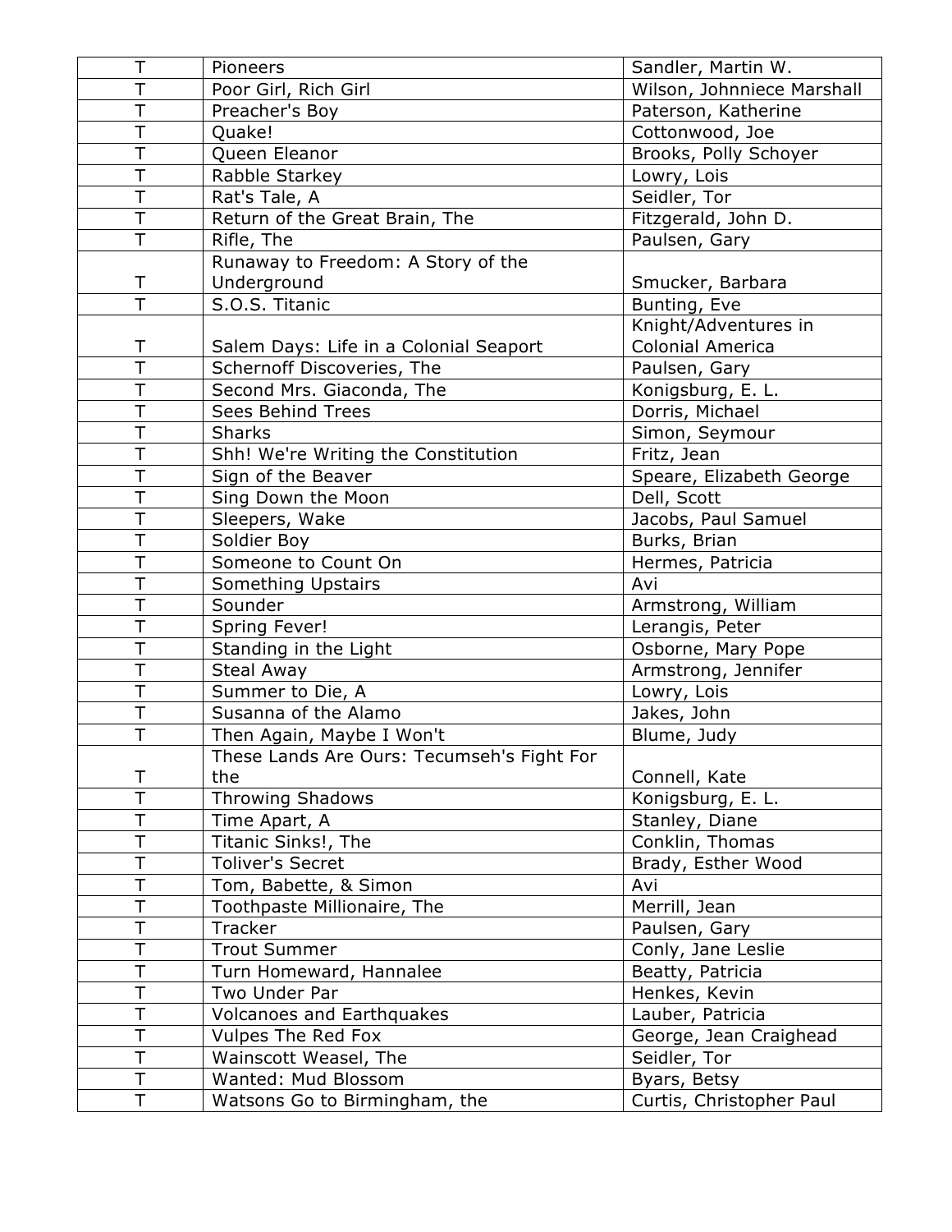| T | Pioneers | Sandler, Martin W. |
|---|---|---|
| T | Poor Girl, Rich Girl | Wilson, Johnniece Marshall |
| T | Preacher's Boy | Paterson, Katherine |
| T | Quake! | Cottonwood, Joe |
| T | Queen Eleanor | Brooks, Polly Schoyer |
| T | Rabble Starkey | Lowry, Lois |
| T | Rat's Tale, A | Seidler, Tor |
| T | Return of the Great Brain, The | Fitzgerald, John D. |
| T | Rifle, The | Paulsen, Gary |
| T | Runaway to Freedom: A Story of the Underground | Smucker, Barbara |
| T | S.O.S. Titanic | Bunting, Eve |
| T | Salem Days: Life in a Colonial Seaport | Knight/Adventures in Colonial America |
| T | Schernoff Discoveries, The | Paulsen, Gary |
| T | Second Mrs. Giaconda, The | Konigsburg, E. L. |
| T | Sees Behind Trees | Dorris, Michael |
| T | Sharks | Simon, Seymour |
| T | Shh! We're Writing the Constitution | Fritz, Jean |
| T | Sign of the Beaver | Speare, Elizabeth George |
| T | Sing Down the Moon | Dell, Scott |
| T | Sleepers, Wake | Jacobs, Paul Samuel |
| T | Soldier Boy | Burks, Brian |
| T | Someone to Count On | Hermes, Patricia |
| T | Something Upstairs | Avi |
| T | Sounder | Armstrong, William |
| T | Spring Fever! | Lerangis, Peter |
| T | Standing in the Light | Osborne, Mary Pope |
| T | Steal Away | Armstrong, Jennifer |
| T | Summer to Die, A | Lowry, Lois |
| T | Susanna of the Alamo | Jakes, John |
| T | Then Again, Maybe I Won't | Blume, Judy |
| T | These Lands Are Ours: Tecumseh's Fight For the | Connell, Kate |
| T | Throwing Shadows | Konigsburg, E. L. |
| T | Time Apart, A | Stanley, Diane |
| T | Titanic Sinks!, The | Conklin, Thomas |
| T | Toliver's Secret | Brady, Esther Wood |
| T | Tom, Babette, & Simon | Avi |
| T | Toothpaste Millionaire, The | Merrill, Jean |
| T | Tracker | Paulsen, Gary |
| T | Trout Summer | Conly, Jane Leslie |
| T | Turn Homeward, Hannalee | Beatty, Patricia |
| T | Two Under Par | Henkes, Kevin |
| T | Volcanoes and Earthquakes | Lauber, Patricia |
| T | Vulpes The Red Fox | George, Jean Craighead |
| T | Wainscott Weasel, The | Seidler, Tor |
| T | Wanted: Mud Blossom | Byars, Betsy |
| T | Watsons Go to Birmingham, the | Curtis, Christopher Paul |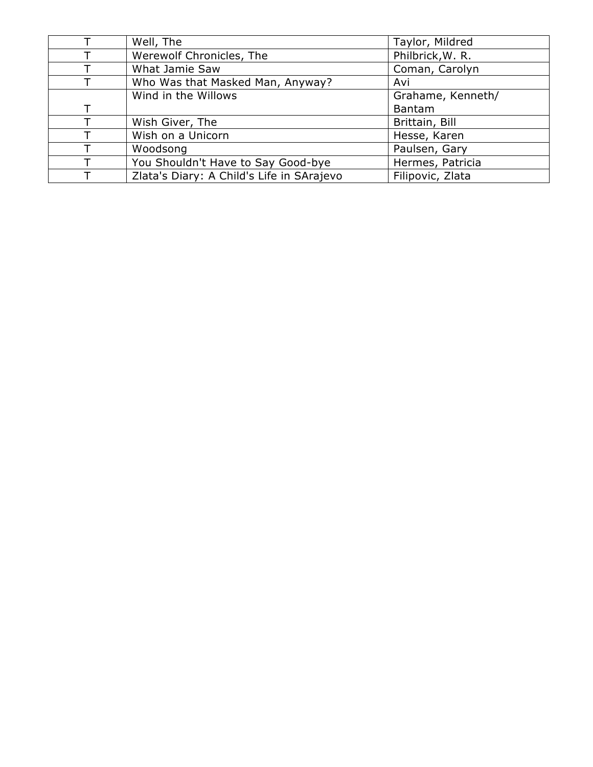| | | |
|---|---|---|
| T | Well, The | Taylor, Mildred |
| T | Werewolf Chronicles, The | Philbrick,W. R. |
| T | What Jamie Saw | Coman, Carolyn |
| T | Who Was that Masked Man, Anyway? | Avi |
| T | Wind in the Willows | Grahame, Kenneth/ Bantam |
| T | Wish Giver, The | Brittain, Bill |
| T | Wish on a Unicorn | Hesse, Karen |
| T | Woodsong | Paulsen, Gary |
| T | You Shouldn't Have to Say Good-bye | Hermes, Patricia |
| T | Zlata's Diary: A Child's Life in SArajevo | Filipovic, Zlata |